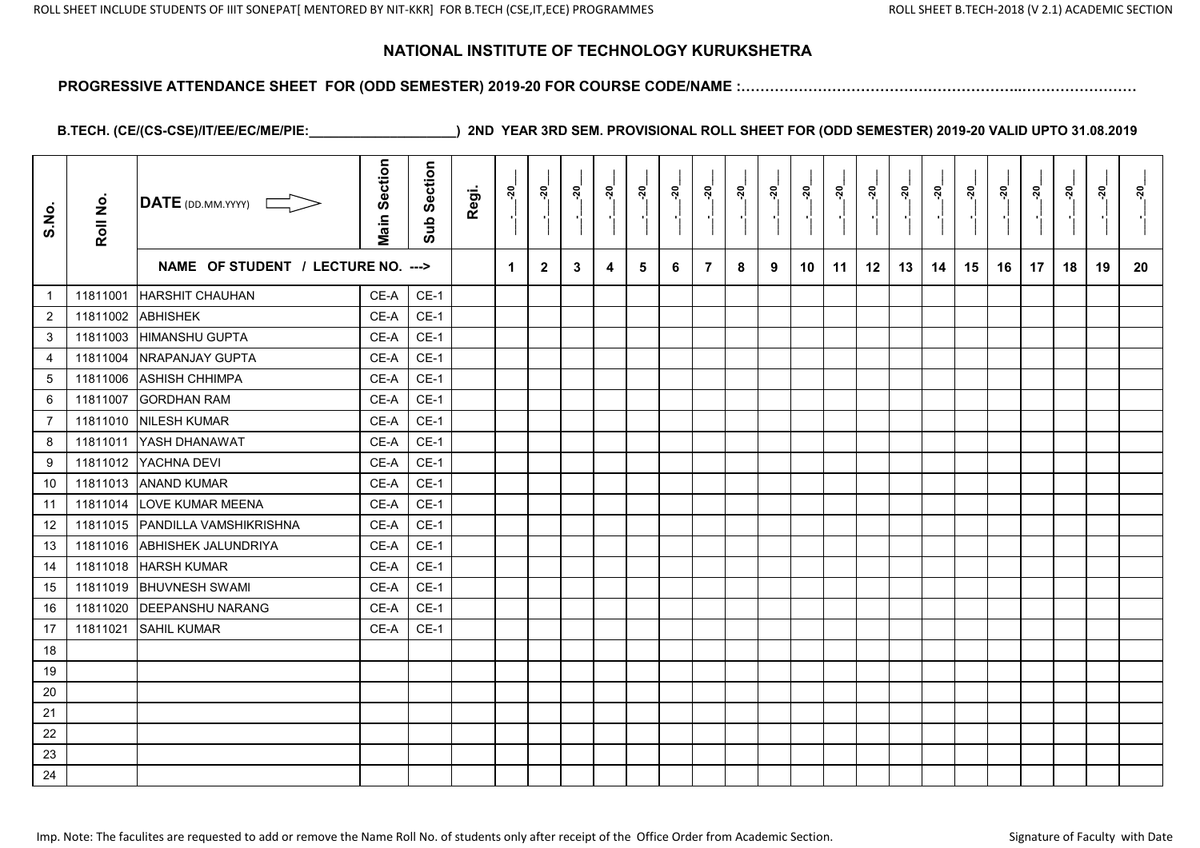# NATIONAL INSTITUTE OF TECHNOLOGY KURUKSHETRA

**PROGRESSIVE ATTENDANCE SHEET FOR (ODD SEMESTER) 2019-20 FOR COURSE CODE/NAME :……………………………………………………..……………………**

**B.TECH. (CE/(CS-CSE)/IT/EE/EC/ME/PIE:____________________) 2ND YEAR 3RD SEM. PROVISIONAL ROLL SHEET FOR (ODD SEMESTER) 2019-20 VALID UPTO 31.08.2019**

| S.No. | Roll No. | DATE (DD.MM.YYYY) ⟹ | Main Section | Sub Section | Regi. | __.__-20__ | __.__-20__ | __.__-20__ | __.__-20__ | __.__-20__ | __.__-20__ | __.__-20__ | __.__-20__ | __.__-20__ | __.__-20__ | __.__-20__ | __.__-20__ | __.__-20__ | __.__-20__ | __.__-20__ | __.__-20__ | __.__-20__ | __.__-20__ | __.__-20__ | __.__-20__ |
|---|---|---|---|---|---|---|---|---|---|---|---|---|---|---|---|---|---|---|---|---|---|---|---|---|---|
| | | NAME OF STUDENT / LECTURE NO. ---> | | | | 1 | 2 | 3 | 4 | 5 | 6 | 7 | 8 | 9 | 10 | 11 | 12 | 13 | 14 | 15 | 16 | 17 | 18 | 19 | 20 |
| 1 | 11811001 | HARSHIT CHAUHAN | CE-A | CE-1 | | | | | | | | | | | | | | | | | | | | | |
| 2 | 11811002 | ABHISHEK | CE-A | CE-1 | | | | | | | | | | | | | | | | | | | | | |
| 3 | 11811003 | HIMANSHU GUPTA | CE-A | CE-1 | | | | | | | | | | | | | | | | | | | | | |
| 4 | 11811004 | NRAPANJAY GUPTA | CE-A | CE-1 | | | | | | | | | | | | | | | | | | | | | |
| 5 | 11811006 | ASHISH CHHIMPA | CE-A | CE-1 | | | | | | | | | | | | | | | | | | | | | |
| 6 | 11811007 | GORDHAN RAM | CE-A | CE-1 | | | | | | | | | | | | | | | | | | | | | |
| 7 | 11811010 | NILESH KUMAR | CE-A | CE-1 | | | | | | | | | | | | | | | | | | | | | |
| 8 | 11811011 | YASH DHANAWAT | CE-A | CE-1 | | | | | | | | | | | | | | | | | | | | | |
| 9 | 11811012 | YACHNA DEVI | CE-A | CE-1 | | | | | | | | | | | | | | | | | | | | | |
| 10 | 11811013 | ANAND KUMAR | CE-A | CE-1 | | | | | | | | | | | | | | | | | | | | | |
| 11 | 11811014 | LOVE KUMAR MEENA | CE-A | CE-1 | | | | | | | | | | | | | | | | | | | | | |
| 12 | 11811015 | PANDILLA VAMSHIKRISHNA | CE-A | CE-1 | | | | | | | | | | | | | | | | | | | | | |
| 13 | 11811016 | ABHISHEK JALUNDRIYA | CE-A | CE-1 | | | | | | | | | | | | | | | | | | | | | |
| 14 | 11811018 | HARSH KUMAR | CE-A | CE-1 | | | | | | | | | | | | | | | | | | | | | |
| 15 | 11811019 | BHUVNESH SWAMI | CE-A | CE-1 | | | | | | | | | | | | | | | | | | | | | |
| 16 | 11811020 | DEEPANSHU NARANG | CE-A | CE-1 | | | | | | | | | | | | | | | | | | | | | |
| 17 | 11811021 | SAHIL KUMAR | CE-A | CE-1 | | | | | | | | | | | | | | | | | | | | | |
| 18 | | | | | | | | | | | | | | | | | | | | | | | | | |
| 19 | | | | | | | | | | | | | | | | | | | | | | | | | |
| 20 | | | | | | | | | | | | | | | | | | | | | | | | | |
| 21 | | | | | | | | | | | | | | | | | | | | | | | | | |
| 22 | | | | | | | | | | | | | | | | | | | | | | | | | |
| 23 | | | | | | | | | | | | | | | | | | | | | | | | | |
| 24 | | | | | | | | | | | | | | | | | | | | | | | | | |

Imp. Note: The faculites are requested to add or remove the Name Roll No. of students only after receipt of the Office Order from Academic Section.

Signature of Faculty with Date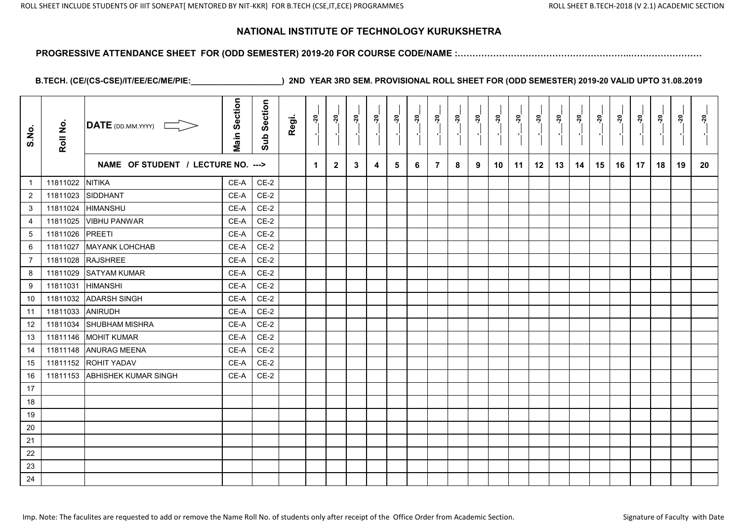# NATIONAL INSTITUTE OF TECHNOLOGY KURUKSHETRA

**PROGRESSIVE ATTENDANCE SHEET FOR (ODD SEMESTER) 2019-20 FOR COURSE CODE/NAME :……………………………………………………..……………………**

**B.TECH. (CE/(CS-CSE)/IT/EE/EC/ME/PIE:____________________) 2ND YEAR 3RD SEM. PROVISIONAL ROLL SHEET FOR (ODD SEMESTER) 2019-20 VALID UPTO 31.08.2019**

| S.No. | Roll No. | DATE (DD.MM.YYYY) | Main Section | Sub Section | Regi. | __.__-20__ | __.__-20__ | __.__-20__ | __.__-20__ | __.__-20__ | __.__-20__ | __.__-20__ | __.__-20__ | __.__-20__ | __.__-20__ | __.__-20__ | __.__-20__ | __.__-20__ | __.__-20__ | __.__-20__ | __.__-20__ | __.__-20__ | __.__-20__ | __.__-20__ | __.__-20__ |
|---|---|---|---|---|---|---|---|---|---|---|---|---|---|---|---|---|---|---|---|---|---|---|---|---|---|
| | | NAME OF STUDENT / LECTURE NO. ---> | | | | 1 | 2 | 3 | 4 | 5 | 6 | 7 | 8 | 9 | 10 | 11 | 12 | 13 | 14 | 15 | 16 | 17 | 18 | 19 | 20 |
| 1 | 11811022 | NITIKA | CE-A | CE-2 | | | | | | | | | | | | | | | | | | | | | |
| 2 | 11811023 | SIDDHANT | CE-A | CE-2 | | | | | | | | | | | | | | | | | | | | | |
| 3 | 11811024 | HIMANSHU | CE-A | CE-2 | | | | | | | | | | | | | | | | | | | | | |
| 4 | 11811025 | VIBHU PANWAR | CE-A | CE-2 | | | | | | | | | | | | | | | | | | | | | |
| 5 | 11811026 | PREETI | CE-A | CE-2 | | | | | | | | | | | | | | | | | | | | | |
| 6 | 11811027 | MAYANK LOHCHAB | CE-A | CE-2 | | | | | | | | | | | | | | | | | | | | | |
| 7 | 11811028 | RAJSHREE | CE-A | CE-2 | | | | | | | | | | | | | | | | | | | | | |
| 8 | 11811029 | SATYAM KUMAR | CE-A | CE-2 | | | | | | | | | | | | | | | | | | | | | |
| 9 | 11811031 | HIMANSHI | CE-A | CE-2 | | | | | | | | | | | | | | | | | | | | | |
| 10 | 11811032 | ADARSH SINGH | CE-A | CE-2 | | | | | | | | | | | | | | | | | | | | | |
| 11 | 11811033 | ANIRUDH | CE-A | CE-2 | | | | | | | | | | | | | | | | | | | | | |
| 12 | 11811034 | SHUBHAM MISHRA | CE-A | CE-2 | | | | | | | | | | | | | | | | | | | | | |
| 13 | 11811146 | MOHIT KUMAR | CE-A | CE-2 | | | | | | | | | | | | | | | | | | | | | |
| 14 | 11811148 | ANURAG MEENA | CE-A | CE-2 | | | | | | | | | | | | | | | | | | | | | |
| 15 | 11811152 | ROHIT YADAV | CE-A | CE-2 | | | | | | | | | | | | | | | | | | | | | |
| 16 | 11811153 | ABHISHEK KUMAR SINGH | CE-A | CE-2 | | | | | | | | | | | | | | | | | | | | | |
| 17 | | | | | | | | | | | | | | | | | | | | | | | | | |
| 18 | | | | | | | | | | | | | | | | | | | | | | | | | |
| 19 | | | | | | | | | | | | | | | | | | | | | | | | | |
| 20 | | | | | | | | | | | | | | | | | | | | | | | | | |
| 21 | | | | | | | | | | | | | | | | | | | | | | | | | |
| 22 | | | | | | | | | | | | | | | | | | | | | | | | | |
| 23 | | | | | | | | | | | | | | | | | | | | | | | | | |
| 24 | | | | | | | | | | | | | | | | | | | | | | | | | |

Imp. Note: The faculites are requested to add or remove the Name Roll No. of students only after receipt of the Office Order from Academic Section.

Signature of Faculty with Date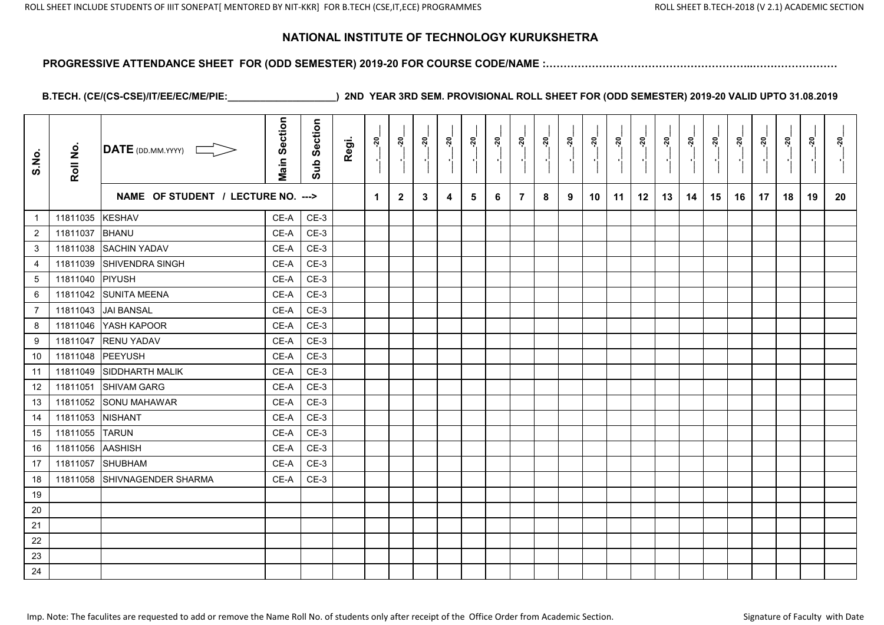## NATIONAL INSTITUTE OF TECHNOLOGY KURUKSHETRA

**PROGRESSIVE ATTENDANCE SHEET FOR (ODD SEMESTER) 2019-20 FOR COURSE CODE/NAME :………………………………………………………..……………………**

**B.TECH. (CE/(CS-CSE)/IT/EE/EC/ME/PIE:____________________) 2ND YEAR 3RD SEM. PROVISIONAL ROLL SHEET FOR (ODD SEMESTER) 2019-20 VALID UPTO 31.08.2019**

| S.No. | Roll No. | DATE (DD.MM.YYYY) ⟹ | Main Section | Sub Section | Regi. | __.__-20__ | __.__-20__ | __.__-20__ | __.__-20__ | __.__-20__ | __.__-20__ | __.__-20__ | __.__-20__ | __.__-20__ | __.__-20__ | __.__-20__ | __.__-20__ | __.__-20__ | __.__-20__ | __.__-20__ | __.__-20__ | __.__-20__ | __.__-20__ | __.__-20__ | __.__-20__ |
|---|---|---|---|---|---|---|---|---|---|---|---|---|---|---|---|---|---|---|---|---|---|---|---|---|---|
| | | NAME OF STUDENT / LECTURE NO. ---> | | | | 1 | 2 | 3 | 4 | 5 | 6 | 7 | 8 | 9 | 10 | 11 | 12 | 13 | 14 | 15 | 16 | 17 | 18 | 19 | 20 |
| 1 | 11811035 | KESHAV | CE-A | CE-3 | | | | | | | | | | | | | | | | | | | | | |
| 2 | 11811037 | BHANU | CE-A | CE-3 | | | | | | | | | | | | | | | | | | | | | |
| 3 | 11811038 | SACHIN YADAV | CE-A | CE-3 | | | | | | | | | | | | | | | | | | | | | |
| 4 | 11811039 | SHIVENDRA SINGH | CE-A | CE-3 | | | | | | | | | | | | | | | | | | | | | |
| 5 | 11811040 | PIYUSH | CE-A | CE-3 | | | | | | | | | | | | | | | | | | | | | |
| 6 | 11811042 | SUNITA MEENA | CE-A | CE-3 | | | | | | | | | | | | | | | | | | | | | |
| 7 | 11811043 | JAI BANSAL | CE-A | CE-3 | | | | | | | | | | | | | | | | | | | | | |
| 8 | 11811046 | YASH KAPOOR | CE-A | CE-3 | | | | | | | | | | | | | | | | | | | | | |
| 9 | 11811047 | RENU YADAV | CE-A | CE-3 | | | | | | | | | | | | | | | | | | | | | |
| 10 | 11811048 | PEEYUSH | CE-A | CE-3 | | | | | | | | | | | | | | | | | | | | | |
| 11 | 11811049 | SIDDHARTH MALIK | CE-A | CE-3 | | | | | | | | | | | | | | | | | | | | | |
| 12 | 11811051 | SHIVAM GARG | CE-A | CE-3 | | | | | | | | | | | | | | | | | | | | | |
| 13 | 11811052 | SONU MAHAWAR | CE-A | CE-3 | | | | | | | | | | | | | | | | | | | | | |
| 14 | 11811053 | NISHANT | CE-A | CE-3 | | | | | | | | | | | | | | | | | | | | | |
| 15 | 11811055 | TARUN | CE-A | CE-3 | | | | | | | | | | | | | | | | | | | | | |
| 16 | 11811056 | AASHISH | CE-A | CE-3 | | | | | | | | | | | | | | | | | | | | | |
| 17 | 11811057 | SHUBHAM | CE-A | CE-3 | | | | | | | | | | | | | | | | | | | | | |
| 18 | 11811058 | SHIVNAGENDER SHARMA | CE-A | CE-3 | | | | | | | | | | | | | | | | | | | | | |
| 19 | | | | | | | | | | | | | | | | | | | | | | | | | |
| 20 | | | | | | | | | | | | | | | | | | | | | | | | | |
| 21 | | | | | | | | | | | | | | | | | | | | | | | | | |
| 22 | | | | | | | | | | | | | | | | | | | | | | | | | |
| 23 | | | | | | | | | | | | | | | | | | | | | | | | | |
| 24 | | | | | | | | | | | | | | | | | | | | | | | | | |

Imp. Note: The faculites are requested to add or remove the Name Roll No. of students only after receipt of the Office Order from Academic Section.

Signature of Faculty with Date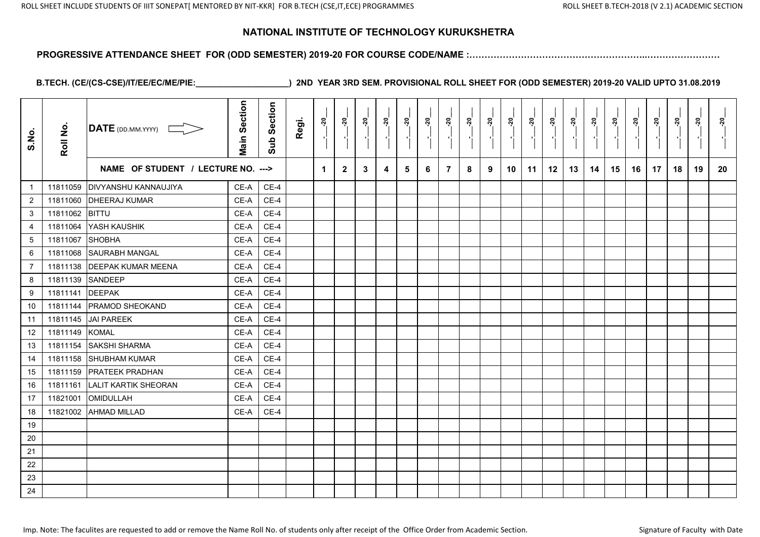# NATIONAL INSTITUTE OF TECHNOLOGY KURUKSHETRA

**PROGRESSIVE ATTENDANCE SHEET FOR (ODD SEMESTER) 2019-20 FOR COURSE CODE/NAME :………………………………………………………..……………………**

**B.TECH. (CE/(CS-CSE)/IT/EE/EC/ME/PIE:____________________) 2ND YEAR 3RD SEM. PROVISIONAL ROLL SHEET FOR (ODD SEMESTER) 2019-20 VALID UPTO 31.08.2019**

| S.No. | Roll No. | DATE (DD.MM.YYYY) | Main Section | Sub Section | Regi. | __.__-20__ | __.__-20__ | __.__-20__ | __.__-20__ | __.__-20__ | __.__-20__ | __.__-20__ | __.__-20__ | __.__-20__ | __.__-20__ | __.__-20__ | __.__-20__ | __.__-20__ | __.__-20__ | __.__-20__ | __.__-20__ | __.__-20__ | __.__-20__ | __.__-20__ | __.__-20__ |
|---|---|---|---|---|---|---|---|---|---|---|---|---|---|---|---|---|---|---|---|---|---|---|---|---|---|
| | | NAME OF STUDENT / LECTURE NO. ---> | | | | 1 | 2 | 3 | 4 | 5 | 6 | 7 | 8 | 9 | 10 | 11 | 12 | 13 | 14 | 15 | 16 | 17 | 18 | 19 | 20 |
| 1 | 11811059 | DIVYANSHU KANNAUJIYA | CE-A | CE-4 | | | | | | | | | | | | | | | | | | | | | |
| 2 | 11811060 | DHEERAJ KUMAR | CE-A | CE-4 | | | | | | | | | | | | | | | | | | | | | |
| 3 | 11811062 | BITTU | CE-A | CE-4 | | | | | | | | | | | | | | | | | | | | | |
| 4 | 11811064 | YASH KAUSHIK | CE-A | CE-4 | | | | | | | | | | | | | | | | | | | | | |
| 5 | 11811067 | SHOBHA | CE-A | CE-4 | | | | | | | | | | | | | | | | | | | | | |
| 6 | 11811068 | SAURABH MANGAL | CE-A | CE-4 | | | | | | | | | | | | | | | | | | | | | |
| 7 | 11811138 | DEEPAK KUMAR MEENA | CE-A | CE-4 | | | | | | | | | | | | | | | | | | | | | |
| 8 | 11811139 | SANDEEP | CE-A | CE-4 | | | | | | | | | | | | | | | | | | | | | |
| 9 | 11811141 | DEEPAK | CE-A | CE-4 | | | | | | | | | | | | | | | | | | | | | |
| 10 | 11811144 | PRAMOD SHEOKAND | CE-A | CE-4 | | | | | | | | | | | | | | | | | | | | | |
| 11 | 11811145 | JAI PAREEK | CE-A | CE-4 | | | | | | | | | | | | | | | | | | | | | |
| 12 | 11811149 | KOMAL | CE-A | CE-4 | | | | | | | | | | | | | | | | | | | | | |
| 13 | 11811154 | SAKSHI SHARMA | CE-A | CE-4 | | | | | | | | | | | | | | | | | | | | | |
| 14 | 11811158 | SHUBHAM KUMAR | CE-A | CE-4 | | | | | | | | | | | | | | | | | | | | | |
| 15 | 11811159 | PRATEEK PRADHAN | CE-A | CE-4 | | | | | | | | | | | | | | | | | | | | | |
| 16 | 11811161 | LALIT KARTIK SHEORAN | CE-A | CE-4 | | | | | | | | | | | | | | | | | | | | | |
| 17 | 11821001 | OMIDULLAH | CE-A | CE-4 | | | | | | | | | | | | | | | | | | | | | |
| 18 | 11821002 | AHMAD MILLAD | CE-A | CE-4 | | | | | | | | | | | | | | | | | | | | | |
| 19 | | | | | | | | | | | | | | | | | | | | | | | | | |
| 20 | | | | | | | | | | | | | | | | | | | | | | | | | |
| 21 | | | | | | | | | | | | | | | | | | | | | | | | | |
| 22 | | | | | | | | | | | | | | | | | | | | | | | | | |
| 23 | | | | | | | | | | | | | | | | | | | | | | | | | |
| 24 | | | | | | | | | | | | | | | | | | | | | | | | | |

Imp. Note: The faculites are requested to add or remove the Name Roll No. of students only after receipt of the Office Order from Academic Section.

Signature of Faculty with Date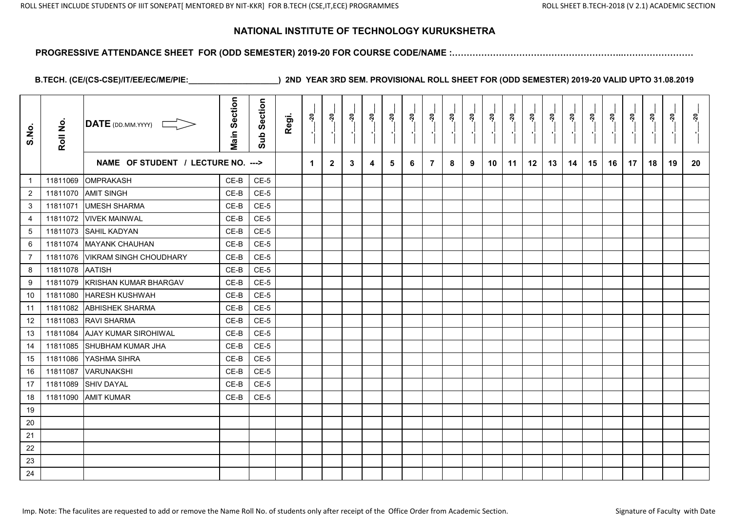# NATIONAL INSTITUTE OF TECHNOLOGY KURUKSHETRA

**PROGRESSIVE ATTENDANCE SHEET FOR (ODD SEMESTER) 2019-20 FOR COURSE CODE/NAME :……………………………………………………..……………………**

**B.TECH. (CE/(CS-CSE)/IT/EE/EC/ME/PIE:____________________) 2ND YEAR 3RD SEM. PROVISIONAL ROLL SHEET FOR (ODD SEMESTER) 2019-20 VALID UPTO 31.08.2019**

| S.No. | Roll No. | DATE (DD.MM.YYYY) ⇨ | Main Section | Sub Section | Regi. | __-__-20__ | __-__-20__ | __-__-20__ | __-__-20__ | __-__-20__ | __-__-20__ | __-__-20__ | __-__-20__ | __-__-20__ | __-__-20__ | __-__-20__ | __-__-20__ | __-__-20__ | __-__-20__ | __-__-20__ | __-__-20__ | __-__-20__ | __-__-20__ | __-__-20__ | __-__-20__ |
|---|---|---|---|---|---|---|---|---|---|---|---|---|---|---|---|---|---|---|---|---|---|---|---|---|---|
| | | NAME OF STUDENT / LECTURE NO. ---> | | | | 1 | 2 | 3 | 4 | 5 | 6 | 7 | 8 | 9 | 10 | 11 | 12 | 13 | 14 | 15 | 16 | 17 | 18 | 19 | 20 |
| 1 | 11811069 | OMPRAKASH | CE-B | CE-5 | | | | | | | | | | | | | | | | | | | | | |
| 2 | 11811070 | AMIT SINGH | CE-B | CE-5 | | | | | | | | | | | | | | | | | | | | | |
| 3 | 11811071 | UMESH SHARMA | CE-B | CE-5 | | | | | | | | | | | | | | | | | | | | | |
| 4 | 11811072 | VIVEK MAINWAL | CE-B | CE-5 | | | | | | | | | | | | | | | | | | | | | |
| 5 | 11811073 | SAHIL KADYAN | CE-B | CE-5 | | | | | | | | | | | | | | | | | | | | | |
| 6 | 11811074 | MAYANK CHAUHAN | CE-B | CE-5 | | | | | | | | | | | | | | | | | | | | | |
| 7 | 11811076 | VIKRAM SINGH CHOUDHARY | CE-B | CE-5 | | | | | | | | | | | | | | | | | | | | | |
| 8 | 11811078 | AATISH | CE-B | CE-5 | | | | | | | | | | | | | | | | | | | | | |
| 9 | 11811079 | KRISHAN KUMAR BHARGAV | CE-B | CE-5 | | | | | | | | | | | | | | | | | | | | | |
| 10 | 11811080 | HARESH KUSHWAH | CE-B | CE-5 | | | | | | | | | | | | | | | | | | | | | |
| 11 | 11811082 | ABHISHEK SHARMA | CE-B | CE-5 | | | | | | | | | | | | | | | | | | | | | |
| 12 | 11811083 | RAVI SHARMA | CE-B | CE-5 | | | | | | | | | | | | | | | | | | | | | |
| 13 | 11811084 | AJAY KUMAR SIROHIWAL | CE-B | CE-5 | | | | | | | | | | | | | | | | | | | | | |
| 14 | 11811085 | SHUBHAM KUMAR JHA | CE-B | CE-5 | | | | | | | | | | | | | | | | | | | | | |
| 15 | 11811086 | YASHMA SIHRA | CE-B | CE-5 | | | | | | | | | | | | | | | | | | | | | |
| 16 | 11811087 | VARUNAKSHI | CE-B | CE-5 | | | | | | | | | | | | | | | | | | | | | |
| 17 | 11811089 | SHIV DAYAL | CE-B | CE-5 | | | | | | | | | | | | | | | | | | | | | |
| 18 | 11811090 | AMIT KUMAR | CE-B | CE-5 | | | | | | | | | | | | | | | | | | | | | |
| 19 | | | | | | | | | | | | | | | | | | | | | | | | | |
| 20 | | | | | | | | | | | | | | | | | | | | | | | | | |
| 21 | | | | | | | | | | | | | | | | | | | | | | | | | |
| 22 | | | | | | | | | | | | | | | | | | | | | | | | | |
| 23 | | | | | | | | | | | | | | | | | | | | | | | | | |
| 24 | | | | | | | | | | | | | | | | | | | | | | | | | |

Imp. Note: The faculites are requested to add or remove the Name Roll No. of students only after receipt of the Office Order from Academic Section.

Signature of Faculty with Date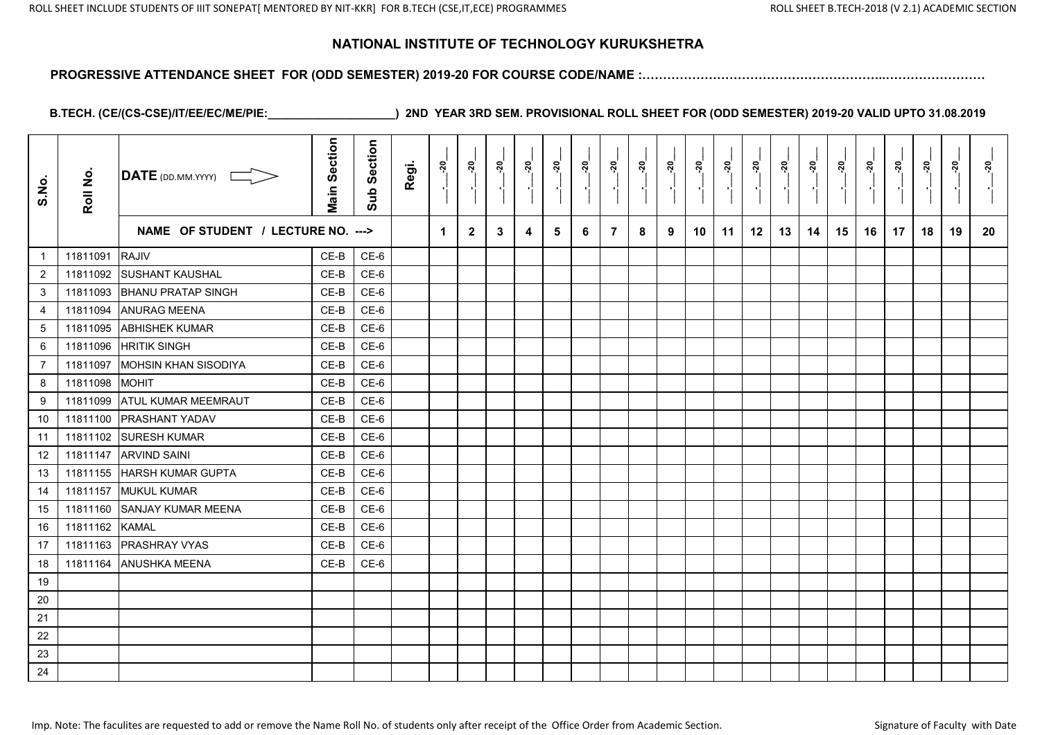# NATIONAL INSTITUTE OF TECHNOLOGY KURUKSHETRA

**PROGRESSIVE ATTENDANCE SHEET FOR (ODD SEMESTER) 2019-20 FOR COURSE CODE/NAME :……………………………………………………..……………………**

**B.TECH. (CE/(CS-CSE)/IT/EE/EC/ME/PIE:____________________) 2ND YEAR 3RD SEM. PROVISIONAL ROLL SHEET FOR (ODD SEMESTER) 2019-20 VALID UPTO 31.08.2019**

| S.No. | Roll No. | DATE (DD.MM.YYYY) | Main Section | Sub Section | Regi. | __.__-20__ | __.__-20__ | __.__-20__ | __.__-20__ | __.__-20__ | __.__-20__ | __.__-20__ | __.__-20__ | __.__-20__ | __.__-20__ | __.__-20__ | __.__-20__ | __.__-20__ | __.__-20__ | __.__-20__ | __.__-20__ | __.__-20__ | __.__-20__ | __.__-20__ | __.__-20__ |
|---|---|---|---|---|---|---|---|---|---|---|---|---|---|---|---|---|---|---|---|---|---|---|---|---|---|
| | | NAME OF STUDENT / LECTURE NO. ---> | | | | 1 | 2 | 3 | 4 | 5 | 6 | 7 | 8 | 9 | 10 | 11 | 12 | 13 | 14 | 15 | 16 | 17 | 18 | 19 | 20 |
| 1 | 11811091 | RAJIV | CE-B | CE-6 | | | | | | | | | | | | | | | | | | | | | |
| 2 | 11811092 | SUSHANT KAUSHAL | CE-B | CE-6 | | | | | | | | | | | | | | | | | | | | | |
| 3 | 11811093 | BHANU PRATAP SINGH | CE-B | CE-6 | | | | | | | | | | | | | | | | | | | | | |
| 4 | 11811094 | ANURAG MEENA | CE-B | CE-6 | | | | | | | | | | | | | | | | | | | | | |
| 5 | 11811095 | ABHISHEK KUMAR | CE-B | CE-6 | | | | | | | | | | | | | | | | | | | | | |
| 6 | 11811096 | HRITIK SINGH | CE-B | CE-6 | | | | | | | | | | | | | | | | | | | | | |
| 7 | 11811097 | MOHSIN KHAN SISODIYA | CE-B | CE-6 | | | | | | | | | | | | | | | | | | | | | |
| 8 | 11811098 | MOHIT | CE-B | CE-6 | | | | | | | | | | | | | | | | | | | | | |
| 9 | 11811099 | ATUL KUMAR MEEMRAUT | CE-B | CE-6 | | | | | | | | | | | | | | | | | | | | | |
| 10 | 11811100 | PRASHANT YADAV | CE-B | CE-6 | | | | | | | | | | | | | | | | | | | | | |
| 11 | 11811102 | SURESH KUMAR | CE-B | CE-6 | | | | | | | | | | | | | | | | | | | | | |
| 12 | 11811147 | ARVIND SAINI | CE-B | CE-6 | | | | | | | | | | | | | | | | | | | | | |
| 13 | 11811155 | HARSH KUMAR GUPTA | CE-B | CE-6 | | | | | | | | | | | | | | | | | | | | | |
| 14 | 11811157 | MUKUL KUMAR | CE-B | CE-6 | | | | | | | | | | | | | | | | | | | | | |
| 15 | 11811160 | SANJAY KUMAR MEENA | CE-B | CE-6 | | | | | | | | | | | | | | | | | | | | | |
| 16 | 11811162 | KAMAL | CE-B | CE-6 | | | | | | | | | | | | | | | | | | | | | |
| 17 | 11811163 | PRASHRAY VYAS | CE-B | CE-6 | | | | | | | | | | | | | | | | | | | | | |
| 18 | 11811164 | ANUSHKA MEENA | CE-B | CE-6 | | | | | | | | | | | | | | | | | | | | | |
| 19 | | | | | | | | | | | | | | | | | | | | | | | | | |
| 20 | | | | | | | | | | | | | | | | | | | | | | | | | |
| 21 | | | | | | | | | | | | | | | | | | | | | | | | | |
| 22 | | | | | | | | | | | | | | | | | | | | | | | | | |
| 23 | | | | | | | | | | | | | | | | | | | | | | | | | |
| 24 | | | | | | | | | | | | | | | | | | | | | | | | | |

Imp. Note: The faculites are requested to add or remove the Name Roll No. of students only after receipt of the Office Order from Academic Section.

Signature of Faculty with Date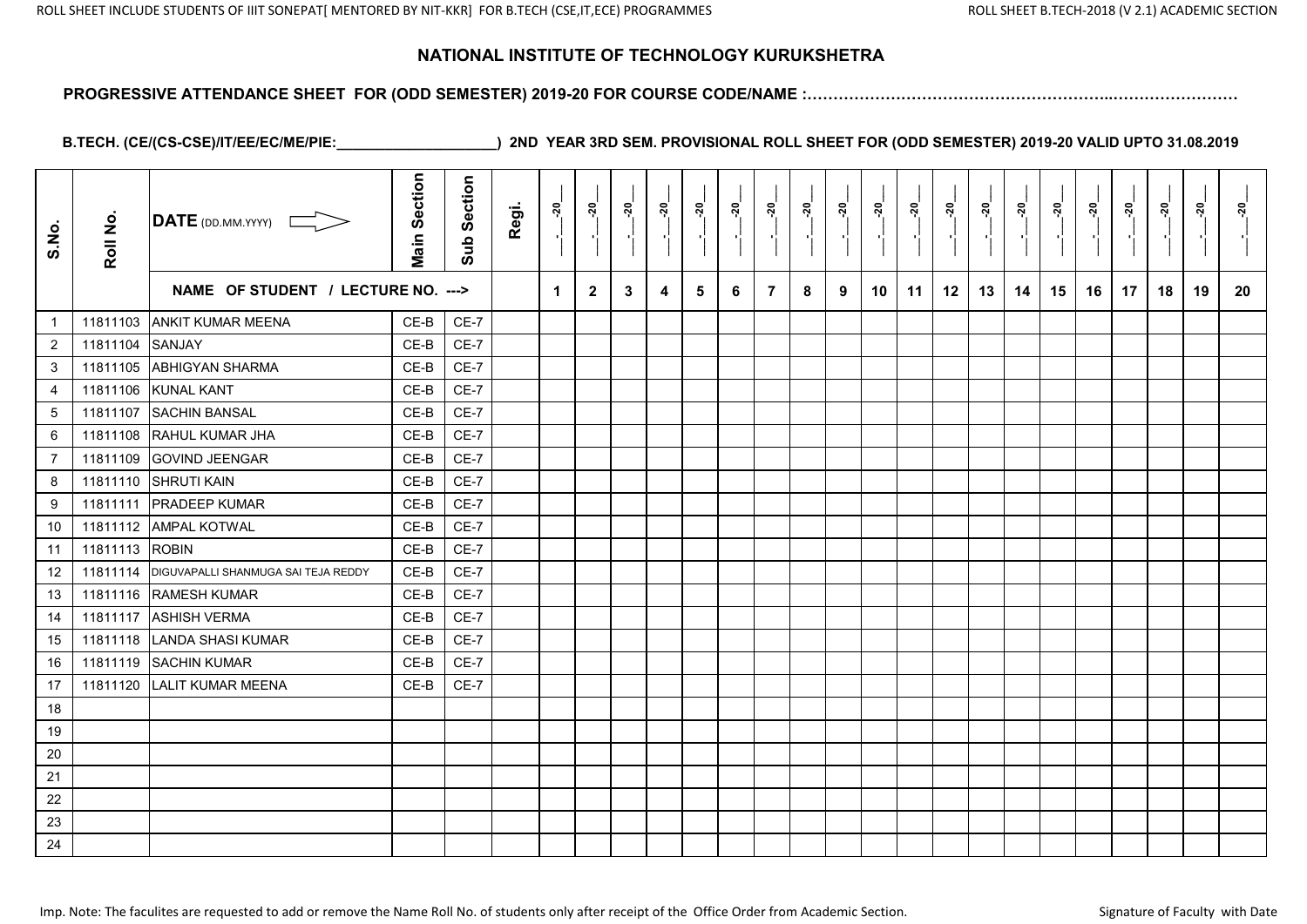# NATIONAL INSTITUTE OF TECHNOLOGY KURUKSHETRA

**PROGRESSIVE ATTENDANCE SHEET FOR (ODD SEMESTER) 2019-20 FOR COURSE CODE/NAME :……………………………………………………...……………………**

**B.TECH. (CE/(CS-CSE)/IT/EE/EC/ME/PIE:____________________) 2ND YEAR 3RD SEM. PROVISIONAL ROLL SHEET FOR (ODD SEMESTER) 2019-20 VALID UPTO 31.08.2019**

| S.No. | Roll No. | DATE (DD.MM.YYYY) ⇨ | Main Section | Sub Section | Regi. | __.__-20__ | __.__-20__ | __.__-20__ | __.__-20__ | __.__-20__ | __.__-20__ | __.__-20__ | __.__-20__ | __.__-20__ | __.__-20__ | __.__-20__ | __.__-20__ | __.__-20__ | __.__-20__ | __.__-20__ | __.__-20__ | __.__-20__ | __.__-20__ | __.__-20__ | __.__-20__ |
|---|---|---|---|---|---|---|---|---|---|---|---|---|---|---|---|---|---|---|---|---|---|---|---|---|---|
| | | NAME OF STUDENT / LECTURE NO. ---> | | | | 1 | 2 | 3 | 4 | 5 | 6 | 7 | 8 | 9 | 10 | 11 | 12 | 13 | 14 | 15 | 16 | 17 | 18 | 19 | 20 |
| 1 | 11811103 | ANKIT KUMAR MEENA | CE-B | CE-7 | | | | | | | | | | | | | | | | | | | | | |
| 2 | 11811104 | SANJAY | CE-B | CE-7 | | | | | | | | | | | | | | | | | | | | | |
| 3 | 11811105 | ABHIGYAN SHARMA | CE-B | CE-7 | | | | | | | | | | | | | | | | | | | | | |
| 4 | 11811106 | KUNAL KANT | CE-B | CE-7 | | | | | | | | | | | | | | | | | | | | | |
| 5 | 11811107 | SACHIN BANSAL | CE-B | CE-7 | | | | | | | | | | | | | | | | | | | | | |
| 6 | 11811108 | RAHUL KUMAR JHA | CE-B | CE-7 | | | | | | | | | | | | | | | | | | | | | |
| 7 | 11811109 | GOVIND JEENGAR | CE-B | CE-7 | | | | | | | | | | | | | | | | | | | | | |
| 8 | 11811110 | SHRUTI KAIN | CE-B | CE-7 | | | | | | | | | | | | | | | | | | | | | |
| 9 | 11811111 | PRADEEP KUMAR | CE-B | CE-7 | | | | | | | | | | | | | | | | | | | | | |
| 10 | 11811112 | AMPAL KOTWAL | CE-B | CE-7 | | | | | | | | | | | | | | | | | | | | | |
| 11 | 11811113 | ROBIN | CE-B | CE-7 | | | | | | | | | | | | | | | | | | | | | |
| 12 | 11811114 | DIGUVAPALLI SHANMUGA SAI TEJA REDDY | CE-B | CE-7 | | | | | | | | | | | | | | | | | | | | | |
| 13 | 11811116 | RAMESH KUMAR | CE-B | CE-7 | | | | | | | | | | | | | | | | | | | | | |
| 14 | 11811117 | ASHISH VERMA | CE-B | CE-7 | | | | | | | | | | | | | | | | | | | | | |
| 15 | 11811118 | LANDA SHASI KUMAR | CE-B | CE-7 | | | | | | | | | | | | | | | | | | | | | |
| 16 | 11811119 | SACHIN KUMAR | CE-B | CE-7 | | | | | | | | | | | | | | | | | | | | | |
| 17 | 11811120 | LALIT KUMAR MEENA | CE-B | CE-7 | | | | | | | | | | | | | | | | | | | | | |
| 18 | | | | | | | | | | | | | | | | | | | | | | | | | |
| 19 | | | | | | | | | | | | | | | | | | | | | | | | | |
| 20 | | | | | | | | | | | | | | | | | | | | | | | | | |
| 21 | | | | | | | | | | | | | | | | | | | | | | | | | |
| 22 | | | | | | | | | | | | | | | | | | | | | | | | | |
| 23 | | | | | | | | | | | | | | | | | | | | | | | | | |
| 24 | | | | | | | | | | | | | | | | | | | | | | | | | |

Imp. Note: The faculites are requested to add or remove the Name Roll No. of students only after receipt of the Office Order from Academic Section.

Signature of Faculty with Date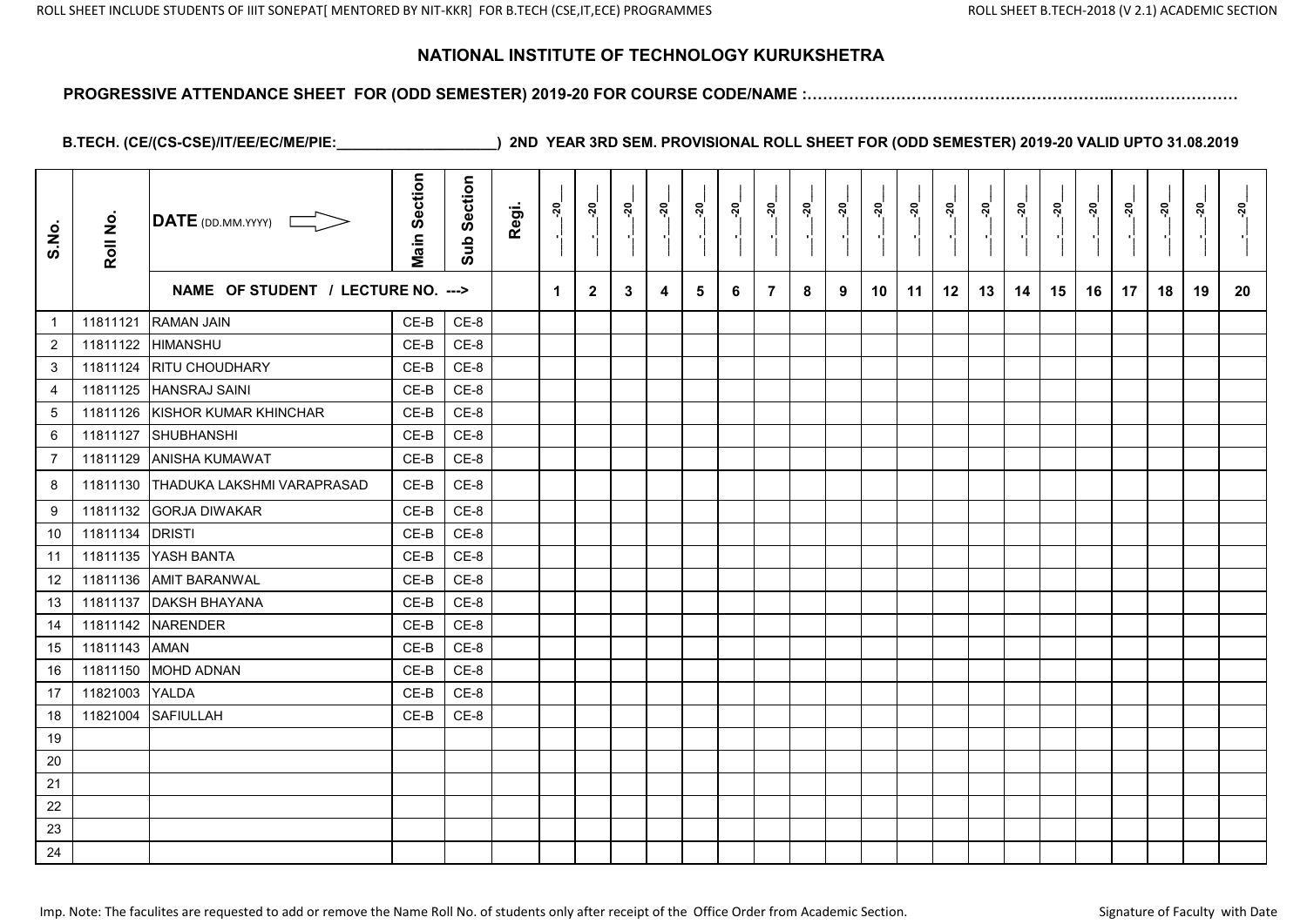ROLL SHEET INCLUDE STUDENTS OF IIIT SONEPAT[ MENTORED BY NIT-KKR] FOR B.TECH (CSE,IT,ECE) PROGRAMMES

ROLL SHEET B.TECH-2018 (V 2.1) ACADEMIC SECTION

## NATIONAL INSTITUTE OF TECHNOLOGY KURUKSHETRA

**PROGRESSIVE ATTENDANCE SHEET FOR (ODD SEMESTER) 2019-20 FOR COURSE CODE/NAME :……………………………………………………...……………………**

**B.TECH. (CE/(CS-CSE)/IT/EE/EC/ME/PIE:____________________) 2ND YEAR 3RD SEM. PROVISIONAL ROLL SHEET FOR (ODD SEMESTER) 2019-20 VALID UPTO 31.08.2019**

| S.No. | Roll No. | DATE (DD.MM.YYYY) | Main Section | Sub Section | Regi. | __-__-20__ | __-__-20__ | __-__-20__ | __-__-20__ | __-__-20__ | __-__-20__ | __-__-20__ | __-__-20__ | __-__-20__ | __-__-20__ | __-__-20__ | __-__-20__ | __-__-20__ | __-__-20__ | __-__-20__ | __-__-20__ | __-__-20__ | __-__-20__ | __-__-20__ | __-__-20__ |
|---|---|---|---|---|---|---|---|---|---|---|---|---|---|---|---|---|---|---|---|---|---|---|---|---|---|
| | | NAME OF STUDENT / LECTURE NO. ---> | | | | 1 | 2 | 3 | 4 | 5 | 6 | 7 | 8 | 9 | 10 | 11 | 12 | 13 | 14 | 15 | 16 | 17 | 18 | 19 | 20 |
| 1 | 11811121 | RAMAN JAIN | CE-B | CE-8 | | | | | | | | | | | | | | | | | | | | | |
| 2 | 11811122 | HIMANSHU | CE-B | CE-8 | | | | | | | | | | | | | | | | | | | | | |
| 3 | 11811124 | RITU CHOUDHARY | CE-B | CE-8 | | | | | | | | | | | | | | | | | | | | | |
| 4 | 11811125 | HANSRAJ SAINI | CE-B | CE-8 | | | | | | | | | | | | | | | | | | | | | |
| 5 | 11811126 | KISHOR KUMAR KHINCHAR | CE-B | CE-8 | | | | | | | | | | | | | | | | | | | | | |
| 6 | 11811127 | SHUBHANSHI | CE-B | CE-8 | | | | | | | | | | | | | | | | | | | | | |
| 7 | 11811129 | ANISHA KUMAWAT | CE-B | CE-8 | | | | | | | | | | | | | | | | | | | | | |
| 8 | 11811130 | THADUKA LAKSHMI VARAPRASAD | CE-B | CE-8 | | | | | | | | | | | | | | | | | | | | | |
| 9 | 11811132 | GORJA DIWAKAR | CE-B | CE-8 | | | | | | | | | | | | | | | | | | | | | |
| 10 | 11811134 | DRISTI | CE-B | CE-8 | | | | | | | | | | | | | | | | | | | | | |
| 11 | 11811135 | YASH BANTA | CE-B | CE-8 | | | | | | | | | | | | | | | | | | | | | |
| 12 | 11811136 | AMIT BARANWAL | CE-B | CE-8 | | | | | | | | | | | | | | | | | | | | | |
| 13 | 11811137 | DAKSH BHAYANA | CE-B | CE-8 | | | | | | | | | | | | | | | | | | | | | |
| 14 | 11811142 | NARENDER | CE-B | CE-8 | | | | | | | | | | | | | | | | | | | | | |
| 15 | 11811143 | AMAN | CE-B | CE-8 | | | | | | | | | | | | | | | | | | | | | |
| 16 | 11811150 | MOHD ADNAN | CE-B | CE-8 | | | | | | | | | | | | | | | | | | | | | |
| 17 | 11821003 | YALDA | CE-B | CE-8 | | | | | | | | | | | | | | | | | | | | | |
| 18 | 11821004 | SAFIULLAH | CE-B | CE-8 | | | | | | | | | | | | | | | | | | | | | |
| 19 | | | | | | | | | | | | | | | | | | | | | | | | | |
| 20 | | | | | | | | | | | | | | | | | | | | | | | | | |
| 21 | | | | | | | | | | | | | | | | | | | | | | | | | |
| 22 | | | | | | | | | | | | | | | | | | | | | | | | | |
| 23 | | | | | | | | | | | | | | | | | | | | | | | | | |
| 24 | | | | | | | | | | | | | | | | | | | | | | | | | |

Imp. Note: The faculites are requested to add or remove the Name Roll No. of students only after receipt of the Office Order from Academic Section.

Signature of Faculty with Date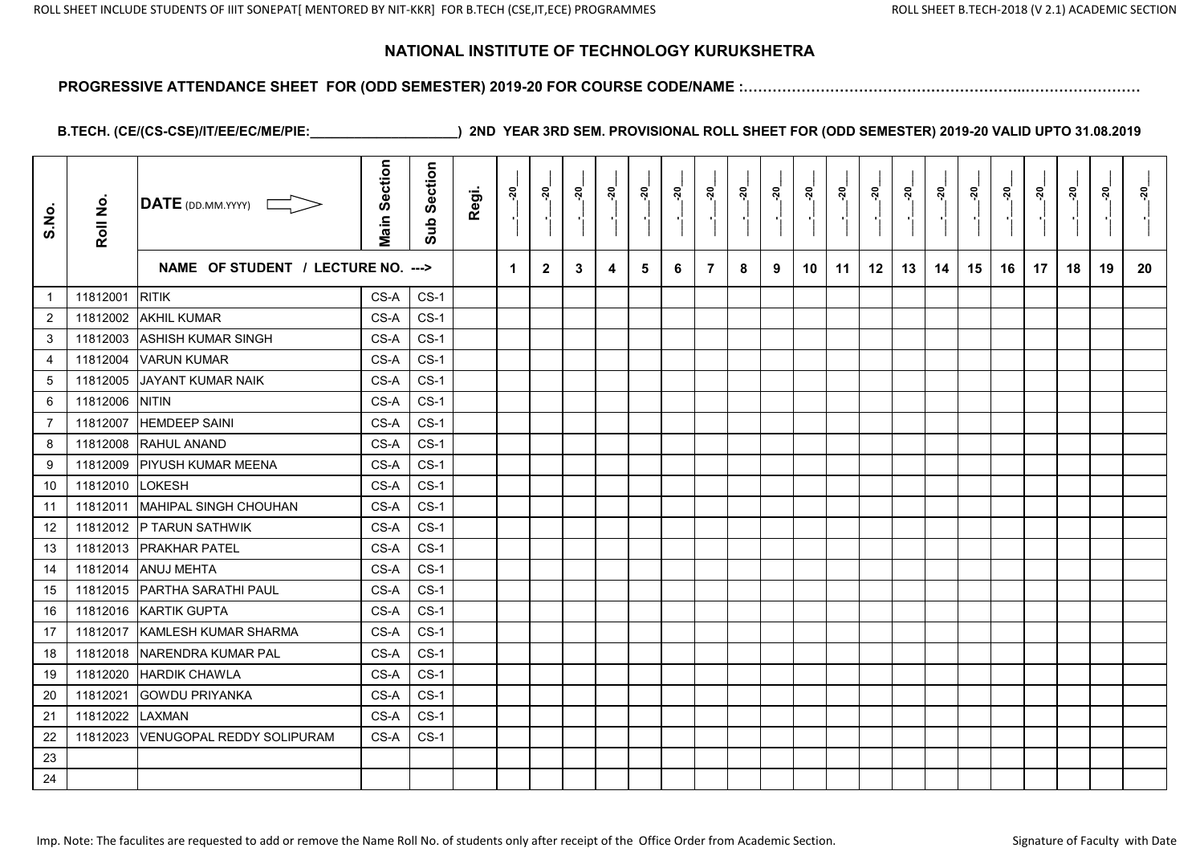## NATIONAL INSTITUTE OF TECHNOLOGY KURUKSHETRA

**PROGRESSIVE ATTENDANCE SHEET FOR (ODD SEMESTER) 2019-20 FOR COURSE CODE/NAME :……………………………………………………..……………………**

**B.TECH. (CE/(CS-CSE)/IT/EE/EC/ME/PIE:____________________) 2ND YEAR 3RD SEM. PROVISIONAL ROLL SHEET FOR (ODD SEMESTER) 2019-20 VALID UPTO 31.08.2019**

| S.No. | Roll No. | DATE (DD.MM.YYYY) | Main Section | Sub Section | Regi. | __.__-20__ | __.__-20__ | __.__-20__ | __.__-20__ | __.__-20__ | __.__-20__ | __.__-20__ | __.__-20__ | __.__-20__ | __.__-20__ | __.__-20__ | __.__-20__ | __.__-20__ | __.__-20__ | __.__-20__ | __.__-20__ | __.__-20__ | __.__-20__ | __.__-20__ | __.__-20__ |
|---|---|---|---|---|---|---|---|---|---|---|---|---|---|---|---|---|---|---|---|---|---|---|---|---|---|
| | | NAME OF STUDENT / LECTURE NO. ---> | | | | 1 | 2 | 3 | 4 | 5 | 6 | 7 | 8 | 9 | 10 | 11 | 12 | 13 | 14 | 15 | 16 | 17 | 18 | 19 | 20 |
| 1 | 11812001 | RITIK | CS-A | CS-1 | | | | | | | | | | | | | | | | | | | | | |
| 2 | 11812002 | AKHIL KUMAR | CS-A | CS-1 | | | | | | | | | | | | | | | | | | | | | |
| 3 | 11812003 | ASHISH KUMAR SINGH | CS-A | CS-1 | | | | | | | | | | | | | | | | | | | | | |
| 4 | 11812004 | VARUN KUMAR | CS-A | CS-1 | | | | | | | | | | | | | | | | | | | | | |
| 5 | 11812005 | JAYANT KUMAR NAIK | CS-A | CS-1 | | | | | | | | | | | | | | | | | | | | | |
| 6 | 11812006 | NITIN | CS-A | CS-1 | | | | | | | | | | | | | | | | | | | | | |
| 7 | 11812007 | HEMDEEP SAINI | CS-A | CS-1 | | | | | | | | | | | | | | | | | | | | | |
| 8 | 11812008 | RAHUL ANAND | CS-A | CS-1 | | | | | | | | | | | | | | | | | | | | | |
| 9 | 11812009 | PIYUSH KUMAR MEENA | CS-A | CS-1 | | | | | | | | | | | | | | | | | | | | | |
| 10 | 11812010 | LOKESH | CS-A | CS-1 | | | | | | | | | | | | | | | | | | | | | |
| 11 | 11812011 | MAHIPAL SINGH CHOUHAN | CS-A | CS-1 | | | | | | | | | | | | | | | | | | | | | |
| 12 | 11812012 | P TARUN SATHWIK | CS-A | CS-1 | | | | | | | | | | | | | | | | | | | | | |
| 13 | 11812013 | PRAKHAR PATEL | CS-A | CS-1 | | | | | | | | | | | | | | | | | | | | | |
| 14 | 11812014 | ANUJ MEHTA | CS-A | CS-1 | | | | | | | | | | | | | | | | | | | | | |
| 15 | 11812015 | PARTHA SARATHI PAUL | CS-A | CS-1 | | | | | | | | | | | | | | | | | | | | | |
| 16 | 11812016 | KARTIK GUPTA | CS-A | CS-1 | | | | | | | | | | | | | | | | | | | | | |
| 17 | 11812017 | KAMLESH KUMAR SHARMA | CS-A | CS-1 | | | | | | | | | | | | | | | | | | | | | |
| 18 | 11812018 | NARENDRA KUMAR PAL | CS-A | CS-1 | | | | | | | | | | | | | | | | | | | | | |
| 19 | 11812020 | HARDIK CHAWLA | CS-A | CS-1 | | | | | | | | | | | | | | | | | | | | | |
| 20 | 11812021 | GOWDU PRIYANKA | CS-A | CS-1 | | | | | | | | | | | | | | | | | | | | | |
| 21 | 11812022 | LAXMAN | CS-A | CS-1 | | | | | | | | | | | | | | | | | | | | | |
| 22 | 11812023 | VENUGOPAL REDDY SOLIPURAM | CS-A | CS-1 | | | | | | | | | | | | | | | | | | | | | |
| 23 | | | | | | | | | | | | | | | | | | | | | | | | | |
| 24 | | | | | | | | | | | | | | | | | | | | | | | | | |

Imp. Note: The faculites are requested to add or remove the Name Roll No. of students only after receipt of the Office Order from Academic Section.

Signature of Faculty with Date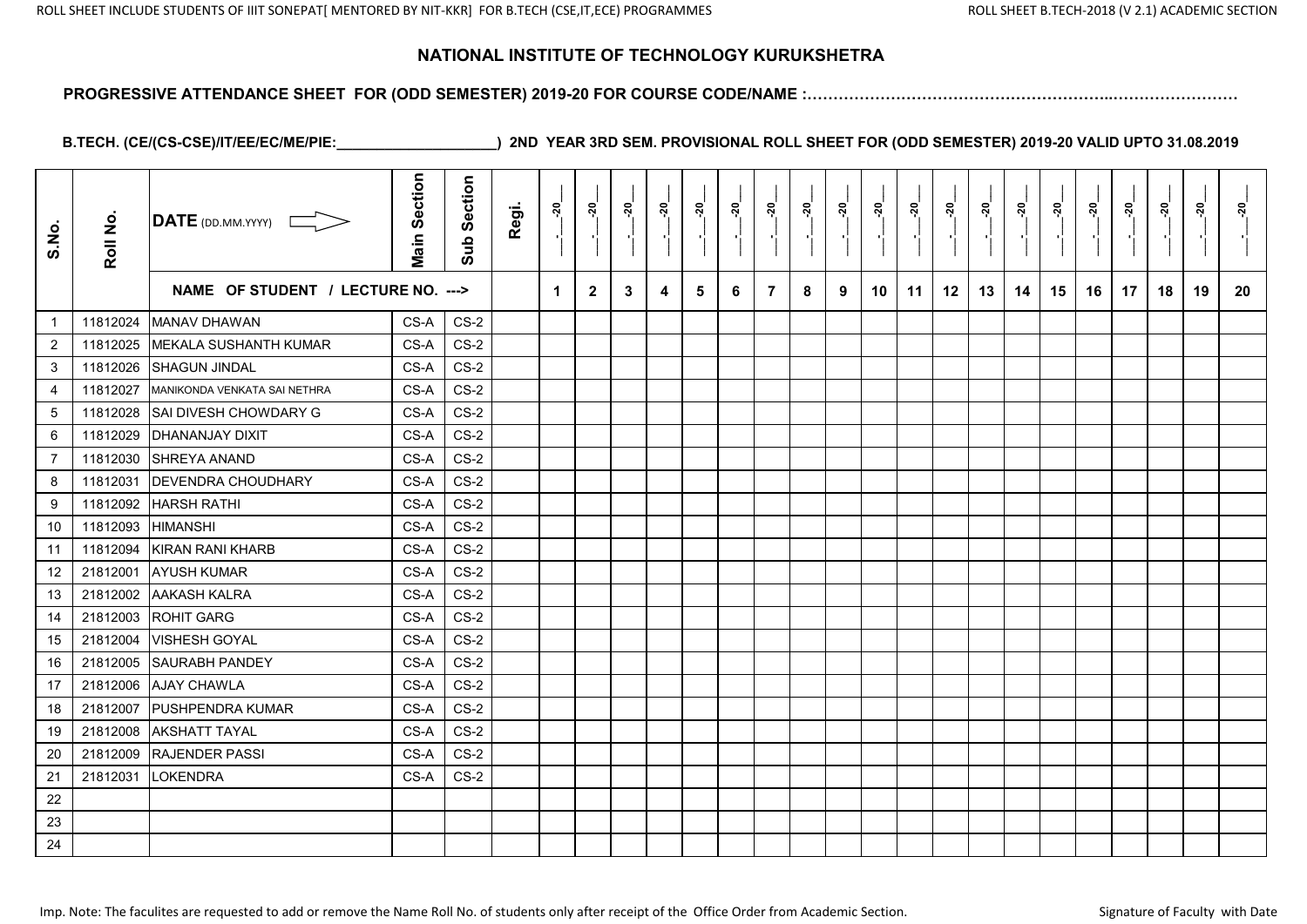# NATIONAL INSTITUTE OF TECHNOLOGY KURUKSHETRA

**PROGRESSIVE ATTENDANCE SHEET FOR (ODD SEMESTER) 2019-20 FOR COURSE CODE/NAME :……………………………………………………..……………………**

**B.TECH. (CE/(CS-CSE)/IT/EE/EC/ME/PIE:____________________) 2ND YEAR 3RD SEM. PROVISIONAL ROLL SHEET FOR (ODD SEMESTER) 2019-20 VALID UPTO 31.08.2019**

| S.No. | Roll No. | DATE (DD.MM.YYYY) | Main Section | Sub Section | Regi. | __-__-20__ | __-__-20__ | __-__-20__ | __-__-20__ | __-__-20__ | __-__-20__ | __-__-20__ | __-__-20__ | __-__-20__ | __-__-20__ | __-__-20__ | __-__-20__ | __-__-20__ | __-__-20__ | __-__-20__ | __-__-20__ | __-__-20__ | __-__-20__ | __-__-20__ | __-__-20__ |
|---|---|---|---|---|---|---|---|---|---|---|---|---|---|---|---|---|---|---|---|---|---|---|---|---|---|
| | | NAME OF STUDENT / LECTURE NO. ---> | | | | 1 | 2 | 3 | 4 | 5 | 6 | 7 | 8 | 9 | 10 | 11 | 12 | 13 | 14 | 15 | 16 | 17 | 18 | 19 | 20 |
| 1 | 11812024 | MANAV DHAWAN | CS-A | CS-2 | | | | | | | | | | | | | | | | | | | | | |
| 2 | 11812025 | MEKALA SUSHANTH KUMAR | CS-A | CS-2 | | | | | | | | | | | | | | | | | | | | | |
| 3 | 11812026 | SHAGUN JINDAL | CS-A | CS-2 | | | | | | | | | | | | | | | | | | | | | |
| 4 | 11812027 | MANIKONDA VENKATA SAI NETHRA | CS-A | CS-2 | | | | | | | | | | | | | | | | | | | | | |
| 5 | 11812028 | SAI DIVESH CHOWDARY G | CS-A | CS-2 | | | | | | | | | | | | | | | | | | | | | |
| 6 | 11812029 | DHANANJAY DIXIT | CS-A | CS-2 | | | | | | | | | | | | | | | | | | | | | |
| 7 | 11812030 | SHREYA ANAND | CS-A | CS-2 | | | | | | | | | | | | | | | | | | | | | |
| 8 | 11812031 | DEVENDRA CHOUDHARY | CS-A | CS-2 | | | | | | | | | | | | | | | | | | | | | |
| 9 | 11812092 | HARSH RATHI | CS-A | CS-2 | | | | | | | | | | | | | | | | | | | | | |
| 10 | 11812093 | HIMANSHI | CS-A | CS-2 | | | | | | | | | | | | | | | | | | | | | |
| 11 | 11812094 | KIRAN RANI KHARB | CS-A | CS-2 | | | | | | | | | | | | | | | | | | | | | |
| 12 | 21812001 | AYUSH KUMAR | CS-A | CS-2 | | | | | | | | | | | | | | | | | | | | | |
| 13 | 21812002 | AAKASH KALRA | CS-A | CS-2 | | | | | | | | | | | | | | | | | | | | | |
| 14 | 21812003 | ROHIT GARG | CS-A | CS-2 | | | | | | | | | | | | | | | | | | | | | |
| 15 | 21812004 | VISHESH GOYAL | CS-A | CS-2 | | | | | | | | | | | | | | | | | | | | | |
| 16 | 21812005 | SAURABH PANDEY | CS-A | CS-2 | | | | | | | | | | | | | | | | | | | | | |
| 17 | 21812006 | AJAY CHAWLA | CS-A | CS-2 | | | | | | | | | | | | | | | | | | | | | |
| 18 | 21812007 | PUSHPENDRA KUMAR | CS-A | CS-2 | | | | | | | | | | | | | | | | | | | | | |
| 19 | 21812008 | AKSHATT TAYAL | CS-A | CS-2 | | | | | | | | | | | | | | | | | | | | | |
| 20 | 21812009 | RAJENDER PASSI | CS-A | CS-2 | | | | | | | | | | | | | | | | | | | | | |
| 21 | 21812031 | LOKENDRA | CS-A | CS-2 | | | | | | | | | | | | | | | | | | | | | |
| 22 | | | | | | | | | | | | | | | | | | | | | | | | | |
| 23 | | | | | | | | | | | | | | | | | | | | | | | | | |
| 24 | | | | | | | | | | | | | | | | | | | | | | | | | |

Imp. Note: The faculites are requested to add or remove the Name Roll No. of students only after receipt of the Office Order from Academic Section.

Signature of Faculty with Date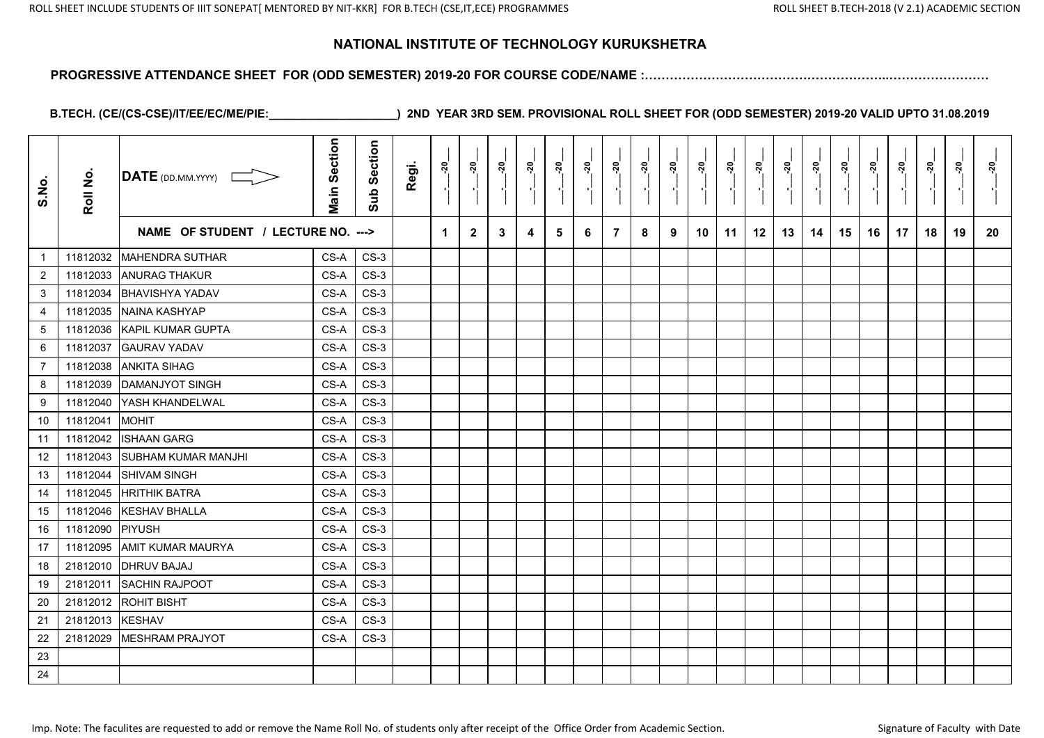# NATIONAL INSTITUTE OF TECHNOLOGY KURUKSHETRA

**PROGRESSIVE ATTENDANCE SHEET FOR (ODD SEMESTER) 2019-20 FOR COURSE CODE/NAME :…………………………………………………..……………………**

**B.TECH. (CE/(CS-CSE)/IT/EE/EC/ME/PIE:____________________) 2ND YEAR 3RD SEM. PROVISIONAL ROLL SHEET FOR (ODD SEMESTER) 2019-20 VALID UPTO 31.08.2019**

| S.No. | Roll No. | DATE (DD.MM.YYYY) | Main Section | Sub Section | Regi. | __-__-20__ | __-__-20__ | __-__-20__ | __-__-20__ | __-__-20__ | __-__-20__ | __-__-20__ | __-__-20__ | __-__-20__ | __-__-20__ | __-__-20__ | __-__-20__ | __-__-20__ | __-__-20__ | __-__-20__ | __-__-20__ | __-__-20__ | __-__-20__ | __-__-20__ | __-__-20__ |
|---|---|---|---|---|---|---|---|---|---|---|---|---|---|---|---|---|---|---|---|---|---|---|---|---|---|
| | | NAME OF STUDENT / LECTURE NO. ---> | | | | 1 | 2 | 3 | 4 | 5 | 6 | 7 | 8 | 9 | 10 | 11 | 12 | 13 | 14 | 15 | 16 | 17 | 18 | 19 | 20 |
| 1 | 11812032 | MAHENDRA SUTHAR | CS-A | CS-3 | | | | | | | | | | | | | | | | | | | | | |
| 2 | 11812033 | ANURAG THAKUR | CS-A | CS-3 | | | | | | | | | | | | | | | | | | | | | |
| 3 | 11812034 | BHAVISHYA YADAV | CS-A | CS-3 | | | | | | | | | | | | | | | | | | | | | |
| 4 | 11812035 | NAINA KASHYAP | CS-A | CS-3 | | | | | | | | | | | | | | | | | | | | | |
| 5 | 11812036 | KAPIL KUMAR GUPTA | CS-A | CS-3 | | | | | | | | | | | | | | | | | | | | | |
| 6 | 11812037 | GAURAV YADAV | CS-A | CS-3 | | | | | | | | | | | | | | | | | | | | | |
| 7 | 11812038 | ANKITA SIHAG | CS-A | CS-3 | | | | | | | | | | | | | | | | | | | | | |
| 8 | 11812039 | DAMANJYOT SINGH | CS-A | CS-3 | | | | | | | | | | | | | | | | | | | | | |
| 9 | 11812040 | YASH KHANDELWAL | CS-A | CS-3 | | | | | | | | | | | | | | | | | | | | | |
| 10 | 11812041 | MOHIT | CS-A | CS-3 | | | | | | | | | | | | | | | | | | | | | |
| 11 | 11812042 | ISHAAN GARG | CS-A | CS-3 | | | | | | | | | | | | | | | | | | | | | |
| 12 | 11812043 | SUBHAM KUMAR MANJHI | CS-A | CS-3 | | | | | | | | | | | | | | | | | | | | | |
| 13 | 11812044 | SHIVAM SINGH | CS-A | CS-3 | | | | | | | | | | | | | | | | | | | | | |
| 14 | 11812045 | HRITHIK BATRA | CS-A | CS-3 | | | | | | | | | | | | | | | | | | | | | |
| 15 | 11812046 | KESHAV BHALLA | CS-A | CS-3 | | | | | | | | | | | | | | | | | | | | | |
| 16 | 11812090 | PIYUSH | CS-A | CS-3 | | | | | | | | | | | | | | | | | | | | | |
| 17 | 11812095 | AMIT KUMAR MAURYA | CS-A | CS-3 | | | | | | | | | | | | | | | | | | | | | |
| 18 | 21812010 | DHRUV BAJAJ | CS-A | CS-3 | | | | | | | | | | | | | | | | | | | | | |
| 19 | 21812011 | SACHIN RAJPOOT | CS-A | CS-3 | | | | | | | | | | | | | | | | | | | | | |
| 20 | 21812012 | ROHIT BISHT | CS-A | CS-3 | | | | | | | | | | | | | | | | | | | | | |
| 21 | 21812013 | KESHAV | CS-A | CS-3 | | | | | | | | | | | | | | | | | | | | | |
| 22 | 21812029 | MESHRAM PRAJYOT | CS-A | CS-3 | | | | | | | | | | | | | | | | | | | | | |
| 23 | | | | | | | | | | | | | | | | | | | | | | | | | |
| 24 | | | | | | | | | | | | | | | | | | | | | | | | | |

Imp. Note: The faculites are requested to add or remove the Name Roll No. of students only after receipt of the Office Order from Academic Section.

Signature of Faculty with Date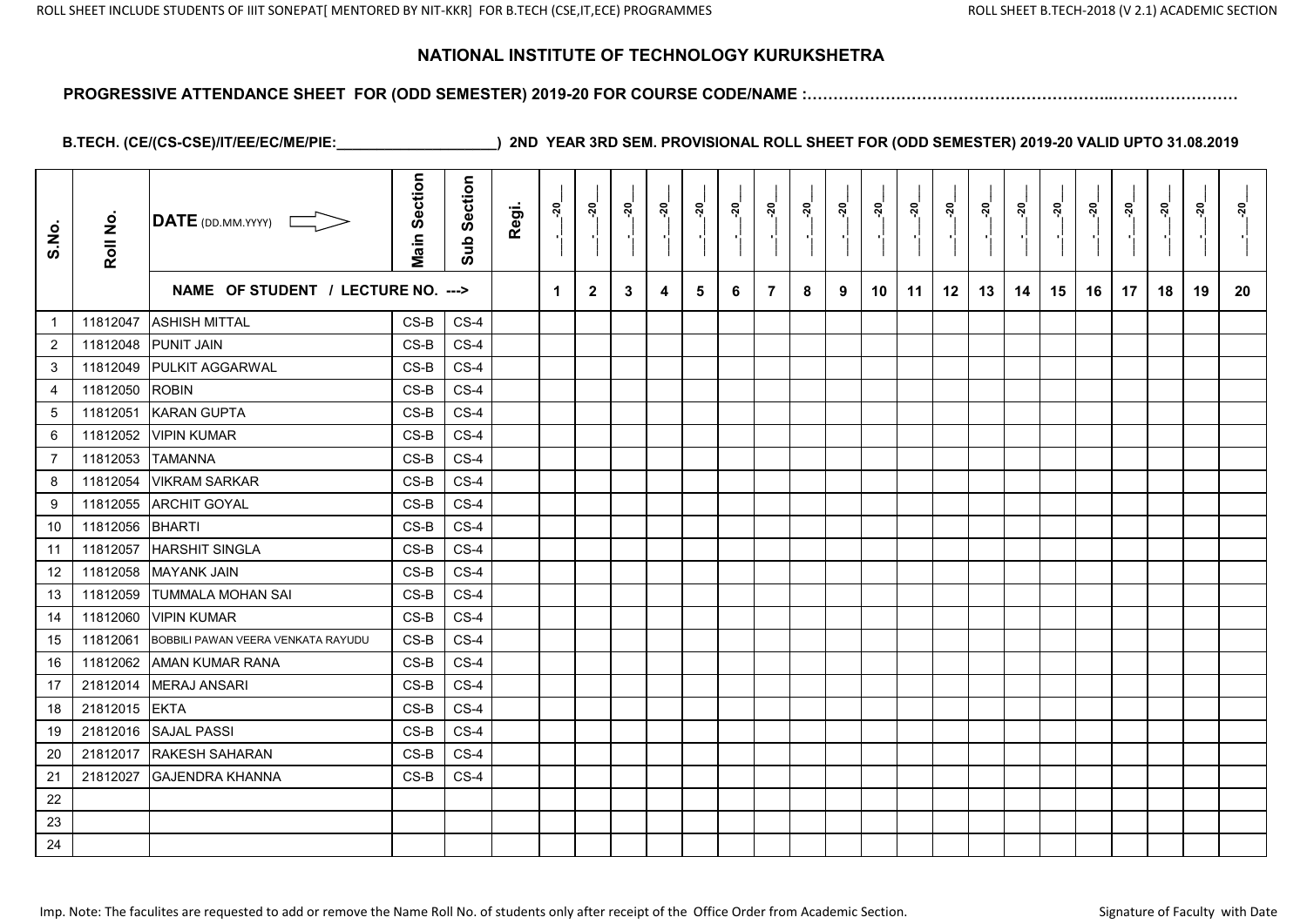## NATIONAL INSTITUTE OF TECHNOLOGY KURUKSHETRA

**PROGRESSIVE ATTENDANCE SHEET FOR (ODD SEMESTER) 2019-20 FOR COURSE CODE/NAME :…………………………………………………..……………………**

**B.TECH. (CE/(CS-CSE)/IT/EE/EC/ME/PIE:____________________) 2ND YEAR 3RD SEM. PROVISIONAL ROLL SHEET FOR (ODD SEMESTER) 2019-20 VALID UPTO 31.08.2019**

| S.No. | Roll No. | DATE (DD.MM.YYYY) | Main Section | Sub Section | Regi. | __.__-20__ | __.__-20__ | __.__-20__ | __.__-20__ | __.__-20__ | __.__-20__ | __.__-20__ | __.__-20__ | __.__-20__ | __.__-20__ | __.__-20__ | __.__-20__ | __.__-20__ | __.__-20__ | __.__-20__ | __.__-20__ | __.__-20__ | __.__-20__ | __.__-20__ | __.__-20__ |
|---|---|---|---|---|---|---|---|---|---|---|---|---|---|---|---|---|---|---|---|---|---|---|---|---|---|
| | | NAME OF STUDENT / LECTURE NO. ---> | | | | 1 | 2 | 3 | 4 | 5 | 6 | 7 | 8 | 9 | 10 | 11 | 12 | 13 | 14 | 15 | 16 | 17 | 18 | 19 | 20 |
| 1 | 11812047 | ASHISH MITTAL | CS-B | CS-4 | | | | | | | | | | | | | | | | | | | | | |
| 2 | 11812048 | PUNIT JAIN | CS-B | CS-4 | | | | | | | | | | | | | | | | | | | | | |
| 3 | 11812049 | PULKIT AGGARWAL | CS-B | CS-4 | | | | | | | | | | | | | | | | | | | | | |
| 4 | 11812050 | ROBIN | CS-B | CS-4 | | | | | | | | | | | | | | | | | | | | | |
| 5 | 11812051 | KARAN GUPTA | CS-B | CS-4 | | | | | | | | | | | | | | | | | | | | | |
| 6 | 11812052 | VIPIN KUMAR | CS-B | CS-4 | | | | | | | | | | | | | | | | | | | | | |
| 7 | 11812053 | TAMANNA | CS-B | CS-4 | | | | | | | | | | | | | | | | | | | | | |
| 8 | 11812054 | VIKRAM SARKAR | CS-B | CS-4 | | | | | | | | | | | | | | | | | | | | | |
| 9 | 11812055 | ARCHIT GOYAL | CS-B | CS-4 | | | | | | | | | | | | | | | | | | | | | |
| 10 | 11812056 | BHARTI | CS-B | CS-4 | | | | | | | | | | | | | | | | | | | | | |
| 11 | 11812057 | HARSHIT SINGLA | CS-B | CS-4 | | | | | | | | | | | | | | | | | | | | | |
| 12 | 11812058 | MAYANK JAIN | CS-B | CS-4 | | | | | | | | | | | | | | | | | | | | | |
| 13 | 11812059 | TUMMALA MOHAN SAI | CS-B | CS-4 | | | | | | | | | | | | | | | | | | | | | |
| 14 | 11812060 | VIPIN KUMAR | CS-B | CS-4 | | | | | | | | | | | | | | | | | | | | | |
| 15 | 11812061 | BOBBILI PAWAN VEERA VENKATA RAYUDU | CS-B | CS-4 | | | | | | | | | | | | | | | | | | | | | |
| 16 | 11812062 | AMAN KUMAR RANA | CS-B | CS-4 | | | | | | | | | | | | | | | | | | | | | |
| 17 | 21812014 | MERAJ ANSARI | CS-B | CS-4 | | | | | | | | | | | | | | | | | | | | | |
| 18 | 21812015 | EKTA | CS-B | CS-4 | | | | | | | | | | | | | | | | | | | | | |
| 19 | 21812016 | SAJAL PASSI | CS-B | CS-4 | | | | | | | | | | | | | | | | | | | | | |
| 20 | 21812017 | RAKESH SAHARAN | CS-B | CS-4 | | | | | | | | | | | | | | | | | | | | | |
| 21 | 21812027 | GAJENDRA KHANNA | CS-B | CS-4 | | | | | | | | | | | | | | | | | | | | | |
| 22 | | | | | | | | | | | | | | | | | | | | | | | | | |
| 23 | | | | | | | | | | | | | | | | | | | | | | | | | |
| 24 | | | | | | | | | | | | | | | | | | | | | | | | | |

Imp. Note: The faculites are requested to add or remove the Name Roll No. of students only after receipt of the Office Order from Academic Section.

Signature of Faculty with Date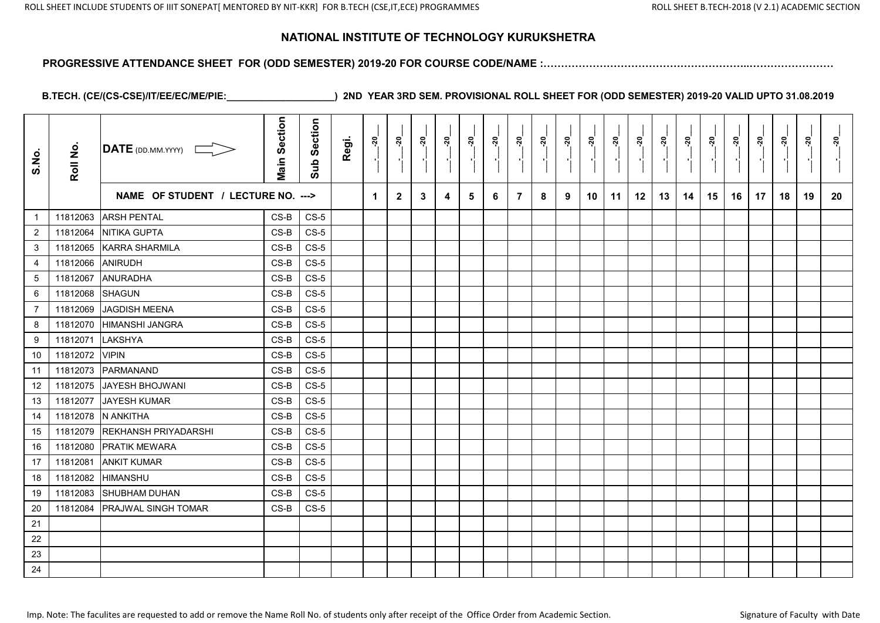## NATIONAL INSTITUTE OF TECHNOLOGY KURUKSHETRA

**PROGRESSIVE ATTENDANCE SHEET FOR (ODD SEMESTER) 2019-20 FOR COURSE CODE/NAME :……………………………………………………..……………………**

**B.TECH. (CE/(CS-CSE)/IT/EE/EC/ME/PIE:____________________) 2ND YEAR 3RD SEM. PROVISIONAL ROLL SHEET FOR (ODD SEMESTER) 2019-20 VALID UPTO 31.08.2019**

| S.No. | Roll No. | DATE (DD.MM.YYYY) | Main Section | Sub Section | Regi. | __-__-20__ | __-__-20__ | __-__-20__ | __-__-20__ | __-__-20__ | __-__-20__ | __-__-20__ | __-__-20__ | __-__-20__ | __-__-20__ | __-__-20__ | __-__-20__ | __-__-20__ | __-__-20__ | __-__-20__ | __-__-20__ | __-__-20__ | __-__-20__ | __-__-20__ | __-__-20__ |
|---|---|---|---|---|---|---|---|---|---|---|---|---|---|---|---|---|---|---|---|---|---|---|---|---|---|
| | | NAME OF STUDENT / LECTURE NO. ---> | | | | 1 | 2 | 3 | 4 | 5 | 6 | 7 | 8 | 9 | 10 | 11 | 12 | 13 | 14 | 15 | 16 | 17 | 18 | 19 | 20 |
| 1 | 11812063 | ARSH PENTAL | CS-B | CS-5 | | | | | | | | | | | | | | | | | | | | | |
| 2 | 11812064 | NITIKA GUPTA | CS-B | CS-5 | | | | | | | | | | | | | | | | | | | | | |
| 3 | 11812065 | KARRA SHARMILA | CS-B | CS-5 | | | | | | | | | | | | | | | | | | | | | |
| 4 | 11812066 | ANIRUDH | CS-B | CS-5 | | | | | | | | | | | | | | | | | | | | | |
| 5 | 11812067 | ANURADHA | CS-B | CS-5 | | | | | | | | | | | | | | | | | | | | | |
| 6 | 11812068 | SHAGUN | CS-B | CS-5 | | | | | | | | | | | | | | | | | | | | | |
| 7 | 11812069 | JAGDISH MEENA | CS-B | CS-5 | | | | | | | | | | | | | | | | | | | | | |
| 8 | 11812070 | HIMANSHI JANGRA | CS-B | CS-5 | | | | | | | | | | | | | | | | | | | | | |
| 9 | 11812071 | LAKSHYA | CS-B | CS-5 | | | | | | | | | | | | | | | | | | | | | |
| 10 | 11812072 | VIPIN | CS-B | CS-5 | | | | | | | | | | | | | | | | | | | | | |
| 11 | 11812073 | PARMANAND | CS-B | CS-5 | | | | | | | | | | | | | | | | | | | | | |
| 12 | 11812075 | JAYESH BHOJWANI | CS-B | CS-5 | | | | | | | | | | | | | | | | | | | | | |
| 13 | 11812077 | JAYESH KUMAR | CS-B | CS-5 | | | | | | | | | | | | | | | | | | | | | |
| 14 | 11812078 | N ANKITHA | CS-B | CS-5 | | | | | | | | | | | | | | | | | | | | | |
| 15 | 11812079 | REKHANSH PRIYADARSHI | CS-B | CS-5 | | | | | | | | | | | | | | | | | | | | | |
| 16 | 11812080 | PRATIK MEWARA | CS-B | CS-5 | | | | | | | | | | | | | | | | | | | | | |
| 17 | 11812081 | ANKIT KUMAR | CS-B | CS-5 | | | | | | | | | | | | | | | | | | | | | |
| 18 | 11812082 | HIMANSHU | CS-B | CS-5 | | | | | | | | | | | | | | | | | | | | | |
| 19 | 11812083 | SHUBHAM DUHAN | CS-B | CS-5 | | | | | | | | | | | | | | | | | | | | | |
| 20 | 11812084 | PRAJWAL SINGH TOMAR | CS-B | CS-5 | | | | | | | | | | | | | | | | | | | | | |
| 21 | | | | | | | | | | | | | | | | | | | | | | | | | |
| 22 | | | | | | | | | | | | | | | | | | | | | | | | | |
| 23 | | | | | | | | | | | | | | | | | | | | | | | | | |
| 24 | | | | | | | | | | | | | | | | | | | | | | | | | |

Imp. Note: The faculites are requested to add or remove the Name Roll No. of students only after receipt of the Office Order from Academic Section.

Signature of Faculty with Date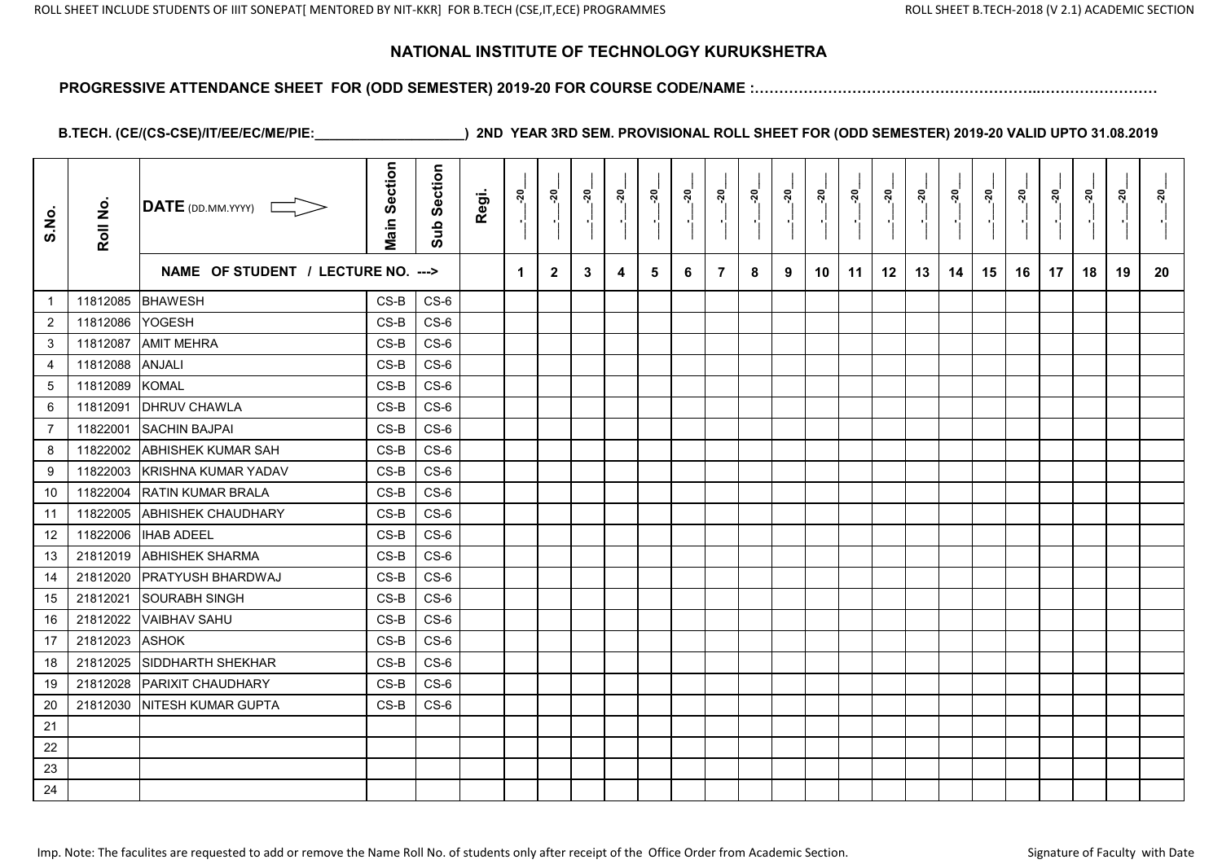# NATIONAL INSTITUTE OF TECHNOLOGY KURUKSHETRA

**PROGRESSIVE ATTENDANCE SHEET FOR (ODD SEMESTER) 2019-20 FOR COURSE CODE/NAME :……………………………………………………..……………………**

**B.TECH. (CE/(CS-CSE)/IT/EE/EC/ME/PIE:____________________) 2ND YEAR 3RD SEM. PROVISIONAL ROLL SHEET FOR (ODD SEMESTER) 2019-20 VALID UPTO 31.08.2019**

| S.No. | Roll No. | DATE (DD.MM.YYYY) | Main Section | Sub Section | Regi. | __.__-20__ | __.__-20__ | __.__-20__ | __.__-20__ | __.__-20__ | __.__-20__ | __.__-20__ | __.__-20__ | __.__-20__ | __.__-20__ | __.__-20__ | __.__-20__ | __.__-20__ | __.__-20__ | __.__-20__ | __.__-20__ | __.__-20__ | __.__-20__ | __.__-20__ | __.__-20__ |
|---|---|---|---|---|---|---|---|---|---|---|---|---|---|---|---|---|---|---|---|---|---|---|---|---|---|
| | | NAME OF STUDENT / LECTURE NO. ---> | | | | 1 | 2 | 3 | 4 | 5 | 6 | 7 | 8 | 9 | 10 | 11 | 12 | 13 | 14 | 15 | 16 | 17 | 18 | 19 | 20 |
| 1 | 11812085 | BHAWESH | CS-B | CS-6 | | | | | | | | | | | | | | | | | | | | | |
| 2 | 11812086 | YOGESH | CS-B | CS-6 | | | | | | | | | | | | | | | | | | | | | |
| 3 | 11812087 | AMIT MEHRA | CS-B | CS-6 | | | | | | | | | | | | | | | | | | | | | |
| 4 | 11812088 | ANJALI | CS-B | CS-6 | | | | | | | | | | | | | | | | | | | | | |
| 5 | 11812089 | KOMAL | CS-B | CS-6 | | | | | | | | | | | | | | | | | | | | | |
| 6 | 11812091 | DHRUV CHAWLA | CS-B | CS-6 | | | | | | | | | | | | | | | | | | | | | |
| 7 | 11822001 | SACHIN BAJPAI | CS-B | CS-6 | | | | | | | | | | | | | | | | | | | | | |
| 8 | 11822002 | ABHISHEK KUMAR SAH | CS-B | CS-6 | | | | | | | | | | | | | | | | | | | | | |
| 9 | 11822003 | KRISHNA KUMAR YADAV | CS-B | CS-6 | | | | | | | | | | | | | | | | | | | | | |
| 10 | 11822004 | RATIN KUMAR BRALA | CS-B | CS-6 | | | | | | | | | | | | | | | | | | | | | |
| 11 | 11822005 | ABHISHEK CHAUDHARY | CS-B | CS-6 | | | | | | | | | | | | | | | | | | | | | |
| 12 | 11822006 | IHAB ADEEL | CS-B | CS-6 | | | | | | | | | | | | | | | | | | | | | |
| 13 | 21812019 | ABHISHEK SHARMA | CS-B | CS-6 | | | | | | | | | | | | | | | | | | | | | |
| 14 | 21812020 | PRATYUSH BHARDWAJ | CS-B | CS-6 | | | | | | | | | | | | | | | | | | | | | |
| 15 | 21812021 | SOURABH SINGH | CS-B | CS-6 | | | | | | | | | | | | | | | | | | | | | |
| 16 | 21812022 | VAIBHAV SAHU | CS-B | CS-6 | | | | | | | | | | | | | | | | | | | | | |
| 17 | 21812023 | ASHOK | CS-B | CS-6 | | | | | | | | | | | | | | | | | | | | | |
| 18 | 21812025 | SIDDHARTH SHEKHAR | CS-B | CS-6 | | | | | | | | | | | | | | | | | | | | | |
| 19 | 21812028 | PARIXIT CHAUDHARY | CS-B | CS-6 | | | | | | | | | | | | | | | | | | | | | |
| 20 | 21812030 | NITESH KUMAR GUPTA | CS-B | CS-6 | | | | | | | | | | | | | | | | | | | | | |
| 21 | | | | | | | | | | | | | | | | | | | | | | | | | |
| 22 | | | | | | | | | | | | | | | | | | | | | | | | | |
| 23 | | | | | | | | | | | | | | | | | | | | | | | | | |
| 24 | | | | | | | | | | | | | | | | | | | | | | | | | |

Imp. Note: The faculites are requested to add or remove the Name Roll No. of students only after receipt of the Office Order from Academic Section.

Signature of Faculty with Date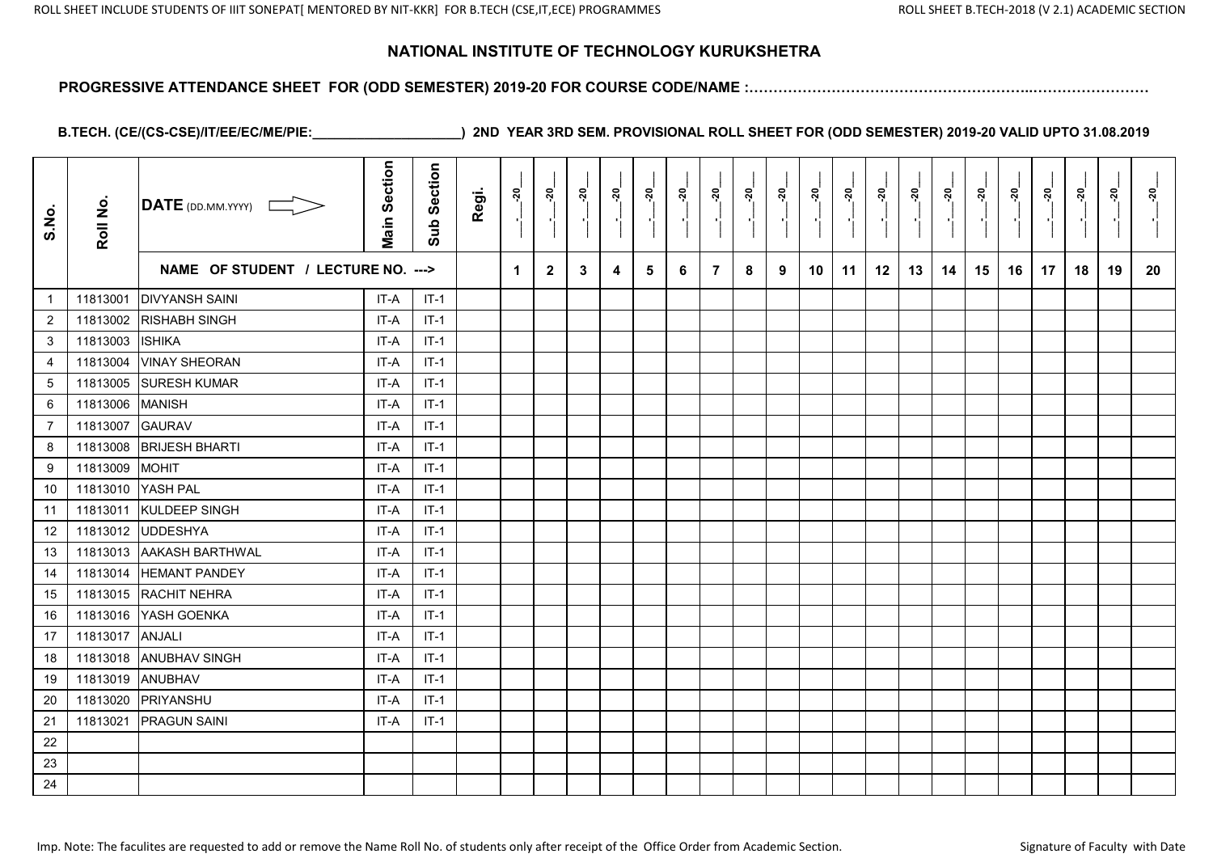# NATIONAL INSTITUTE OF TECHNOLOGY KURUKSHETRA

**PROGRESSIVE ATTENDANCE SHEET FOR (ODD SEMESTER) 2019-20 FOR COURSE CODE/NAME :……………………………………………………..……………………**

**B.TECH. (CE/(CS-CSE)/IT/EE/EC/ME/PIE:____________________) 2ND YEAR 3RD SEM. PROVISIONAL ROLL SHEET FOR (ODD SEMESTER) 2019-20 VALID UPTO 31.08.2019**

| S.No. | Roll No. | DATE (DD.MM.YYYY) ⟹ | Main Section | Sub Section | Regi. | __.__-20__ | __.__-20__ | __.__-20__ | __.__-20__ | __.__-20__ | __.__-20__ | __.__-20__ | __.__-20__ | __.__-20__ | __.__-20__ | __.__-20__ | __.__-20__ | __.__-20__ | __.__-20__ | __.__-20__ | __.__-20__ | __.__-20__ | __.__-20__ | __.__-20__ | __.__-20__ |
|---|---|---|---|---|---|---|---|---|---|---|---|---|---|---|---|---|---|---|---|---|---|---|---|---|---|
| | | NAME OF STUDENT / LECTURE NO. ---> | | | | 1 | 2 | 3 | 4 | 5 | 6 | 7 | 8 | 9 | 10 | 11 | 12 | 13 | 14 | 15 | 16 | 17 | 18 | 19 | 20 |
| 1 | 11813001 | DIVYANSH SAINI | IT-A | IT-1 | | | | | | | | | | | | | | | | | | | | | |
| 2 | 11813002 | RISHABH SINGH | IT-A | IT-1 | | | | | | | | | | | | | | | | | | | | | |
| 3 | 11813003 | ISHIKA | IT-A | IT-1 | | | | | | | | | | | | | | | | | | | | | |
| 4 | 11813004 | VINAY SHEORAN | IT-A | IT-1 | | | | | | | | | | | | | | | | | | | | | |
| 5 | 11813005 | SURESH KUMAR | IT-A | IT-1 | | | | | | | | | | | | | | | | | | | | | |
| 6 | 11813006 | MANISH | IT-A | IT-1 | | | | | | | | | | | | | | | | | | | | | |
| 7 | 11813007 | GAURAV | IT-A | IT-1 | | | | | | | | | | | | | | | | | | | | | |
| 8 | 11813008 | BRIJESH BHARTI | IT-A | IT-1 | | | | | | | | | | | | | | | | | | | | | |
| 9 | 11813009 | MOHIT | IT-A | IT-1 | | | | | | | | | | | | | | | | | | | | | |
| 10 | 11813010 | YASH PAL | IT-A | IT-1 | | | | | | | | | | | | | | | | | | | | | |
| 11 | 11813011 | KULDEEP SINGH | IT-A | IT-1 | | | | | | | | | | | | | | | | | | | | | |
| 12 | 11813012 | UDDESHYA | IT-A | IT-1 | | | | | | | | | | | | | | | | | | | | | |
| 13 | 11813013 | AAKASH BARTHWAL | IT-A | IT-1 | | | | | | | | | | | | | | | | | | | | | |
| 14 | 11813014 | HEMANT PANDEY | IT-A | IT-1 | | | | | | | | | | | | | | | | | | | | | |
| 15 | 11813015 | RACHIT NEHRA | IT-A | IT-1 | | | | | | | | | | | | | | | | | | | | | |
| 16 | 11813016 | YASH GOENKA | IT-A | IT-1 | | | | | | | | | | | | | | | | | | | | | |
| 17 | 11813017 | ANJALI | IT-A | IT-1 | | | | | | | | | | | | | | | | | | | | | |
| 18 | 11813018 | ANUBHAV SINGH | IT-A | IT-1 | | | | | | | | | | | | | | | | | | | | | |
| 19 | 11813019 | ANUBHAV | IT-A | IT-1 | | | | | | | | | | | | | | | | | | | | | |
| 20 | 11813020 | PRIYANSHU | IT-A | IT-1 | | | | | | | | | | | | | | | | | | | | | |
| 21 | 11813021 | PRAGUN SAINI | IT-A | IT-1 | | | | | | | | | | | | | | | | | | | | | |
| 22 | | | | | | | | | | | | | | | | | | | | | | | | | |
| 23 | | | | | | | | | | | | | | | | | | | | | | | | | |
| 24 | | | | | | | | | | | | | | | | | | | | | | | | | |

Imp. Note: The faculites are requested to add or remove the Name Roll No. of students only after receipt of the Office Order from Academic Section.

Signature of Faculty with Date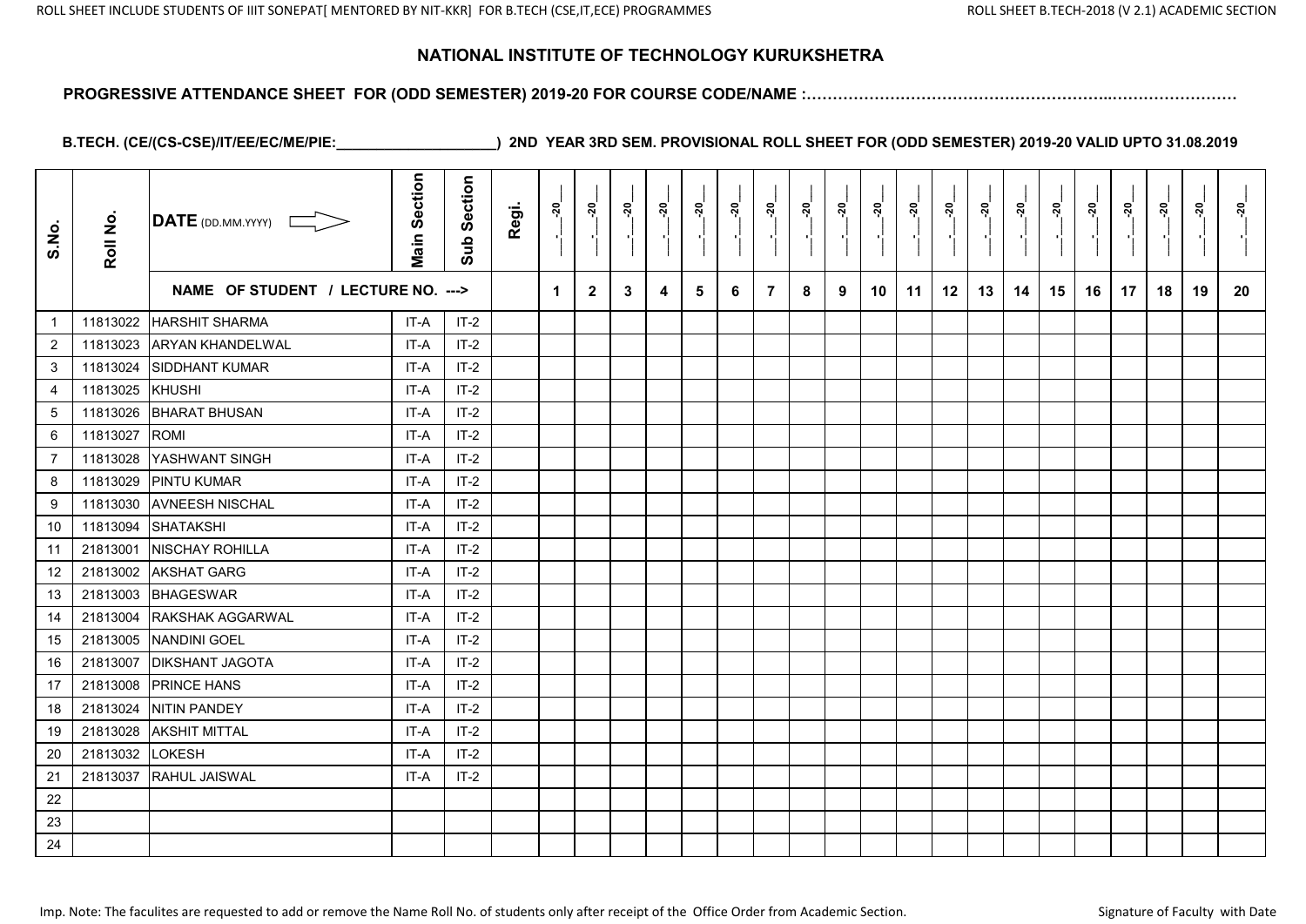# NATIONAL INSTITUTE OF TECHNOLOGY KURUKSHETRA

**PROGRESSIVE ATTENDANCE SHEET FOR (ODD SEMESTER) 2019-20 FOR COURSE CODE/NAME :……………………………………………………..……………………**

**B.TECH. (CE/(CS-CSE)/IT/EE/EC/ME/PIE:____________________) 2ND YEAR 3RD SEM. PROVISIONAL ROLL SHEET FOR (ODD SEMESTER) 2019-20 VALID UPTO 31.08.2019**

| S.No. | Roll No. | DATE (DD.MM.YYYY) ⇨ | Main Section | Sub Section | Regi. | __-__-20__ | __-__-20__ | __-__-20__ | __-__-20__ | __-__-20__ | __-__-20__ | __-__-20__ | __-__-20__ | __-__-20__ | __-__-20__ | __-__-20__ | __-__-20__ | __-__-20__ | __-__-20__ | __-__-20__ | __-__-20__ | __-__-20__ | __-__-20__ | __-__-20__ | __-__-20__ |
|---|---|---|---|---|---|---|---|---|---|---|---|---|---|---|---|---|---|---|---|---|---|---|---|---|---|
| | | NAME OF STUDENT / LECTURE NO. ---> | | | | 1 | 2 | 3 | 4 | 5 | 6 | 7 | 8 | 9 | 10 | 11 | 12 | 13 | 14 | 15 | 16 | 17 | 18 | 19 | 20 |
| 1 | 11813022 | HARSHIT SHARMA | IT-A | IT-2 | | | | | | | | | | | | | | | | | | | | | |
| 2 | 11813023 | ARYAN KHANDELWAL | IT-A | IT-2 | | | | | | | | | | | | | | | | | | | | | |
| 3 | 11813024 | SIDDHANT KUMAR | IT-A | IT-2 | | | | | | | | | | | | | | | | | | | | | |
| 4 | 11813025 | KHUSHI | IT-A | IT-2 | | | | | | | | | | | | | | | | | | | | | |
| 5 | 11813026 | BHARAT BHUSAN | IT-A | IT-2 | | | | | | | | | | | | | | | | | | | | | |
| 6 | 11813027 | ROMI | IT-A | IT-2 | | | | | | | | | | | | | | | | | | | | | |
| 7 | 11813028 | YASHWANT SINGH | IT-A | IT-2 | | | | | | | | | | | | | | | | | | | | | |
| 8 | 11813029 | PINTU KUMAR | IT-A | IT-2 | | | | | | | | | | | | | | | | | | | | | |
| 9 | 11813030 | AVNEESH NISCHAL | IT-A | IT-2 | | | | | | | | | | | | | | | | | | | | | |
| 10 | 11813094 | SHATAKSHI | IT-A | IT-2 | | | | | | | | | | | | | | | | | | | | | |
| 11 | 21813001 | NISCHAY ROHILLA | IT-A | IT-2 | | | | | | | | | | | | | | | | | | | | | |
| 12 | 21813002 | AKSHAT GARG | IT-A | IT-2 | | | | | | | | | | | | | | | | | | | | | |
| 13 | 21813003 | BHAGESWAR | IT-A | IT-2 | | | | | | | | | | | | | | | | | | | | | |
| 14 | 21813004 | RAKSHAK AGGARWAL | IT-A | IT-2 | | | | | | | | | | | | | | | | | | | | | |
| 15 | 21813005 | NANDINI GOEL | IT-A | IT-2 | | | | | | | | | | | | | | | | | | | | | |
| 16 | 21813007 | DIKSHANT JAGOTA | IT-A | IT-2 | | | | | | | | | | | | | | | | | | | | | |
| 17 | 21813008 | PRINCE HANS | IT-A | IT-2 | | | | | | | | | | | | | | | | | | | | | |
| 18 | 21813024 | NITIN PANDEY | IT-A | IT-2 | | | | | | | | | | | | | | | | | | | | | |
| 19 | 21813028 | AKSHIT MITTAL | IT-A | IT-2 | | | | | | | | | | | | | | | | | | | | | |
| 20 | 21813032 | LOKESH | IT-A | IT-2 | | | | | | | | | | | | | | | | | | | | | |
| 21 | 21813037 | RAHUL JAISWAL | IT-A | IT-2 | | | | | | | | | | | | | | | | | | | | | |
| 22 | | | | | | | | | | | | | | | | | | | | | | | | | |
| 23 | | | | | | | | | | | | | | | | | | | | | | | | | |
| 24 | | | | | | | | | | | | | | | | | | | | | | | | | |

Imp. Note: The faculites are requested to add or remove the Name Roll No. of students only after receipt of the Office Order from Academic Section.

Signature of Faculty with Date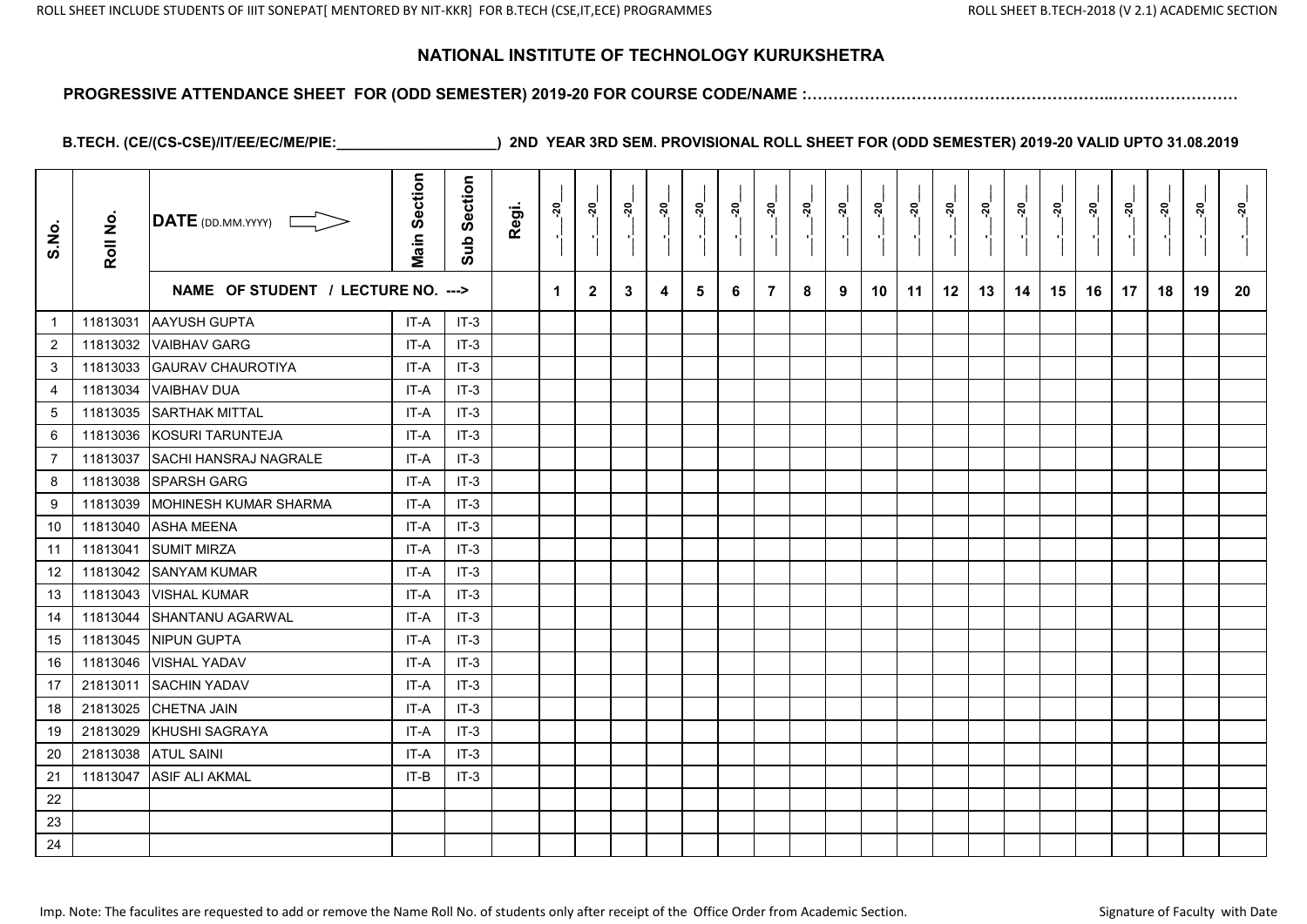# NATIONAL INSTITUTE OF TECHNOLOGY KURUKSHETRA

**PROGRESSIVE ATTENDANCE SHEET FOR (ODD SEMESTER) 2019-20 FOR COURSE CODE/NAME :……………………………………………………..……………………**

**B.TECH. (CE/(CS-CSE)/IT/EE/EC/ME/PIE:____________________) 2ND YEAR 3RD SEM. PROVISIONAL ROLL SHEET FOR (ODD SEMESTER) 2019-20 VALID UPTO 31.08.2019**

| S.No. | Roll No. | DATE (DD.MM.YYYY) ⇨ | Main Section | Sub Section | Regi. | __-__-20__ | __-__-20__ | __-__-20__ | __-__-20__ | __-__-20__ | __-__-20__ | __-__-20__ | __-__-20__ | __-__-20__ | __-__-20__ | __-__-20__ | __-__-20__ | __-__-20__ | __-__-20__ | __-__-20__ | __-__-20__ | __-__-20__ | __-__-20__ | __-__-20__ | __-__-20__ |
|---|---|---|---|---|---|---|---|---|---|---|---|---|---|---|---|---|---|---|---|---|---|---|---|---|---|
| | | NAME OF STUDENT / LECTURE NO. ---> | | | | 1 | 2 | 3 | 4 | 5 | 6 | 7 | 8 | 9 | 10 | 11 | 12 | 13 | 14 | 15 | 16 | 17 | 18 | 19 | 20 |
| 1 | 11813031 | AAYUSH GUPTA | IT-A | IT-3 | | | | | | | | | | | | | | | | | | | | | |
| 2 | 11813032 | VAIBHAV GARG | IT-A | IT-3 | | | | | | | | | | | | | | | | | | | | | |
| 3 | 11813033 | GAURAV CHAUROTIYA | IT-A | IT-3 | | | | | | | | | | | | | | | | | | | | | |
| 4 | 11813034 | VAIBHAV DUA | IT-A | IT-3 | | | | | | | | | | | | | | | | | | | | | |
| 5 | 11813035 | SARTHAK MITTAL | IT-A | IT-3 | | | | | | | | | | | | | | | | | | | | | |
| 6 | 11813036 | KOSURI TARUNTEJA | IT-A | IT-3 | | | | | | | | | | | | | | | | | | | | | |
| 7 | 11813037 | SACHI HANSRAJ NAGRALE | IT-A | IT-3 | | | | | | | | | | | | | | | | | | | | | |
| 8 | 11813038 | SPARSH GARG | IT-A | IT-3 | | | | | | | | | | | | | | | | | | | | | |
| 9 | 11813039 | MOHINESH KUMAR SHARMA | IT-A | IT-3 | | | | | | | | | | | | | | | | | | | | | |
| 10 | 11813040 | ASHA MEENA | IT-A | IT-3 | | | | | | | | | | | | | | | | | | | | | |
| 11 | 11813041 | SUMIT MIRZA | IT-A | IT-3 | | | | | | | | | | | | | | | | | | | | | |
| 12 | 11813042 | SANYAM KUMAR | IT-A | IT-3 | | | | | | | | | | | | | | | | | | | | | |
| 13 | 11813043 | VISHAL KUMAR | IT-A | IT-3 | | | | | | | | | | | | | | | | | | | | | |
| 14 | 11813044 | SHANTANU AGARWAL | IT-A | IT-3 | | | | | | | | | | | | | | | | | | | | | |
| 15 | 11813045 | NIPUN GUPTA | IT-A | IT-3 | | | | | | | | | | | | | | | | | | | | | |
| 16 | 11813046 | VISHAL YADAV | IT-A | IT-3 | | | | | | | | | | | | | | | | | | | | | |
| 17 | 21813011 | SACHIN YADAV | IT-A | IT-3 | | | | | | | | | | | | | | | | | | | | | |
| 18 | 21813025 | CHETNA JAIN | IT-A | IT-3 | | | | | | | | | | | | | | | | | | | | | |
| 19 | 21813029 | KHUSHI SAGRAYA | IT-A | IT-3 | | | | | | | | | | | | | | | | | | | | | |
| 20 | 21813038 | ATUL SAINI | IT-A | IT-3 | | | | | | | | | | | | | | | | | | | | | |
| 21 | 11813047 | ASIF ALI AKMAL | IT-B | IT-3 | | | | | | | | | | | | | | | | | | | | | |
| 22 | | | | | | | | | | | | | | | | | | | | | | | | | |
| 23 | | | | | | | | | | | | | | | | | | | | | | | | | |
| 24 | | | | | | | | | | | | | | | | | | | | | | | | | |

Imp. Note: The faculites are requested to add or remove the Name Roll No. of students only after receipt of the Office Order from Academic Section.

Signature of Faculty with Date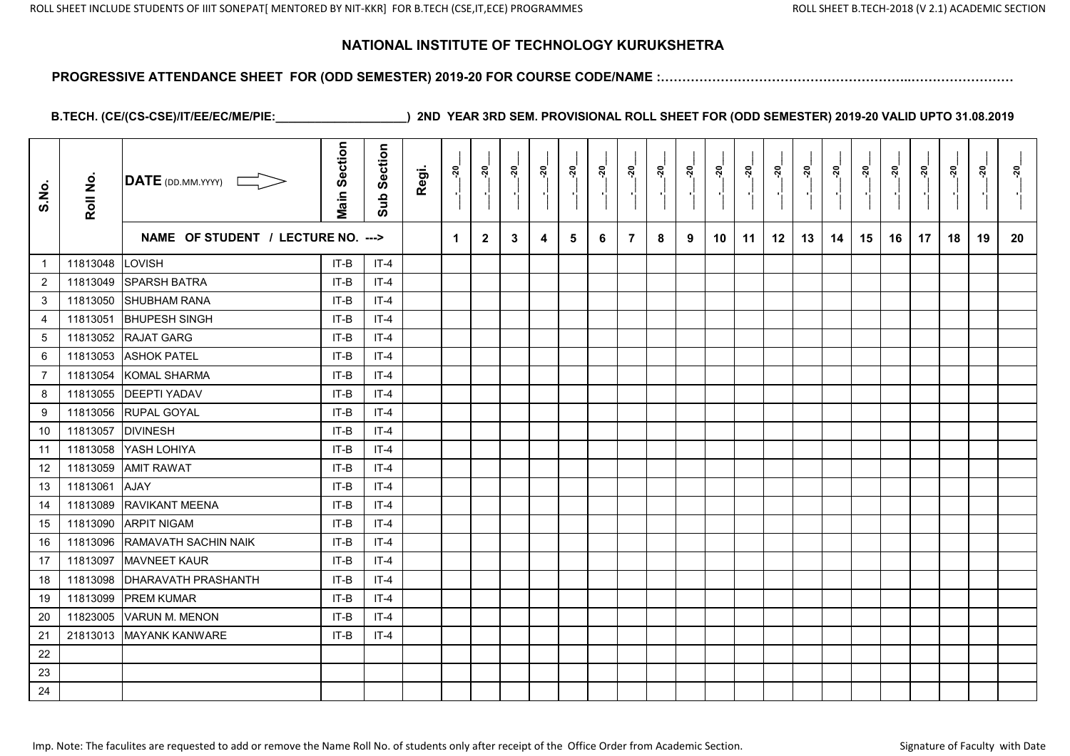## NATIONAL INSTITUTE OF TECHNOLOGY KURUKSHETRA

**PROGRESSIVE ATTENDANCE SHEET FOR (ODD SEMESTER) 2019-20 FOR COURSE CODE/NAME :…………………………………………………………..……………………**

**B.TECH. (CE/(CS-CSE)/IT/EE/EC/ME/PIE:____________________) 2ND YEAR 3RD SEM. PROVISIONAL ROLL SHEET FOR (ODD SEMESTER) 2019-20 VALID UPTO 31.08.2019**

| S.No. | Roll No. | DATE (DD.MM.YYYY) | Main Section | Sub Section | Regi. | __-__-20__ | __-__-20__ | __-__-20__ | __-__-20__ | __-__-20__ | __-__-20__ | __-__-20__ | __-__-20__ | __-__-20__ | __-__-20__ | __-__-20__ | __-__-20__ | __-__-20__ | __-__-20__ | __-__-20__ | __-__-20__ | __-__-20__ | __-__-20__ | __-__-20__ | __-__-20__ |
|---|---|---|---|---|---|---|---|---|---|---|---|---|---|---|---|---|---|---|---|---|---|---|---|---|---|
| | | NAME OF STUDENT / LECTURE NO. ---> | | | | 1 | 2 | 3 | 4 | 5 | 6 | 7 | 8 | 9 | 10 | 11 | 12 | 13 | 14 | 15 | 16 | 17 | 18 | 19 | 20 |
| 1 | 11813048 | LOVISH | IT-B | IT-4 | | | | | | | | | | | | | | | | | | | | | |
| 2 | 11813049 | SPARSH BATRA | IT-B | IT-4 | | | | | | | | | | | | | | | | | | | | | |
| 3 | 11813050 | SHUBHAM RANA | IT-B | IT-4 | | | | | | | | | | | | | | | | | | | | | |
| 4 | 11813051 | BHUPESH SINGH | IT-B | IT-4 | | | | | | | | | | | | | | | | | | | | | |
| 5 | 11813052 | RAJAT GARG | IT-B | IT-4 | | | | | | | | | | | | | | | | | | | | | |
| 6 | 11813053 | ASHOK PATEL | IT-B | IT-4 | | | | | | | | | | | | | | | | | | | | | |
| 7 | 11813054 | KOMAL SHARMA | IT-B | IT-4 | | | | | | | | | | | | | | | | | | | | | |
| 8 | 11813055 | DEEPTI YADAV | IT-B | IT-4 | | | | | | | | | | | | | | | | | | | | | |
| 9 | 11813056 | RUPAL GOYAL | IT-B | IT-4 | | | | | | | | | | | | | | | | | | | | | |
| 10 | 11813057 | DIVINESH | IT-B | IT-4 | | | | | | | | | | | | | | | | | | | | | |
| 11 | 11813058 | YASH LOHIYA | IT-B | IT-4 | | | | | | | | | | | | | | | | | | | | | |
| 12 | 11813059 | AMIT RAWAT | IT-B | IT-4 | | | | | | | | | | | | | | | | | | | | | |
| 13 | 11813061 | AJAY | IT-B | IT-4 | | | | | | | | | | | | | | | | | | | | | |
| 14 | 11813089 | RAVIKANT MEENA | IT-B | IT-4 | | | | | | | | | | | | | | | | | | | | | |
| 15 | 11813090 | ARPIT NIGAM | IT-B | IT-4 | | | | | | | | | | | | | | | | | | | | | |
| 16 | 11813096 | RAMAVATH SACHIN NAIK | IT-B | IT-4 | | | | | | | | | | | | | | | | | | | | | |
| 17 | 11813097 | MAVNEET KAUR | IT-B | IT-4 | | | | | | | | | | | | | | | | | | | | | |
| 18 | 11813098 | DHARAVATH PRASHANTH | IT-B | IT-4 | | | | | | | | | | | | | | | | | | | | | |
| 19 | 11813099 | PREM KUMAR | IT-B | IT-4 | | | | | | | | | | | | | | | | | | | | | |
| 20 | 11823005 | VARUN M. MENON | IT-B | IT-4 | | | | | | | | | | | | | | | | | | | | | |
| 21 | 21813013 | MAYANK KANWARE | IT-B | IT-4 | | | | | | | | | | | | | | | | | | | | | |
| 22 | | | | | | | | | | | | | | | | | | | | | | | | | |
| 23 | | | | | | | | | | | | | | | | | | | | | | | | | |
| 24 | | | | | | | | | | | | | | | | | | | | | | | | | |

Imp. Note: The faculites are requested to add or remove the Name Roll No. of students only after receipt of the Office Order from Academic Section.

Signature of Faculty with Date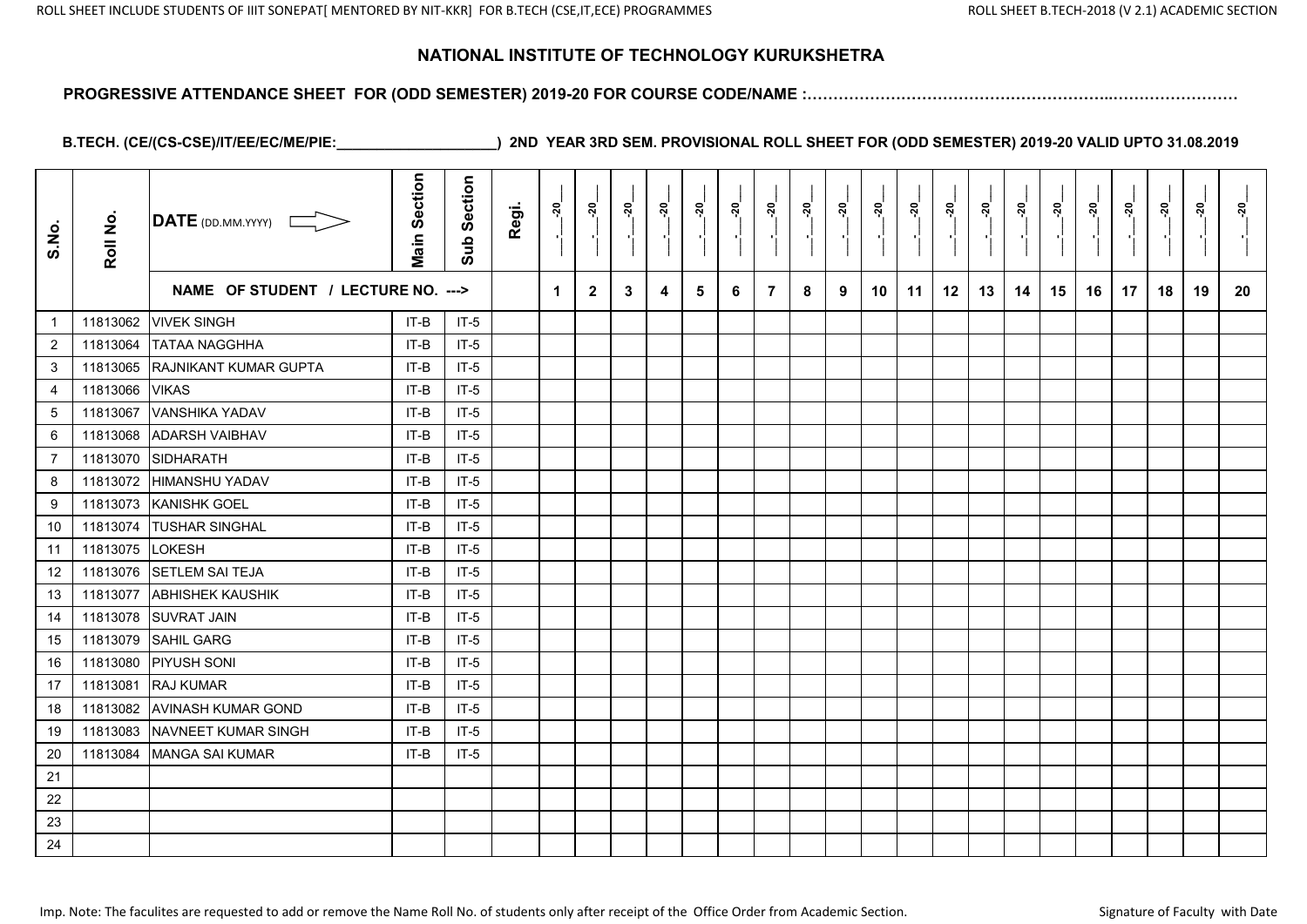# NATIONAL INSTITUTE OF TECHNOLOGY KURUKSHETRA

**PROGRESSIVE ATTENDANCE SHEET FOR (ODD SEMESTER) 2019-20 FOR COURSE CODE/NAME :……………………………………………………..……………………**

**B.TECH. (CE/(CS-CSE)/IT/EE/EC/ME/PIE:____________________) 2ND YEAR 3RD SEM. PROVISIONAL ROLL SHEET FOR (ODD SEMESTER) 2019-20 VALID UPTO 31.08.2019**

| S.No. | Roll No. | DATE (DD.MM.YYYY) | Main Section | Sub Section | Regi. | __.__-20__ | __.__-20__ | __.__-20__ | __.__-20__ | __.__-20__ | __.__-20__ | __.__-20__ | __.__-20__ | __.__-20__ | __.__-20__ | __.__-20__ | __.__-20__ | __.__-20__ | __.__-20__ | __.__-20__ | __.__-20__ | __.__-20__ | __.__-20__ | __.__-20__ | __.__-20__ |
|---|---|---|---|---|---|---|---|---|---|---|---|---|---|---|---|---|---|---|---|---|---|---|---|---|---|
| | | NAME OF STUDENT / LECTURE NO. ---> | | | | 1 | 2 | 3 | 4 | 5 | 6 | 7 | 8 | 9 | 10 | 11 | 12 | 13 | 14 | 15 | 16 | 17 | 18 | 19 | 20 |
| 1 | 11813062 | VIVEK SINGH | IT-B | IT-5 | | | | | | | | | | | | | | | | | | | | | |
| 2 | 11813064 | TATAA NAGGHHA | IT-B | IT-5 | | | | | | | | | | | | | | | | | | | | | |
| 3 | 11813065 | RAJNIKANT KUMAR GUPTA | IT-B | IT-5 | | | | | | | | | | | | | | | | | | | | | |
| 4 | 11813066 | VIKAS | IT-B | IT-5 | | | | | | | | | | | | | | | | | | | | | |
| 5 | 11813067 | VANSHIKA YADAV | IT-B | IT-5 | | | | | | | | | | | | | | | | | | | | | |
| 6 | 11813068 | ADARSH VAIBHAV | IT-B | IT-5 | | | | | | | | | | | | | | | | | | | | | |
| 7 | 11813070 | SIDHARATH | IT-B | IT-5 | | | | | | | | | | | | | | | | | | | | | |
| 8 | 11813072 | HIMANSHU YADAV | IT-B | IT-5 | | | | | | | | | | | | | | | | | | | | | |
| 9 | 11813073 | KANISHK GOEL | IT-B | IT-5 | | | | | | | | | | | | | | | | | | | | | |
| 10 | 11813074 | TUSHAR SINGHAL | IT-B | IT-5 | | | | | | | | | | | | | | | | | | | | | |
| 11 | 11813075 | LOKESH | IT-B | IT-5 | | | | | | | | | | | | | | | | | | | | | |
| 12 | 11813076 | SETLEM SAI TEJA | IT-B | IT-5 | | | | | | | | | | | | | | | | | | | | | |
| 13 | 11813077 | ABHISHEK KAUSHIK | IT-B | IT-5 | | | | | | | | | | | | | | | | | | | | | |
| 14 | 11813078 | SUVRAT JAIN | IT-B | IT-5 | | | | | | | | | | | | | | | | | | | | | |
| 15 | 11813079 | SAHIL GARG | IT-B | IT-5 | | | | | | | | | | | | | | | | | | | | | |
| 16 | 11813080 | PIYUSH SONI | IT-B | IT-5 | | | | | | | | | | | | | | | | | | | | | |
| 17 | 11813081 | RAJ KUMAR | IT-B | IT-5 | | | | | | | | | | | | | | | | | | | | | |
| 18 | 11813082 | AVINASH KUMAR GOND | IT-B | IT-5 | | | | | | | | | | | | | | | | | | | | | |
| 19 | 11813083 | NAVNEET KUMAR SINGH | IT-B | IT-5 | | | | | | | | | | | | | | | | | | | | | |
| 20 | 11813084 | MANGA SAI KUMAR | IT-B | IT-5 | | | | | | | | | | | | | | | | | | | | | |
| 21 | | | | | | | | | | | | | | | | | | | | | | | | | |
| 22 | | | | | | | | | | | | | | | | | | | | | | | | | |
| 23 | | | | | | | | | | | | | | | | | | | | | | | | | |
| 24 | | | | | | | | | | | | | | | | | | | | | | | | | |

Imp. Note: The faculites are requested to add or remove the Name Roll No. of students only after receipt of the Office Order from Academic Section.

Signature of Faculty with Date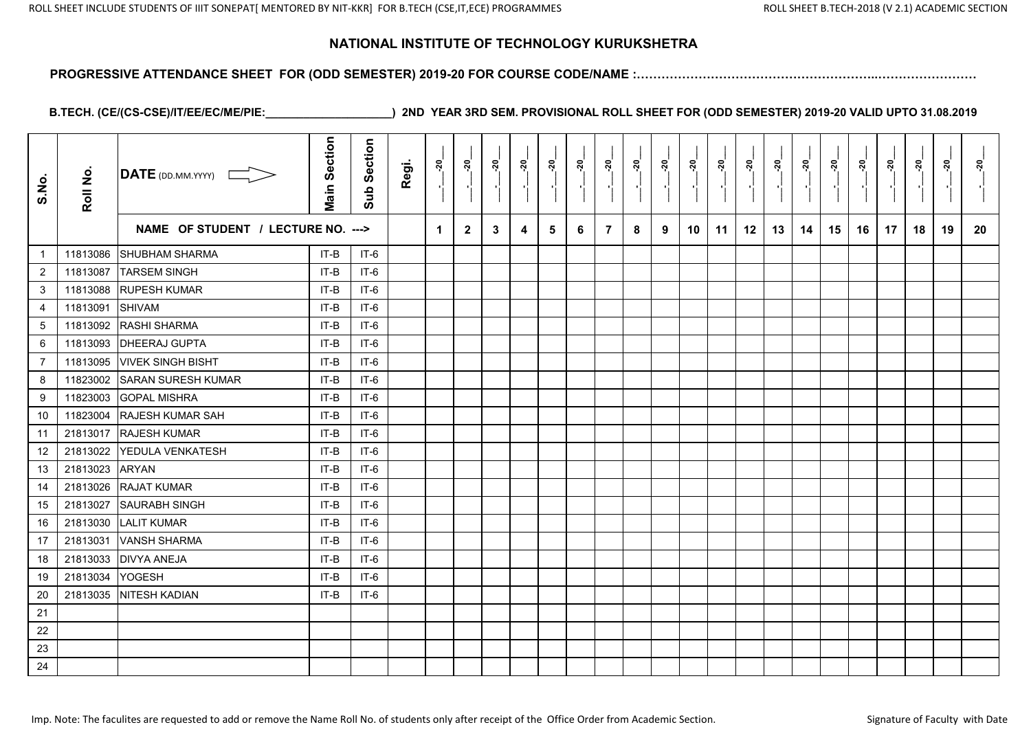# NATIONAL INSTITUTE OF TECHNOLOGY KURUKSHETRA

**PROGRESSIVE ATTENDANCE SHEET FOR (ODD SEMESTER) 2019-20 FOR COURSE CODE/NAME :…………………………………………………..……………………**

**B.TECH. (CE/(CS-CSE)/IT/EE/EC/ME/PIE:____________________) 2ND YEAR 3RD SEM. PROVISIONAL ROLL SHEET FOR (ODD SEMESTER) 2019-20 VALID UPTO 31.08.2019**

| S.No. | Roll No. | DATE (DD.MM.YYYY) | Main Section | Sub Section | Regi. | __.__-20__ | __.__-20__ | __.__-20__ | __.__-20__ | __.__-20__ | __.__-20__ | __.__-20__ | __.__-20__ | __.__-20__ | __.__-20__ | __.__-20__ | __.__-20__ | __.__-20__ | __.__-20__ | __.__-20__ | __.__-20__ | __.__-20__ | __.__-20__ | __.__-20__ | __.__-20__ |
|---|---|---|---|---|---|---|---|---|---|---|---|---|---|---|---|---|---|---|---|---|---|---|---|---|---|
| | | NAME OF STUDENT / LECTURE NO. ---> | | | | 1 | 2 | 3 | 4 | 5 | 6 | 7 | 8 | 9 | 10 | 11 | 12 | 13 | 14 | 15 | 16 | 17 | 18 | 19 | 20 |
| 1 | 11813086 | SHUBHAM SHARMA | IT-B | IT-6 | | | | | | | | | | | | | | | | | | | | | |
| 2 | 11813087 | TARSEM SINGH | IT-B | IT-6 | | | | | | | | | | | | | | | | | | | | | |
| 3 | 11813088 | RUPESH KUMAR | IT-B | IT-6 | | | | | | | | | | | | | | | | | | | | | |
| 4 | 11813091 | SHIVAM | IT-B | IT-6 | | | | | | | | | | | | | | | | | | | | | |
| 5 | 11813092 | RASHI SHARMA | IT-B | IT-6 | | | | | | | | | | | | | | | | | | | | | |
| 6 | 11813093 | DHEERAJ GUPTA | IT-B | IT-6 | | | | | | | | | | | | | | | | | | | | | |
| 7 | 11813095 | VIVEK SINGH BISHT | IT-B | IT-6 | | | | | | | | | | | | | | | | | | | | | |
| 8 | 11823002 | SARAN SURESH KUMAR | IT-B | IT-6 | | | | | | | | | | | | | | | | | | | | | |
| 9 | 11823003 | GOPAL MISHRA | IT-B | IT-6 | | | | | | | | | | | | | | | | | | | | | |
| 10 | 11823004 | RAJESH KUMAR SAH | IT-B | IT-6 | | | | | | | | | | | | | | | | | | | | | |
| 11 | 21813017 | RAJESH KUMAR | IT-B | IT-6 | | | | | | | | | | | | | | | | | | | | | |
| 12 | 21813022 | YEDULA VENKATESH | IT-B | IT-6 | | | | | | | | | | | | | | | | | | | | | |
| 13 | 21813023 | ARYAN | IT-B | IT-6 | | | | | | | | | | | | | | | | | | | | | |
| 14 | 21813026 | RAJAT KUMAR | IT-B | IT-6 | | | | | | | | | | | | | | | | | | | | | |
| 15 | 21813027 | SAURABH SINGH | IT-B | IT-6 | | | | | | | | | | | | | | | | | | | | | |
| 16 | 21813030 | LALIT KUMAR | IT-B | IT-6 | | | | | | | | | | | | | | | | | | | | | |
| 17 | 21813031 | VANSH SHARMA | IT-B | IT-6 | | | | | | | | | | | | | | | | | | | | | |
| 18 | 21813033 | DIVYA ANEJA | IT-B | IT-6 | | | | | | | | | | | | | | | | | | | | | |
| 19 | 21813034 | YOGESH | IT-B | IT-6 | | | | | | | | | | | | | | | | | | | | | |
| 20 | 21813035 | NITESH KADIAN | IT-B | IT-6 | | | | | | | | | | | | | | | | | | | | | |
| 21 | | | | | | | | | | | | | | | | | | | | | | | | | |
| 22 | | | | | | | | | | | | | | | | | | | | | | | | | |
| 23 | | | | | | | | | | | | | | | | | | | | | | | | | |
| 24 | | | | | | | | | | | | | | | | | | | | | | | | | |

Imp. Note: The faculites are requested to add or remove the Name Roll No. of students only after receipt of the Office Order from Academic Section.

Signature of Faculty with Date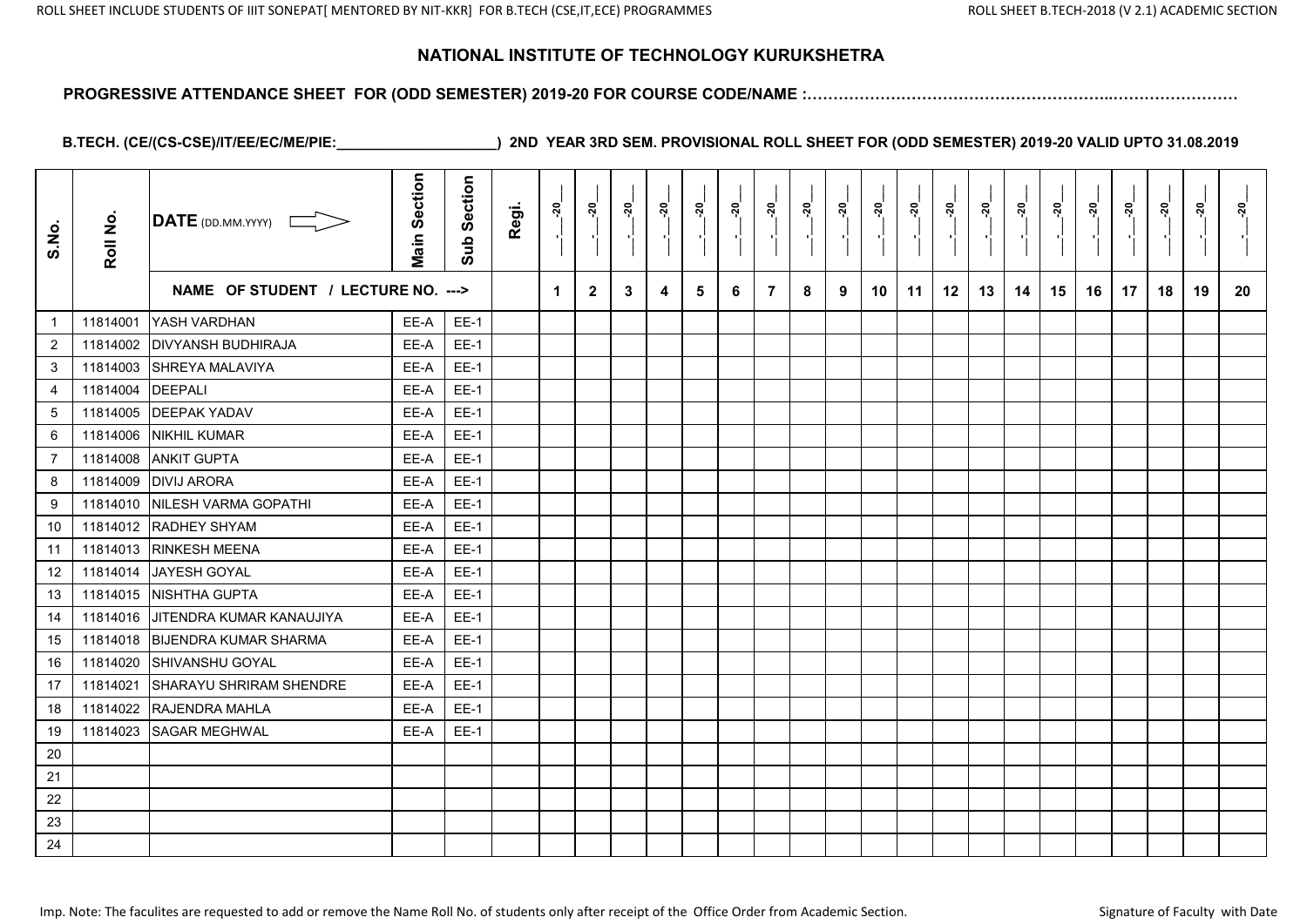# NATIONAL INSTITUTE OF TECHNOLOGY KURUKSHETRA

**PROGRESSIVE ATTENDANCE SHEET FOR (ODD SEMESTER) 2019-20 FOR COURSE CODE/NAME :……………………………………………………...……………………**

**B.TECH. (CE/(CS-CSE)/IT/EE/EC/ME/PIE:____________________) 2ND YEAR 3RD SEM. PROVISIONAL ROLL SHEET FOR (ODD SEMESTER) 2019-20 VALID UPTO 31.08.2019**

| S.No. | Roll No. | DATE (DD.MM.YYYY) | Main Section | Sub Section | Regi. | __-__-20__ | __-__-20__ | __-__-20__ | __-__-20__ | __-__-20__ | __-__-20__ | __-__-20__ | __-__-20__ | __-__-20__ | __-__-20__ | __-__-20__ | __-__-20__ | __-__-20__ | __-__-20__ | __-__-20__ | __-__-20__ | __-__-20__ | __-__-20__ | __-__-20__ | __-__-20__ |
|---|---|---|---|---|---|---|---|---|---|---|---|---|---|---|---|---|---|---|---|---|---|---|---|---|---|
| | | NAME OF STUDENT / LECTURE NO. ---> | | | | 1 | 2 | 3 | 4 | 5 | 6 | 7 | 8 | 9 | 10 | 11 | 12 | 13 | 14 | 15 | 16 | 17 | 18 | 19 | 20 |
| 1 | 11814001 | YASH VARDHAN | EE-A | EE-1 | | | | | | | | | | | | | | | | | | | | | |
| 2 | 11814002 | DIVYANSH BUDHIRAJA | EE-A | EE-1 | | | | | | | | | | | | | | | | | | | | | |
| 3 | 11814003 | SHREYA MALAVIYA | EE-A | EE-1 | | | | | | | | | | | | | | | | | | | | | |
| 4 | 11814004 | DEEPALI | EE-A | EE-1 | | | | | | | | | | | | | | | | | | | | | |
| 5 | 11814005 | DEEPAK YADAV | EE-A | EE-1 | | | | | | | | | | | | | | | | | | | | | |
| 6 | 11814006 | NIKHIL KUMAR | EE-A | EE-1 | | | | | | | | | | | | | | | | | | | | | |
| 7 | 11814008 | ANKIT GUPTA | EE-A | EE-1 | | | | | | | | | | | | | | | | | | | | | |
| 8 | 11814009 | DIVIJ ARORA | EE-A | EE-1 | | | | | | | | | | | | | | | | | | | | | |
| 9 | 11814010 | NILESH VARMA GOPATHI | EE-A | EE-1 | | | | | | | | | | | | | | | | | | | | | |
| 10 | 11814012 | RADHEY SHYAM | EE-A | EE-1 | | | | | | | | | | | | | | | | | | | | | |
| 11 | 11814013 | RINKESH MEENA | EE-A | EE-1 | | | | | | | | | | | | | | | | | | | | | |
| 12 | 11814014 | JAYESH GOYAL | EE-A | EE-1 | | | | | | | | | | | | | | | | | | | | | |
| 13 | 11814015 | NISHTHA GUPTA | EE-A | EE-1 | | | | | | | | | | | | | | | | | | | | | |
| 14 | 11814016 | JITENDRA KUMAR KANAUJIYA | EE-A | EE-1 | | | | | | | | | | | | | | | | | | | | | |
| 15 | 11814018 | BIJENDRA KUMAR SHARMA | EE-A | EE-1 | | | | | | | | | | | | | | | | | | | | | |
| 16 | 11814020 | SHIVANSHU GOYAL | EE-A | EE-1 | | | | | | | | | | | | | | | | | | | | | |
| 17 | 11814021 | SHARAYU SHRIRAM SHENDRE | EE-A | EE-1 | | | | | | | | | | | | | | | | | | | | | |
| 18 | 11814022 | RAJENDRA MAHLA | EE-A | EE-1 | | | | | | | | | | | | | | | | | | | | | |
| 19 | 11814023 | SAGAR MEGHWAL | EE-A | EE-1 | | | | | | | | | | | | | | | | | | | | | |
| 20 | | | | | | | | | | | | | | | | | | | | | | | | | |
| 21 | | | | | | | | | | | | | | | | | | | | | | | | | |
| 22 | | | | | | | | | | | | | | | | | | | | | | | | | |
| 23 | | | | | | | | | | | | | | | | | | | | | | | | | |
| 24 | | | | | | | | | | | | | | | | | | | | | | | | | |

Imp. Note: The faculites are requested to add or remove the Name Roll No. of students only after receipt of the Office Order from Academic Section.

Signature of Faculty with Date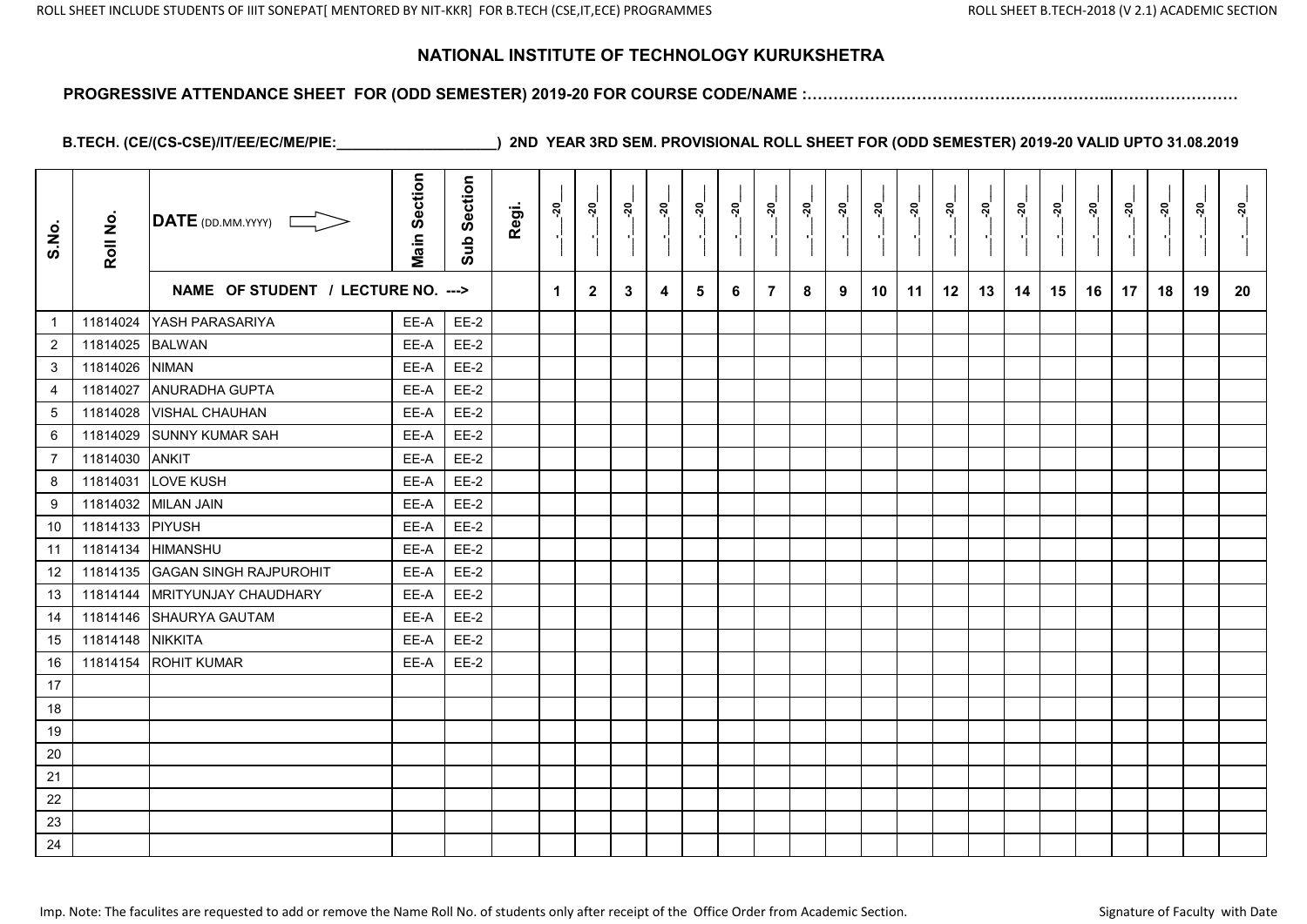# NATIONAL INSTITUTE OF TECHNOLOGY KURUKSHETRA

**PROGRESSIVE ATTENDANCE SHEET FOR (ODD SEMESTER) 2019-20 FOR COURSE CODE/NAME :……………………………………………………..……………………**

**B.TECH. (CE/(CS-CSE)/IT/EE/EC/ME/PIE:____________________) 2ND YEAR 3RD SEM. PROVISIONAL ROLL SHEET FOR (ODD SEMESTER) 2019-20 VALID UPTO 31.08.2019**

| S.No. | Roll No. | DATE (DD.MM.YYYY) | Main Section | Sub Section | Regi. | __.__-20__ | __.__-20__ | __.__-20__ | __.__-20__ | __.__-20__ | __.__-20__ | __.__-20__ | __.__-20__ | __.__-20__ | __.__-20__ | __.__-20__ | __.__-20__ | __.__-20__ | __.__-20__ | __.__-20__ | __.__-20__ | __.__-20__ | __.__-20__ | __.__-20__ | __.__-20__ |
|---|---|---|---|---|---|---|---|---|---|---|---|---|---|---|---|---|---|---|---|---|---|---|---|---|---|
| | | NAME OF STUDENT / LECTURE NO. ---> | | | | 1 | 2 | 3 | 4 | 5 | 6 | 7 | 8 | 9 | 10 | 11 | 12 | 13 | 14 | 15 | 16 | 17 | 18 | 19 | 20 |
| 1 | 11814024 | YASH PARASARIYA | EE-A | EE-2 | | | | | | | | | | | | | | | | | | | | | |
| 2 | 11814025 | BALWAN | EE-A | EE-2 | | | | | | | | | | | | | | | | | | | | | |
| 3 | 11814026 | NIMAN | EE-A | EE-2 | | | | | | | | | | | | | | | | | | | | | |
| 4 | 11814027 | ANURADHA GUPTA | EE-A | EE-2 | | | | | | | | | | | | | | | | | | | | | |
| 5 | 11814028 | VISHAL CHAUHAN | EE-A | EE-2 | | | | | | | | | | | | | | | | | | | | | |
| 6 | 11814029 | SUNNY KUMAR SAH | EE-A | EE-2 | | | | | | | | | | | | | | | | | | | | | |
| 7 | 11814030 | ANKIT | EE-A | EE-2 | | | | | | | | | | | | | | | | | | | | | |
| 8 | 11814031 | LOVE KUSH | EE-A | EE-2 | | | | | | | | | | | | | | | | | | | | | |
| 9 | 11814032 | MILAN JAIN | EE-A | EE-2 | | | | | | | | | | | | | | | | | | | | | |
| 10 | 11814133 | PIYUSH | EE-A | EE-2 | | | | | | | | | | | | | | | | | | | | | |
| 11 | 11814134 | HIMANSHU | EE-A | EE-2 | | | | | | | | | | | | | | | | | | | | | |
| 12 | 11814135 | GAGAN SINGH RAJPUROHIT | EE-A | EE-2 | | | | | | | | | | | | | | | | | | | | | |
| 13 | 11814144 | MRITYUNJAY CHAUDHARY | EE-A | EE-2 | | | | | | | | | | | | | | | | | | | | | |
| 14 | 11814146 | SHAURYA GAUTAM | EE-A | EE-2 | | | | | | | | | | | | | | | | | | | | | |
| 15 | 11814148 | NIKKITA | EE-A | EE-2 | | | | | | | | | | | | | | | | | | | | | |
| 16 | 11814154 | ROHIT KUMAR | EE-A | EE-2 | | | | | | | | | | | | | | | | | | | | | |
| 17 | | | | | | | | | | | | | | | | | | | | | | | | | |
| 18 | | | | | | | | | | | | | | | | | | | | | | | | | |
| 19 | | | | | | | | | | | | | | | | | | | | | | | | | |
| 20 | | | | | | | | | | | | | | | | | | | | | | | | | |
| 21 | | | | | | | | | | | | | | | | | | | | | | | | | |
| 22 | | | | | | | | | | | | | | | | | | | | | | | | | |
| 23 | | | | | | | | | | | | | | | | | | | | | | | | | |
| 24 | | | | | | | | | | | | | | | | | | | | | | | | | |

Imp. Note: The faculites are requested to add or remove the Name Roll No. of students only after receipt of the Office Order from Academic Section.

Signature of Faculty with Date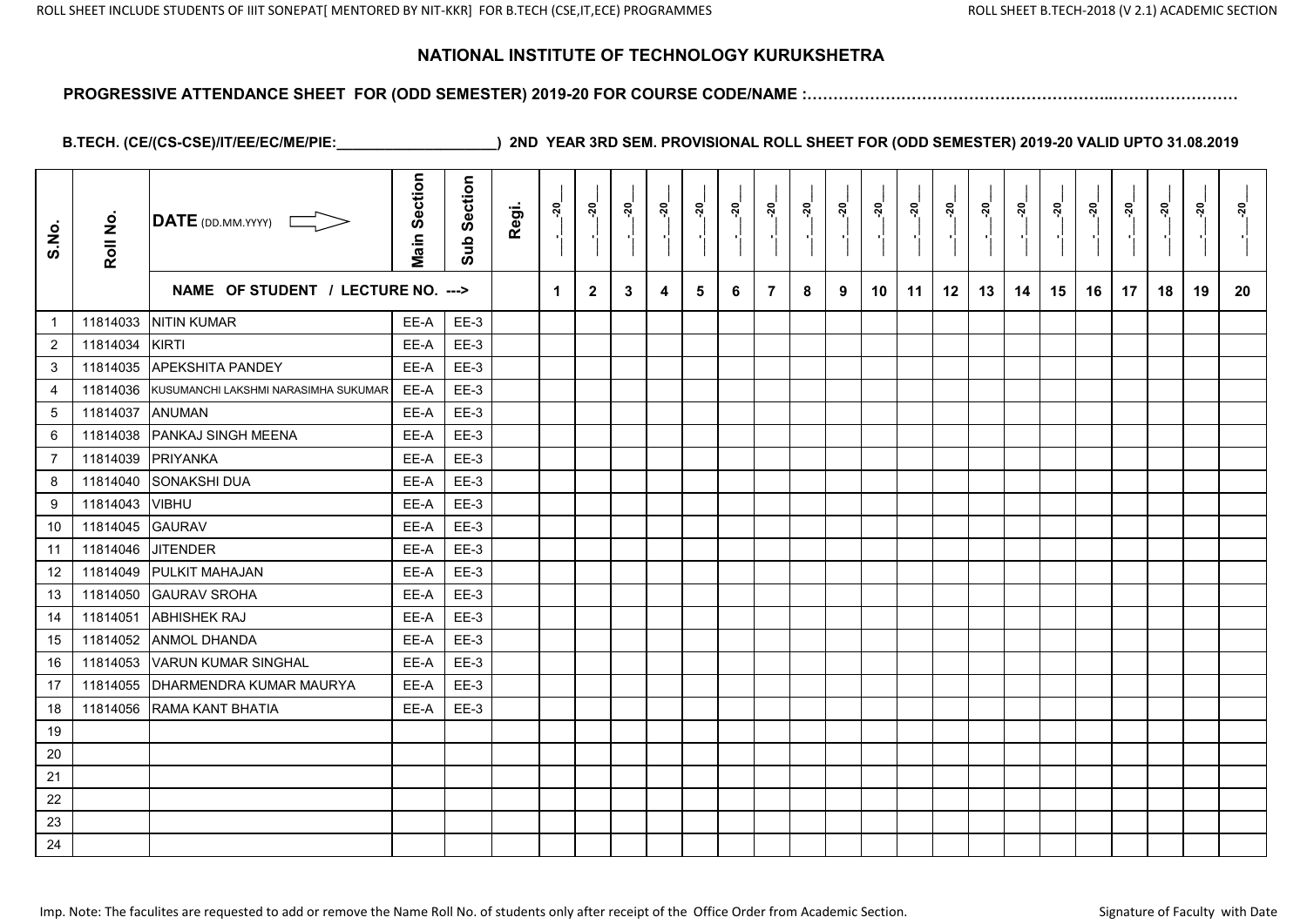# NATIONAL INSTITUTE OF TECHNOLOGY KURUKSHETRA

**PROGRESSIVE ATTENDANCE SHEET FOR (ODD SEMESTER) 2019-20 FOR COURSE CODE/NAME :……………………………………………………..……………………**

**B.TECH. (CE/(CS-CSE)/IT/EE/EC/ME/PIE:____________________) 2ND YEAR 3RD SEM. PROVISIONAL ROLL SHEET FOR (ODD SEMESTER) 2019-20 VALID UPTO 31.08.2019**

| S.No. | Roll No. | DATE (DD.MM.YYYY) | Main Section | Sub Section | Regi. | __.__-20__ | __.__-20__ | __.__-20__ | __.__-20__ | __.__-20__ | __.__-20__ | __.__-20__ | __.__-20__ | __.__-20__ | __.__-20__ | __.__-20__ | __.__-20__ | __.__-20__ | __.__-20__ | __.__-20__ | __.__-20__ | __.__-20__ | __.__-20__ | __.__-20__ | __.__-20__ |
|---|---|---|---|---|---|---|---|---|---|---|---|---|---|---|---|---|---|---|---|---|---|---|---|---|---|
| | | NAME OF STUDENT / LECTURE NO. ---> | | | | 1 | 2 | 3 | 4 | 5 | 6 | 7 | 8 | 9 | 10 | 11 | 12 | 13 | 14 | 15 | 16 | 17 | 18 | 19 | 20 |
| 1 | 11814033 | NITIN KUMAR | EE-A | EE-3 | | | | | | | | | | | | | | | | | | | | | |
| 2 | 11814034 | KIRTI | EE-A | EE-3 | | | | | | | | | | | | | | | | | | | | | |
| 3 | 11814035 | APEKSHITA PANDEY | EE-A | EE-3 | | | | | | | | | | | | | | | | | | | | | |
| 4 | 11814036 | KUSUMANCHI LAKSHMI NARASIMHA SUKUMAR | EE-A | EE-3 | | | | | | | | | | | | | | | | | | | | | |
| 5 | 11814037 | ANUMAN | EE-A | EE-3 | | | | | | | | | | | | | | | | | | | | | |
| 6 | 11814038 | PANKAJ SINGH MEENA | EE-A | EE-3 | | | | | | | | | | | | | | | | | | | | | |
| 7 | 11814039 | PRIYANKA | EE-A | EE-3 | | | | | | | | | | | | | | | | | | | | | |
| 8 | 11814040 | SONAKSHI DUA | EE-A | EE-3 | | | | | | | | | | | | | | | | | | | | | |
| 9 | 11814043 | VIBHU | EE-A | EE-3 | | | | | | | | | | | | | | | | | | | | | |
| 10 | 11814045 | GAURAV | EE-A | EE-3 | | | | | | | | | | | | | | | | | | | | | |
| 11 | 11814046 | JITENDER | EE-A | EE-3 | | | | | | | | | | | | | | | | | | | | | |
| 12 | 11814049 | PULKIT MAHAJAN | EE-A | EE-3 | | | | | | | | | | | | | | | | | | | | | |
| 13 | 11814050 | GAURAV SROHA | EE-A | EE-3 | | | | | | | | | | | | | | | | | | | | | |
| 14 | 11814051 | ABHISHEK RAJ | EE-A | EE-3 | | | | | | | | | | | | | | | | | | | | | |
| 15 | 11814052 | ANMOL DHANDA | EE-A | EE-3 | | | | | | | | | | | | | | | | | | | | | |
| 16 | 11814053 | VARUN KUMAR SINGHAL | EE-A | EE-3 | | | | | | | | | | | | | | | | | | | | | |
| 17 | 11814055 | DHARMENDRA KUMAR MAURYA | EE-A | EE-3 | | | | | | | | | | | | | | | | | | | | | |
| 18 | 11814056 | RAMA KANT BHATIA | EE-A | EE-3 | | | | | | | | | | | | | | | | | | | | | |
| 19 | | | | | | | | | | | | | | | | | | | | | | | | | |
| 20 | | | | | | | | | | | | | | | | | | | | | | | | | |
| 21 | | | | | | | | | | | | | | | | | | | | | | | | | |
| 22 | | | | | | | | | | | | | | | | | | | | | | | | | |
| 23 | | | | | | | | | | | | | | | | | | | | | | | | | |
| 24 | | | | | | | | | | | | | | | | | | | | | | | | | |

Imp. Note: The faculites are requested to add or remove the Name Roll No. of students only after receipt of the Office Order from Academic Section.

Signature of Faculty with Date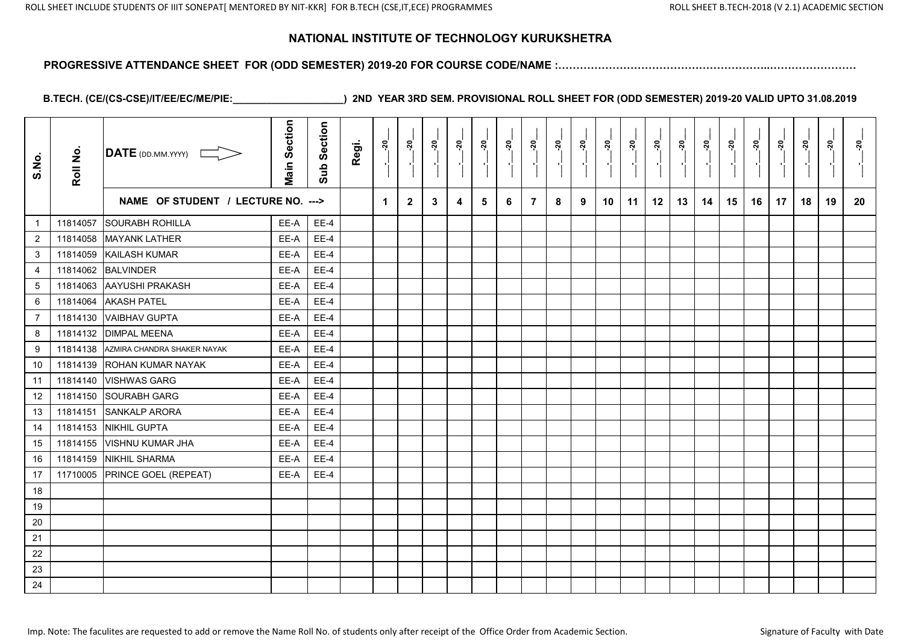# NATIONAL INSTITUTE OF TECHNOLOGY KURUKSHETRA

**PROGRESSIVE ATTENDANCE SHEET FOR (ODD SEMESTER) 2019-20 FOR COURSE CODE/NAME :……………………………………………………..……………………**

**B.TECH. (CE/(CS-CSE)/IT/EE/EC/ME/PIE:____________________) 2ND YEAR 3RD SEM. PROVISIONAL ROLL SHEET FOR (ODD SEMESTER) 2019-20 VALID UPTO 31.08.2019**

| S.No. | Roll No. | DATE (DD.MM.YYYY) | Main Section | Sub Section | Regi. | __.__-20__ | __.__-20__ | __.__-20__ | __.__-20__ | __.__-20__ | __.__-20__ | __.__-20__ | __.__-20__ | __.__-20__ | __.__-20__ | __.__-20__ | __.__-20__ | __.__-20__ | __.__-20__ | __.__-20__ | __.__-20__ | __.__-20__ | __.__-20__ | __.__-20__ | __.__-20__ |
|---|---|---|---|---|---|---|---|---|---|---|---|---|---|---|---|---|---|---|---|---|---|---|---|---|---|
| | | NAME OF STUDENT / LECTURE NO. ---> | | | | 1 | 2 | 3 | 4 | 5 | 6 | 7 | 8 | 9 | 10 | 11 | 12 | 13 | 14 | 15 | 16 | 17 | 18 | 19 | 20 |
| 1 | 11814057 | SOURABH ROHILLA | EE-A | EE-4 | | | | | | | | | | | | | | | | | | | | | |
| 2 | 11814058 | MAYANK LATHER | EE-A | EE-4 | | | | | | | | | | | | | | | | | | | | | |
| 3 | 11814059 | KAILASH KUMAR | EE-A | EE-4 | | | | | | | | | | | | | | | | | | | | | |
| 4 | 11814062 | BALVINDER | EE-A | EE-4 | | | | | | | | | | | | | | | | | | | | | |
| 5 | 11814063 | AAYUSHI PRAKASH | EE-A | EE-4 | | | | | | | | | | | | | | | | | | | | | |
| 6 | 11814064 | AKASH PATEL | EE-A | EE-4 | | | | | | | | | | | | | | | | | | | | | |
| 7 | 11814130 | VAIBHAV GUPTA | EE-A | EE-4 | | | | | | | | | | | | | | | | | | | | | |
| 8 | 11814132 | DIMPAL MEENA | EE-A | EE-4 | | | | | | | | | | | | | | | | | | | | | |
| 9 | 11814138 | AZMIRA CHANDRA SHAKER NAYAK | EE-A | EE-4 | | | | | | | | | | | | | | | | | | | | | |
| 10 | 11814139 | ROHAN KUMAR NAYAK | EE-A | EE-4 | | | | | | | | | | | | | | | | | | | | | |
| 11 | 11814140 | VISHWAS GARG | EE-A | EE-4 | | | | | | | | | | | | | | | | | | | | | |
| 12 | 11814150 | SOURABH GARG | EE-A | EE-4 | | | | | | | | | | | | | | | | | | | | | |
| 13 | 11814151 | SANKALP ARORA | EE-A | EE-4 | | | | | | | | | | | | | | | | | | | | | |
| 14 | 11814153 | NIKHIL GUPTA | EE-A | EE-4 | | | | | | | | | | | | | | | | | | | | | |
| 15 | 11814155 | VISHNU KUMAR JHA | EE-A | EE-4 | | | | | | | | | | | | | | | | | | | | | |
| 16 | 11814159 | NIKHIL SHARMA | EE-A | EE-4 | | | | | | | | | | | | | | | | | | | | | |
| 17 | 11710005 | PRINCE GOEL (REPEAT) | EE-A | EE-4 | | | | | | | | | | | | | | | | | | | | | |
| 18 | | | | | | | | | | | | | | | | | | | | | | | | | |
| 19 | | | | | | | | | | | | | | | | | | | | | | | | | |
| 20 | | | | | | | | | | | | | | | | | | | | | | | | | |
| 21 | | | | | | | | | | | | | | | | | | | | | | | | | |
| 22 | | | | | | | | | | | | | | | | | | | | | | | | | |
| 23 | | | | | | | | | | | | | | | | | | | | | | | | | |
| 24 | | | | | | | | | | | | | | | | | | | | | | | | | |

Imp. Note: The faculites are requested to add or remove the Name Roll No. of students only after receipt of the Office Order from Academic Section.

Signature of Faculty with Date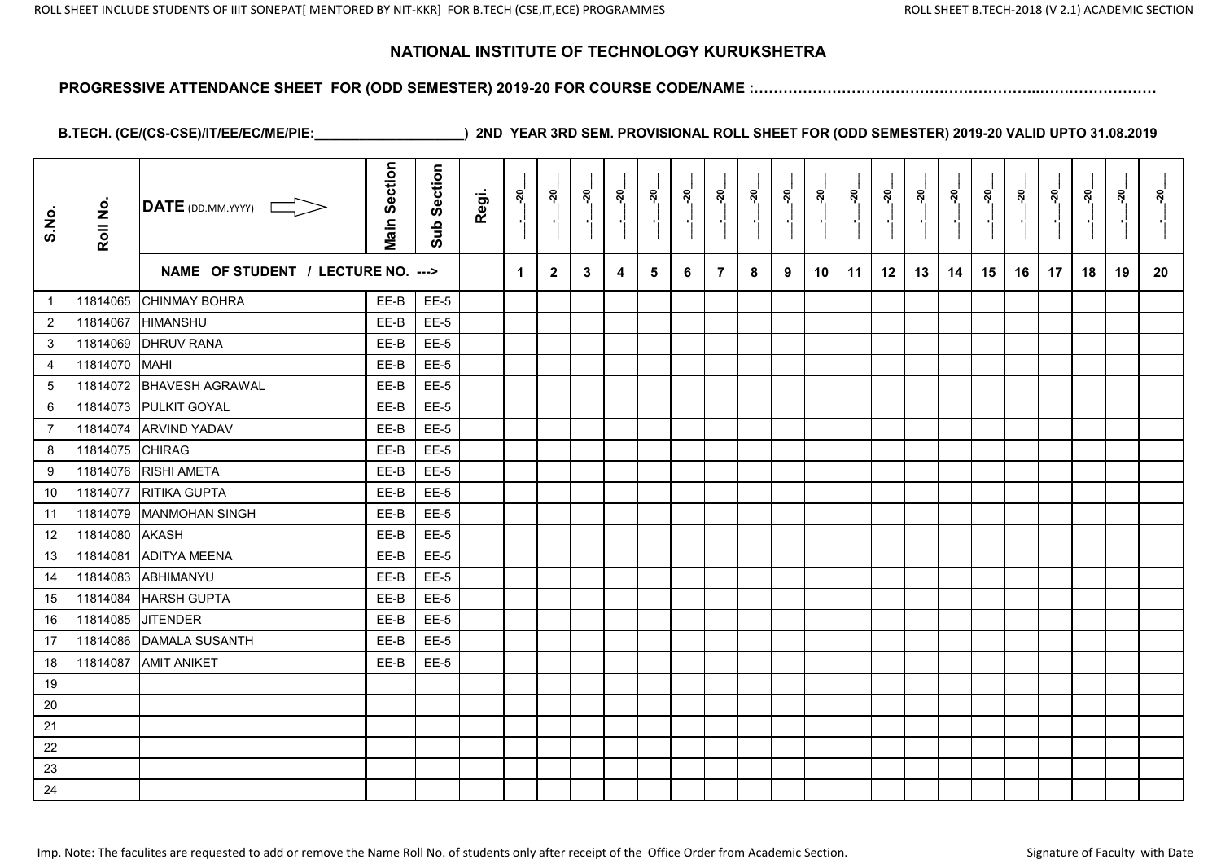## NATIONAL INSTITUTE OF TECHNOLOGY KURUKSHETRA

**PROGRESSIVE ATTENDANCE SHEET FOR (ODD SEMESTER) 2019-20 FOR COURSE CODE/NAME :…………………………………………………..……………………**

**B.TECH. (CE/(CS-CSE)/IT/EE/EC/ME/PIE:____________________) 2ND YEAR 3RD SEM. PROVISIONAL ROLL SHEET FOR (ODD SEMESTER) 2019-20 VALID UPTO 31.08.2019**

| S.No. | Roll No. | DATE (DD.MM.YYYY) | Main Section | Sub Section | Regi. | __.__-20__ | __.__-20__ | __.__-20__ | __.__-20__ | __.__-20__ | __.__-20__ | __.__-20__ | __.__-20__ | __.__-20__ | __.__-20__ | __.__-20__ | __.__-20__ | __.__-20__ | __.__-20__ | __.__-20__ | __.__-20__ | __.__-20__ | __.__-20__ | __.__-20__ | __.__-20__ |
|---|---|---|---|---|---|---|---|---|---|---|---|---|---|---|---|---|---|---|---|---|---|---|---|---|---|
| | | NAME OF STUDENT / LECTURE NO. ---> | | | | 1 | 2 | 3 | 4 | 5 | 6 | 7 | 8 | 9 | 10 | 11 | 12 | 13 | 14 | 15 | 16 | 17 | 18 | 19 | 20 |
| 1 | 11814065 | CHINMAY BOHRA | EE-B | EE-5 | | | | | | | | | | | | | | | | | | | | | |
| 2 | 11814067 | HIMANSHU | EE-B | EE-5 | | | | | | | | | | | | | | | | | | | | | |
| 3 | 11814069 | DHRUV RANA | EE-B | EE-5 | | | | | | | | | | | | | | | | | | | | | |
| 4 | 11814070 | MAHI | EE-B | EE-5 | | | | | | | | | | | | | | | | | | | | | |
| 5 | 11814072 | BHAVESH AGRAWAL | EE-B | EE-5 | | | | | | | | | | | | | | | | | | | | | |
| 6 | 11814073 | PULKIT GOYAL | EE-B | EE-5 | | | | | | | | | | | | | | | | | | | | | |
| 7 | 11814074 | ARVIND YADAV | EE-B | EE-5 | | | | | | | | | | | | | | | | | | | | | |
| 8 | 11814075 | CHIRAG | EE-B | EE-5 | | | | | | | | | | | | | | | | | | | | | |
| 9 | 11814076 | RISHI AMETA | EE-B | EE-5 | | | | | | | | | | | | | | | | | | | | | |
| 10 | 11814077 | RITIKA GUPTA | EE-B | EE-5 | | | | | | | | | | | | | | | | | | | | | |
| 11 | 11814079 | MANMOHAN SINGH | EE-B | EE-5 | | | | | | | | | | | | | | | | | | | | | |
| 12 | 11814080 | AKASH | EE-B | EE-5 | | | | | | | | | | | | | | | | | | | | | |
| 13 | 11814081 | ADITYA MEENA | EE-B | EE-5 | | | | | | | | | | | | | | | | | | | | | |
| 14 | 11814083 | ABHIMANYU | EE-B | EE-5 | | | | | | | | | | | | | | | | | | | | | |
| 15 | 11814084 | HARSH GUPTA | EE-B | EE-5 | | | | | | | | | | | | | | | | | | | | | |
| 16 | 11814085 | JITENDER | EE-B | EE-5 | | | | | | | | | | | | | | | | | | | | | |
| 17 | 11814086 | DAMALA SUSANTH | EE-B | EE-5 | | | | | | | | | | | | | | | | | | | | | |
| 18 | 11814087 | AMIT ANIKET | EE-B | EE-5 | | | | | | | | | | | | | | | | | | | | | |
| 19 | | | | | | | | | | | | | | | | | | | | | | | | | |
| 20 | | | | | | | | | | | | | | | | | | | | | | | | | |
| 21 | | | | | | | | | | | | | | | | | | | | | | | | | |
| 22 | | | | | | | | | | | | | | | | | | | | | | | | | |
| 23 | | | | | | | | | | | | | | | | | | | | | | | | | |
| 24 | | | | | | | | | | | | | | | | | | | | | | | | | |

Imp. Note: The faculites are requested to add or remove the Name Roll No. of students only after receipt of the Office Order from Academic Section.

Signature of Faculty with Date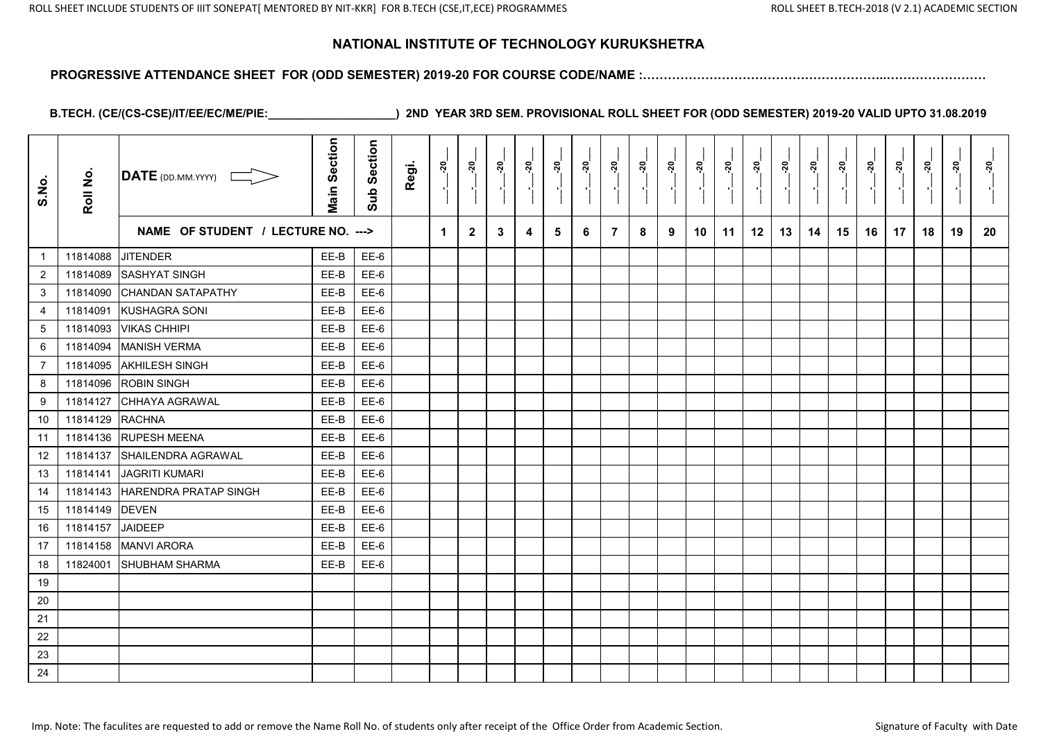ROLL SHEET INCLUDE STUDENTS OF IIIT SONEPAT[ MENTORED BY NIT-KKR] FOR B.TECH (CSE,IT,ECE) PROGRAMMES

ROLL SHEET B.TECH-2018 (V 2.1) ACADEMIC SECTION

# NATIONAL INSTITUTE OF TECHNOLOGY KURUKSHETRA

**PROGRESSIVE ATTENDANCE SHEET FOR (ODD SEMESTER) 2019-20 FOR COURSE CODE/NAME :……………………………………………………..……………………**

**B.TECH. (CE/(CS-CSE)/IT/EE/EC/ME/PIE:____________________) 2ND YEAR 3RD SEM. PROVISIONAL ROLL SHEET FOR (ODD SEMESTER) 2019-20 VALID UPTO 31.08.2019**

| S.No. | Roll No. | DATE (DD.MM.YYYY) | Main Section | Sub Section | Regi. | __-__-20__ | __-__-20__ | __-__-20__ | __-__-20__ | __-__-20__ | __-__-20__ | __-__-20__ | __-__-20__ | __-__-20__ | __-__-20__ | __-__-20__ | __-__-20__ | __-__-20__ | __-__-20__ | __-__-20__ | __-__-20__ | __-__-20__ | __-__-20__ | __-__-20__ | __-__-20__ |
|---|---|---|---|---|---|---|---|---|---|---|---|---|---|---|---|---|---|---|---|---|---|---|---|---|---|
| | | NAME OF STUDENT / LECTURE NO. ---> | | | | 1 | 2 | 3 | 4 | 5 | 6 | 7 | 8 | 9 | 10 | 11 | 12 | 13 | 14 | 15 | 16 | 17 | 18 | 19 | 20 |
| 1 | 11814088 | JITENDER | EE-B | EE-6 | | | | | | | | | | | | | | | | | | | | | |
| 2 | 11814089 | SASHYAT SINGH | EE-B | EE-6 | | | | | | | | | | | | | | | | | | | | | |
| 3 | 11814090 | CHANDAN SATAPATHY | EE-B | EE-6 | | | | | | | | | | | | | | | | | | | | | |
| 4 | 11814091 | KUSHAGRA SONI | EE-B | EE-6 | | | | | | | | | | | | | | | | | | | | | |
| 5 | 11814093 | VIKAS CHHIPI | EE-B | EE-6 | | | | | | | | | | | | | | | | | | | | | |
| 6 | 11814094 | MANISH VERMA | EE-B | EE-6 | | | | | | | | | | | | | | | | | | | | | |
| 7 | 11814095 | AKHILESH SINGH | EE-B | EE-6 | | | | | | | | | | | | | | | | | | | | | |
| 8 | 11814096 | ROBIN SINGH | EE-B | EE-6 | | | | | | | | | | | | | | | | | | | | | |
| 9 | 11814127 | CHHAYA AGRAWAL | EE-B | EE-6 | | | | | | | | | | | | | | | | | | | | | |
| 10 | 11814129 | RACHNA | EE-B | EE-6 | | | | | | | | | | | | | | | | | | | | | |
| 11 | 11814136 | RUPESH MEENA | EE-B | EE-6 | | | | | | | | | | | | | | | | | | | | | |
| 12 | 11814137 | SHAILENDRA AGRAWAL | EE-B | EE-6 | | | | | | | | | | | | | | | | | | | | | |
| 13 | 11814141 | JAGRITI KUMARI | EE-B | EE-6 | | | | | | | | | | | | | | | | | | | | | |
| 14 | 11814143 | HARENDRA PRATAP SINGH | EE-B | EE-6 | | | | | | | | | | | | | | | | | | | | | |
| 15 | 11814149 | DEVEN | EE-B | EE-6 | | | | | | | | | | | | | | | | | | | | | |
| 16 | 11814157 | JAIDEEP | EE-B | EE-6 | | | | | | | | | | | | | | | | | | | | | |
| 17 | 11814158 | MANVI ARORA | EE-B | EE-6 | | | | | | | | | | | | | | | | | | | | | |
| 18 | 11824001 | SHUBHAM SHARMA | EE-B | EE-6 | | | | | | | | | | | | | | | | | | | | | |
| 19 | | | | | | | | | | | | | | | | | | | | | | | | | |
| 20 | | | | | | | | | | | | | | | | | | | | | | | | | |
| 21 | | | | | | | | | | | | | | | | | | | | | | | | | |
| 22 | | | | | | | | | | | | | | | | | | | | | | | | | |
| 23 | | | | | | | | | | | | | | | | | | | | | | | | | |
| 24 | | | | | | | | | | | | | | | | | | | | | | | | | |

Imp. Note: The faculites are requested to add or remove the Name Roll No. of students only after receipt of the Office Order from Academic Section.

Signature of Faculty with Date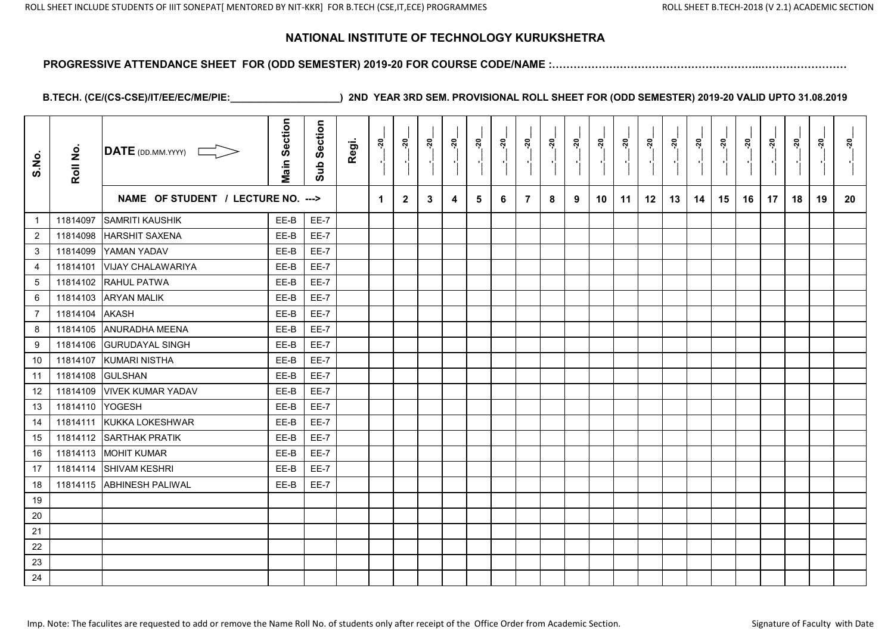# NATIONAL INSTITUTE OF TECHNOLOGY KURUKSHETRA

**PROGRESSIVE ATTENDANCE SHEET FOR (ODD SEMESTER) 2019-20 FOR COURSE CODE/NAME :……………………………………………………..……………………**

**B.TECH. (CE/(CS-CSE)/IT/EE/EC/ME/PIE:____________________) 2ND YEAR 3RD SEM. PROVISIONAL ROLL SHEET FOR (ODD SEMESTER) 2019-20 VALID UPTO 31.08.2019**

| S.No. | Roll No. | DATE (DD.MM.YYYY) / NAME OF STUDENT / LECTURE NO. ---> | Main Section | Sub Section | Regi. | __.__-20__ 1 | __.__-20__ 2 | __.__-20__ 3 | __.__-20__ 4 | __.__-20__ 5 | __.__-20__ 6 | __.__-20__ 7 | __.__-20__ 8 | __.__-20__ 9 | __.__-20__ 10 | __.__-20__ 11 | __.__-20__ 12 | __.__-20__ 13 | __.__-20__ 14 | __.__-20__ 15 | __.__-20__ 16 | __.__-20__ 17 | __.__-20__ 18 | __.__-20__ 19 | __.__-20__ 20 |
|---|---|---|---|---|---|---|---|---|---|---|---|---|---|---|---|---|---|---|---|---|---|---|---|---|---|
| 1 | 11814097 | SAMRITI KAUSHIK | EE-B | EE-7 | | | | | | | | | | | | | | | | | | | | | |
| 2 | 11814098 | HARSHIT SAXENA | EE-B | EE-7 | | | | | | | | | | | | | | | | | | | | | |
| 3 | 11814099 | YAMAN YADAV | EE-B | EE-7 | | | | | | | | | | | | | | | | | | | | | |
| 4 | 11814101 | VIJAY CHALAWARIYA | EE-B | EE-7 | | | | | | | | | | | | | | | | | | | | | |
| 5 | 11814102 | RAHUL PATWA | EE-B | EE-7 | | | | | | | | | | | | | | | | | | | | | |
| 6 | 11814103 | ARYAN MALIK | EE-B | EE-7 | | | | | | | | | | | | | | | | | | | | | |
| 7 | 11814104 | AKASH | EE-B | EE-7 | | | | | | | | | | | | | | | | | | | | | |
| 8 | 11814105 | ANURADHA MEENA | EE-B | EE-7 | | | | | | | | | | | | | | | | | | | | | |
| 9 | 11814106 | GURUDAYAL SINGH | EE-B | EE-7 | | | | | | | | | | | | | | | | | | | | | |
| 10 | 11814107 | KUMARI NISTHA | EE-B | EE-7 | | | | | | | | | | | | | | | | | | | | | |
| 11 | 11814108 | GULSHAN | EE-B | EE-7 | | | | | | | | | | | | | | | | | | | | | |
| 12 | 11814109 | VIVEK KUMAR YADAV | EE-B | EE-7 | | | | | | | | | | | | | | | | | | | | | |
| 13 | 11814110 | YOGESH | EE-B | EE-7 | | | | | | | | | | | | | | | | | | | | | |
| 14 | 11814111 | KUKKA LOKESHWAR | EE-B | EE-7 | | | | | | | | | | | | | | | | | | | | | |
| 15 | 11814112 | SARTHAK PRATIK | EE-B | EE-7 | | | | | | | | | | | | | | | | | | | | | |
| 16 | 11814113 | MOHIT KUMAR | EE-B | EE-7 | | | | | | | | | | | | | | | | | | | | | |
| 17 | 11814114 | SHIVAM KESHRI | EE-B | EE-7 | | | | | | | | | | | | | | | | | | | | | |
| 18 | 11814115 | ABHINESH PALIWAL | EE-B | EE-7 | | | | | | | | | | | | | | | | | | | | | |
| 19 | | | | | | | | | | | | | | | | | | | | | | | | | |
| 20 | | | | | | | | | | | | | | | | | | | | | | | | | |
| 21 | | | | | | | | | | | | | | | | | | | | | | | | | |
| 22 | | | | | | | | | | | | | | | | | | | | | | | | | |
| 23 | | | | | | | | | | | | | | | | | | | | | | | | | |
| 24 | | | | | | | | | | | | | | | | | | | | | | | | | |

Imp. Note: The faculites are requested to add or remove the Name Roll No. of students only after receipt of the Office Order from Academic Section.

Signature of Faculty with Date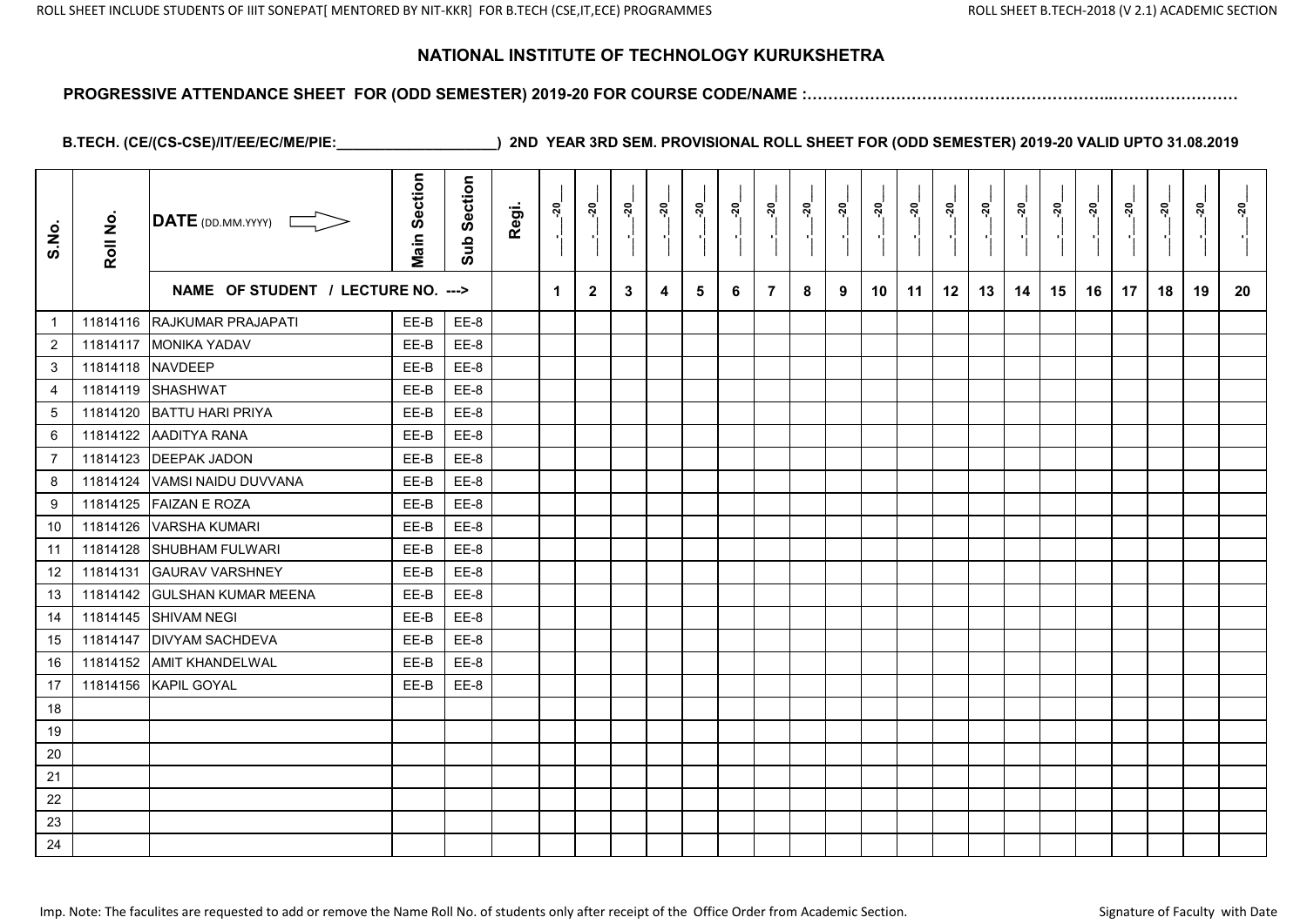# NATIONAL INSTITUTE OF TECHNOLOGY KURUKSHETRA

**PROGRESSIVE ATTENDANCE SHEET FOR (ODD SEMESTER) 2019-20 FOR COURSE CODE/NAME :………………………………………………………..……………………**

**B.TECH. (CE/(CS-CSE)/IT/EE/EC/ME/PIE:____________________) 2ND YEAR 3RD SEM. PROVISIONAL ROLL SHEET FOR (ODD SEMESTER) 2019-20 VALID UPTO 31.08.2019**

| S.No. | Roll No. | DATE (DD.MM.YYYY) ⟹ | Main Section | Sub Section | Regi. | __.__-20__ | __.__-20__ | __.__-20__ | __.__-20__ | __.__-20__ | __.__-20__ | __.__-20__ | __.__-20__ | __.__-20__ | __.__-20__ | __.__-20__ | __.__-20__ | __.__-20__ | __.__-20__ | __.__-20__ | __.__-20__ | __.__-20__ | __.__-20__ | __.__-20__ | __.__-20__ |
|---|---|---|---|---|---|---|---|---|---|---|---|---|---|---|---|---|---|---|---|---|---|---|---|---|---|
| | | NAME OF STUDENT / LECTURE NO. ---> | | | | 1 | 2 | 3 | 4 | 5 | 6 | 7 | 8 | 9 | 10 | 11 | 12 | 13 | 14 | 15 | 16 | 17 | 18 | 19 | 20 |
| 1 | 11814116 | RAJKUMAR PRAJAPATI | EE-B | EE-8 | | | | | | | | | | | | | | | | | | | | | |
| 2 | 11814117 | MONIKA YADAV | EE-B | EE-8 | | | | | | | | | | | | | | | | | | | | | |
| 3 | 11814118 | NAVDEEP | EE-B | EE-8 | | | | | | | | | | | | | | | | | | | | | |
| 4 | 11814119 | SHASHWAT | EE-B | EE-8 | | | | | | | | | | | | | | | | | | | | | |
| 5 | 11814120 | BATTU HARI PRIYA | EE-B | EE-8 | | | | | | | | | | | | | | | | | | | | | |
| 6 | 11814122 | AADITYA RANA | EE-B | EE-8 | | | | | | | | | | | | | | | | | | | | | |
| 7 | 11814123 | DEEPAK JADON | EE-B | EE-8 | | | | | | | | | | | | | | | | | | | | | |
| 8 | 11814124 | VAMSI NAIDU DUVVANA | EE-B | EE-8 | | | | | | | | | | | | | | | | | | | | | |
| 9 | 11814125 | FAIZAN E ROZA | EE-B | EE-8 | | | | | | | | | | | | | | | | | | | | | |
| 10 | 11814126 | VARSHA KUMARI | EE-B | EE-8 | | | | | | | | | | | | | | | | | | | | | |
| 11 | 11814128 | SHUBHAM FULWARI | EE-B | EE-8 | | | | | | | | | | | | | | | | | | | | | |
| 12 | 11814131 | GAURAV VARSHNEY | EE-B | EE-8 | | | | | | | | | | | | | | | | | | | | | |
| 13 | 11814142 | GULSHAN KUMAR MEENA | EE-B | EE-8 | | | | | | | | | | | | | | | | | | | | | |
| 14 | 11814145 | SHIVAM NEGI | EE-B | EE-8 | | | | | | | | | | | | | | | | | | | | | |
| 15 | 11814147 | DIVYAM SACHDEVA | EE-B | EE-8 | | | | | | | | | | | | | | | | | | | | | |
| 16 | 11814152 | AMIT KHANDELWAL | EE-B | EE-8 | | | | | | | | | | | | | | | | | | | | | |
| 17 | 11814156 | KAPIL GOYAL | EE-B | EE-8 | | | | | | | | | | | | | | | | | | | | | |
| 18 | | | | | | | | | | | | | | | | | | | | | | | | | |
| 19 | | | | | | | | | | | | | | | | | | | | | | | | | |
| 20 | | | | | | | | | | | | | | | | | | | | | | | | | |
| 21 | | | | | | | | | | | | | | | | | | | | | | | | | |
| 22 | | | | | | | | | | | | | | | | | | | | | | | | | |
| 23 | | | | | | | | | | | | | | | | | | | | | | | | | |
| 24 | | | | | | | | | | | | | | | | | | | | | | | | | |

Imp. Note: The faculites are requested to add or remove the Name Roll No. of students only after receipt of the Office Order from Academic Section.

Signature of Faculty with Date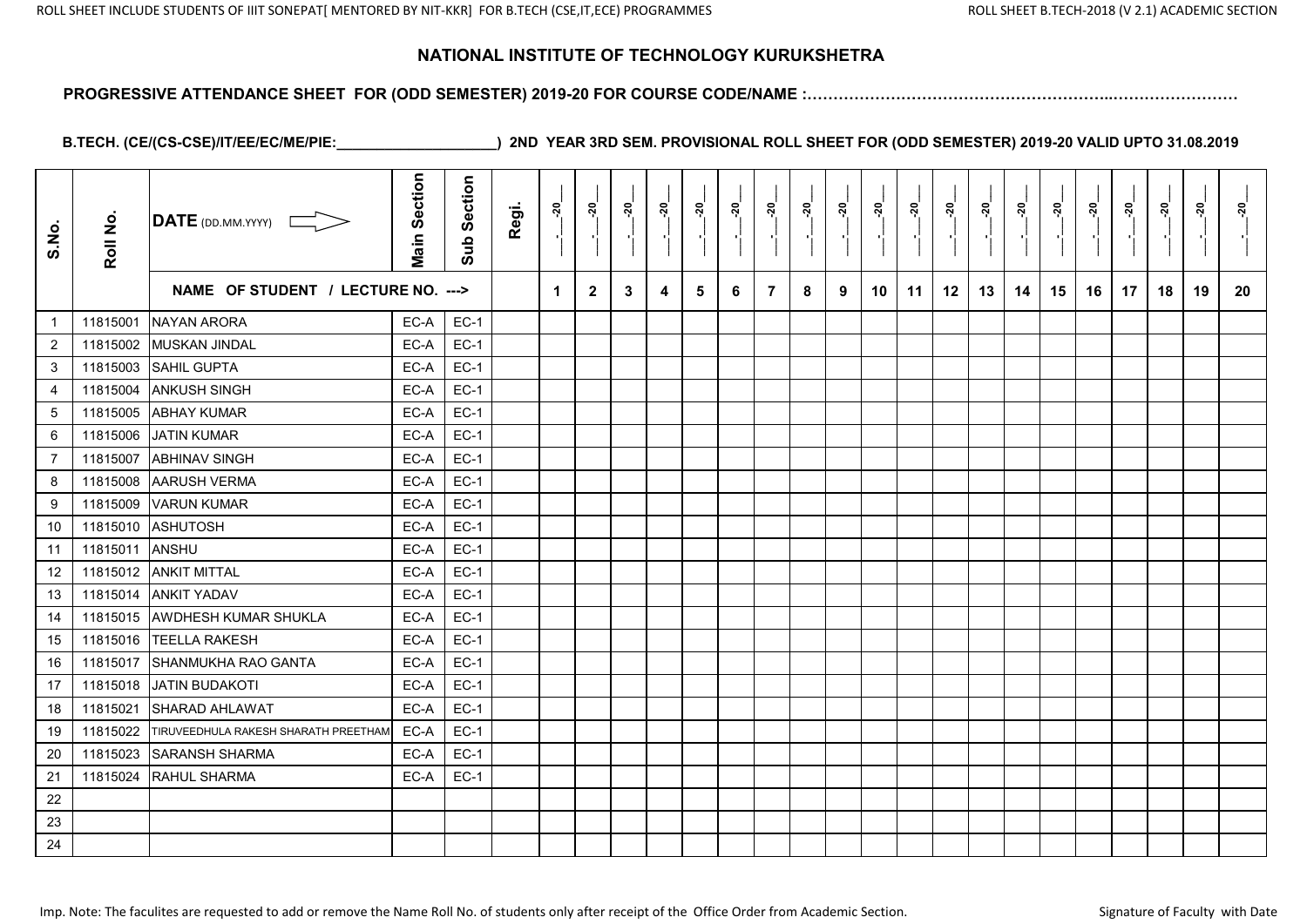## NATIONAL INSTITUTE OF TECHNOLOGY KURUKSHETRA

**PROGRESSIVE ATTENDANCE SHEET FOR (ODD SEMESTER) 2019-20 FOR COURSE CODE/NAME :………………………………………………………..……………………**

**B.TECH. (CE/(CS-CSE)/IT/EE/EC/ME/PIE:____________________) 2ND YEAR 3RD SEM. PROVISIONAL ROLL SHEET FOR (ODD SEMESTER) 2019-20 VALID UPTO 31.08.2019**

| S.No. | Roll No. | DATE (DD.MM.YYYY) | Main Section | Sub Section | Regi. | __.__-20__ | __.__-20__ | __.__-20__ | __.__-20__ | __.__-20__ | __.__-20__ | __.__-20__ | __.__-20__ | __.__-20__ | __.__-20__ | __.__-20__ | __.__-20__ | __.__-20__ | __.__-20__ | __.__-20__ | __.__-20__ | __.__-20__ | __.__-20__ | __.__-20__ | __.__-20__ |
|---|---|---|---|---|---|---|---|---|---|---|---|---|---|---|---|---|---|---|---|---|---|---|---|---|---|
| | | NAME OF STUDENT / LECTURE NO. ---> | | | | 1 | 2 | 3 | 4 | 5 | 6 | 7 | 8 | 9 | 10 | 11 | 12 | 13 | 14 | 15 | 16 | 17 | 18 | 19 | 20 |
| 1 | 11815001 | NAYAN ARORA | EC-A | EC-1 | | | | | | | | | | | | | | | | | | | | | |
| 2 | 11815002 | MUSKAN JINDAL | EC-A | EC-1 | | | | | | | | | | | | | | | | | | | | | |
| 3 | 11815003 | SAHIL GUPTA | EC-A | EC-1 | | | | | | | | | | | | | | | | | | | | | |
| 4 | 11815004 | ANKUSH SINGH | EC-A | EC-1 | | | | | | | | | | | | | | | | | | | | | |
| 5 | 11815005 | ABHAY KUMAR | EC-A | EC-1 | | | | | | | | | | | | | | | | | | | | | |
| 6 | 11815006 | JATIN KUMAR | EC-A | EC-1 | | | | | | | | | | | | | | | | | | | | | |
| 7 | 11815007 | ABHINAV SINGH | EC-A | EC-1 | | | | | | | | | | | | | | | | | | | | | |
| 8 | 11815008 | AARUSH VERMA | EC-A | EC-1 | | | | | | | | | | | | | | | | | | | | | |
| 9 | 11815009 | VARUN KUMAR | EC-A | EC-1 | | | | | | | | | | | | | | | | | | | | | |
| 10 | 11815010 | ASHUTOSH | EC-A | EC-1 | | | | | | | | | | | | | | | | | | | | | |
| 11 | 11815011 | ANSHU | EC-A | EC-1 | | | | | | | | | | | | | | | | | | | | | |
| 12 | 11815012 | ANKIT MITTAL | EC-A | EC-1 | | | | | | | | | | | | | | | | | | | | | |
| 13 | 11815014 | ANKIT YADAV | EC-A | EC-1 | | | | | | | | | | | | | | | | | | | | | |
| 14 | 11815015 | AWDHESH KUMAR SHUKLA | EC-A | EC-1 | | | | | | | | | | | | | | | | | | | | | |
| 15 | 11815016 | TEELLA RAKESH | EC-A | EC-1 | | | | | | | | | | | | | | | | | | | | | |
| 16 | 11815017 | SHANMUKHA RAO GANTA | EC-A | EC-1 | | | | | | | | | | | | | | | | | | | | | |
| 17 | 11815018 | JATIN BUDAKOTI | EC-A | EC-1 | | | | | | | | | | | | | | | | | | | | | |
| 18 | 11815021 | SHARAD AHLAWAT | EC-A | EC-1 | | | | | | | | | | | | | | | | | | | | | |
| 19 | 11815022 | TIRUVEEDHULA RAKESH SHARATH PREETHAM | EC-A | EC-1 | | | | | | | | | | | | | | | | | | | | | |
| 20 | 11815023 | SARANSH SHARMA | EC-A | EC-1 | | | | | | | | | | | | | | | | | | | | | |
| 21 | 11815024 | RAHUL SHARMA | EC-A | EC-1 | | | | | | | | | | | | | | | | | | | | | |
| 22 | | | | | | | | | | | | | | | | | | | | | | | | | |
| 23 | | | | | | | | | | | | | | | | | | | | | | | | | |
| 24 | | | | | | | | | | | | | | | | | | | | | | | | | |

Imp. Note: The faculites are requested to add or remove the Name Roll No. of students only after receipt of the Office Order from Academic Section.

Signature of Faculty with Date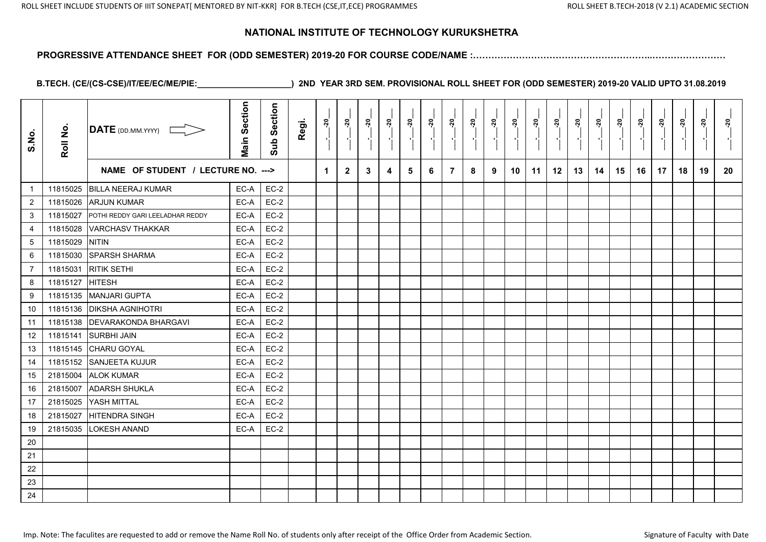# NATIONAL INSTITUTE OF TECHNOLOGY KURUKSHETRA

**PROGRESSIVE ATTENDANCE SHEET FOR (ODD SEMESTER) 2019-20 FOR COURSE CODE/NAME :………………………………………………………..……………………**

**B.TECH. (CE/(CS-CSE)/IT/EE/EC/ME/PIE:____________________) 2ND YEAR 3RD SEM. PROVISIONAL ROLL SHEET FOR (ODD SEMESTER) 2019-20 VALID UPTO 31.08.2019**

| S.No. | Roll No. | DATE (DD.MM.YYYY) | Main Section | Sub Section | Regi. | __.__-20__ | __.__-20__ | __.__-20__ | __.__-20__ | __.__-20__ | __.__-20__ | __.__-20__ | __.__-20__ | __.__-20__ | __.__-20__ | __.__-20__ | __.__-20__ | __.__-20__ | __.__-20__ | __.__-20__ | __.__-20__ | __.__-20__ | __.__-20__ | __.__-20__ | __.__-20__ |
|---|---|---|---|---|---|---|---|---|---|---|---|---|---|---|---|---|---|---|---|---|---|---|---|---|---|
| | | NAME OF STUDENT / LECTURE NO. ---> | | | | 1 | 2 | 3 | 4 | 5 | 6 | 7 | 8 | 9 | 10 | 11 | 12 | 13 | 14 | 15 | 16 | 17 | 18 | 19 | 20 |
| 1 | 11815025 | BILLA NEERAJ KUMAR | EC-A | EC-2 | | | | | | | | | | | | | | | | | | | | | |
| 2 | 11815026 | ARJUN KUMAR | EC-A | EC-2 | | | | | | | | | | | | | | | | | | | | | |
| 3 | 11815027 | POTHI REDDY GARI LEELADHAR REDDY | EC-A | EC-2 | | | | | | | | | | | | | | | | | | | | | |
| 4 | 11815028 | VARCHASV THAKKAR | EC-A | EC-2 | | | | | | | | | | | | | | | | | | | | | |
| 5 | 11815029 | NITIN | EC-A | EC-2 | | | | | | | | | | | | | | | | | | | | | |
| 6 | 11815030 | SPARSH SHARMA | EC-A | EC-2 | | | | | | | | | | | | | | | | | | | | | |
| 7 | 11815031 | RITIK SETHI | EC-A | EC-2 | | | | | | | | | | | | | | | | | | | | | |
| 8 | 11815127 | HITESH | EC-A | EC-2 | | | | | | | | | | | | | | | | | | | | | |
| 9 | 11815135 | MANJARI GUPTA | EC-A | EC-2 | | | | | | | | | | | | | | | | | | | | | |
| 10 | 11815136 | DIKSHA AGNIHOTRI | EC-A | EC-2 | | | | | | | | | | | | | | | | | | | | | |
| 11 | 11815138 | DEVARAKONDA BHARGAVI | EC-A | EC-2 | | | | | | | | | | | | | | | | | | | | | |
| 12 | 11815141 | SURBHI JAIN | EC-A | EC-2 | | | | | | | | | | | | | | | | | | | | | |
| 13 | 11815145 | CHARU GOYAL | EC-A | EC-2 | | | | | | | | | | | | | | | | | | | | | |
| 14 | 11815152 | SANJEETA KUJUR | EC-A | EC-2 | | | | | | | | | | | | | | | | | | | | | |
| 15 | 21815004 | ALOK KUMAR | EC-A | EC-2 | | | | | | | | | | | | | | | | | | | | | |
| 16 | 21815007 | ADARSH SHUKLA | EC-A | EC-2 | | | | | | | | | | | | | | | | | | | | | |
| 17 | 21815025 | YASH MITTAL | EC-A | EC-2 | | | | | | | | | | | | | | | | | | | | | |
| 18 | 21815027 | HITENDRA SINGH | EC-A | EC-2 | | | | | | | | | | | | | | | | | | | | | |
| 19 | 21815035 | LOKESH ANAND | EC-A | EC-2 | | | | | | | | | | | | | | | | | | | | | |
| 20 | | | | | | | | | | | | | | | | | | | | | | | | | |
| 21 | | | | | | | | | | | | | | | | | | | | | | | | | |
| 22 | | | | | | | | | | | | | | | | | | | | | | | | | |
| 23 | | | | | | | | | | | | | | | | | | | | | | | | | |
| 24 | | | | | | | | | | | | | | | | | | | | | | | | | |

Imp. Note: The faculites are requested to add or remove the Name Roll No. of students only after receipt of the Office Order from Academic Section.

Signature of Faculty with Date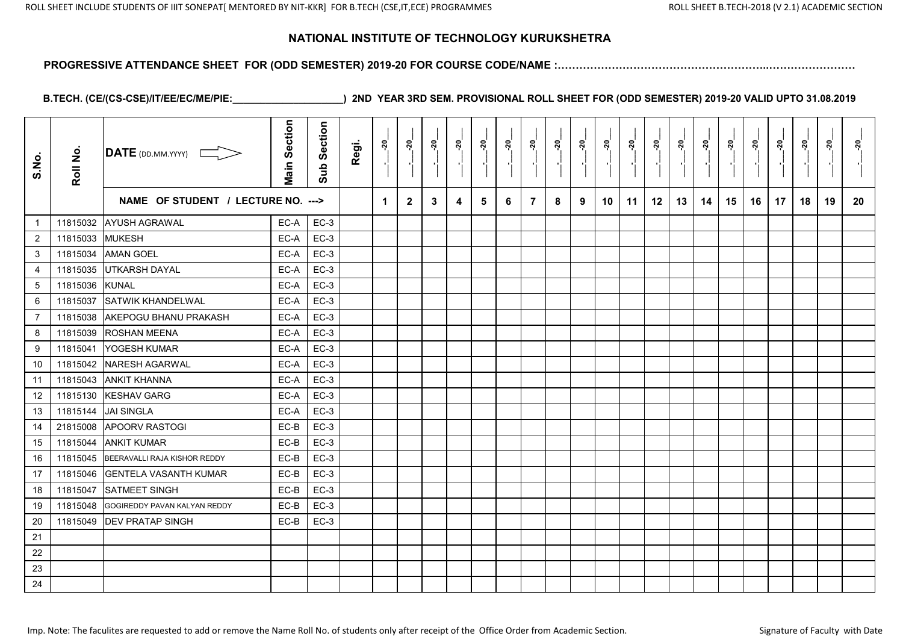# NATIONAL INSTITUTE OF TECHNOLOGY KURUKSHETRA

**PROGRESSIVE ATTENDANCE SHEET FOR (ODD SEMESTER) 2019-20 FOR COURSE CODE/NAME :…………………………………………………..……………………**

**B.TECH. (CE/(CS-CSE)/IT/EE/EC/ME/PIE:____________________) 2ND YEAR 3RD SEM. PROVISIONAL ROLL SHEET FOR (ODD SEMESTER) 2019-20 VALID UPTO 31.08.2019**

| S.No. | Roll No. | DATE (DD.MM.YYYY) | Main Section | Sub Section | Regi. | __.__-20__ | __.__-20__ | __.__-20__ | __.__-20__ | __.__-20__ | __.__-20__ | __.__-20__ | __.__-20__ | __.__-20__ | __.__-20__ | __.__-20__ | __.__-20__ | __.__-20__ | __.__-20__ | __.__-20__ | __.__-20__ | __.__-20__ | __.__-20__ | __.__-20__ | __.__-20__ |
|---|---|---|---|---|---|---|---|---|---|---|---|---|---|---|---|---|---|---|---|---|---|---|---|---|---|
| | | NAME OF STUDENT / LECTURE NO. ---> | | | | 1 | 2 | 3 | 4 | 5 | 6 | 7 | 8 | 9 | 10 | 11 | 12 | 13 | 14 | 15 | 16 | 17 | 18 | 19 | 20 |
| 1 | 11815032 | AYUSH AGRAWAL | EC-A | EC-3 | | | | | | | | | | | | | | | | | | | | | |
| 2 | 11815033 | MUKESH | EC-A | EC-3 | | | | | | | | | | | | | | | | | | | | | |
| 3 | 11815034 | AMAN GOEL | EC-A | EC-3 | | | | | | | | | | | | | | | | | | | | | |
| 4 | 11815035 | UTKARSH DAYAL | EC-A | EC-3 | | | | | | | | | | | | | | | | | | | | | |
| 5 | 11815036 | KUNAL | EC-A | EC-3 | | | | | | | | | | | | | | | | | | | | | |
| 6 | 11815037 | SATWIK KHANDELWAL | EC-A | EC-3 | | | | | | | | | | | | | | | | | | | | | |
| 7 | 11815038 | AKEPOGU BHANU PRAKASH | EC-A | EC-3 | | | | | | | | | | | | | | | | | | | | | |
| 8 | 11815039 | ROSHAN MEENA | EC-A | EC-3 | | | | | | | | | | | | | | | | | | | | | |
| 9 | 11815041 | YOGESH KUMAR | EC-A | EC-3 | | | | | | | | | | | | | | | | | | | | | |
| 10 | 11815042 | NARESH AGARWAL | EC-A | EC-3 | | | | | | | | | | | | | | | | | | | | | |
| 11 | 11815043 | ANKIT KHANNA | EC-A | EC-3 | | | | | | | | | | | | | | | | | | | | | |
| 12 | 11815130 | KESHAV GARG | EC-A | EC-3 | | | | | | | | | | | | | | | | | | | | | |
| 13 | 11815144 | JAI SINGLA | EC-A | EC-3 | | | | | | | | | | | | | | | | | | | | | |
| 14 | 21815008 | APOORV RASTOGI | EC-B | EC-3 | | | | | | | | | | | | | | | | | | | | | |
| 15 | 11815044 | ANKIT KUMAR | EC-B | EC-3 | | | | | | | | | | | | | | | | | | | | | |
| 16 | 11815045 | BEERAVALLI RAJA KISHOR REDDY | EC-B | EC-3 | | | | | | | | | | | | | | | | | | | | | |
| 17 | 11815046 | GENTELA VASANTH KUMAR | EC-B | EC-3 | | | | | | | | | | | | | | | | | | | | | |
| 18 | 11815047 | SATMEET SINGH | EC-B | EC-3 | | | | | | | | | | | | | | | | | | | | | |
| 19 | 11815048 | GOGIREDDY PAVAN KALYAN REDDY | EC-B | EC-3 | | | | | | | | | | | | | | | | | | | | | |
| 20 | 11815049 | DEV PRATAP SINGH | EC-B | EC-3 | | | | | | | | | | | | | | | | | | | | | |
| 21 | | | | | | | | | | | | | | | | | | | | | | | | | |
| 22 | | | | | | | | | | | | | | | | | | | | | | | | | |
| 23 | | | | | | | | | | | | | | | | | | | | | | | | | |
| 24 | | | | | | | | | | | | | | | | | | | | | | | | | |

Imp. Note: The faculites are requested to add or remove the Name Roll No. of students only after receipt of the Office Order from Academic Section.

Signature of Faculty with Date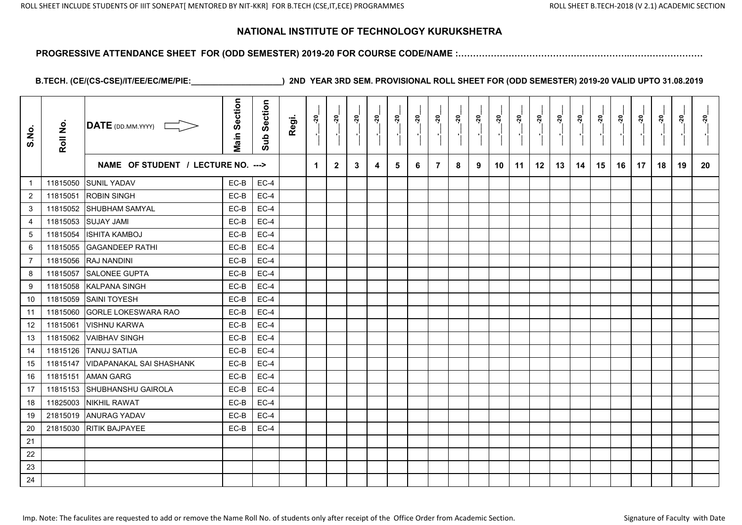# NATIONAL INSTITUTE OF TECHNOLOGY KURUKSHETRA

**PROGRESSIVE ATTENDANCE SHEET FOR (ODD SEMESTER) 2019-20 FOR COURSE CODE/NAME :……………………………………………………..……………………**

**B.TECH. (CE/(CS-CSE)/IT/EE/EC/ME/PIE:____________________) 2ND YEAR 3RD SEM. PROVISIONAL ROLL SHEET FOR (ODD SEMESTER) 2019-20 VALID UPTO 31.08.2019**

| S.No. | Roll No. | DATE (DD.MM.YYYY) | Main Section | Sub Section | Regi. | __.__-20__ | __.__-20__ | __.__-20__ | __.__-20__ | __.__-20__ | __.__-20__ | __.__-20__ | __.__-20__ | __.__-20__ | __.__-20__ | __.__-20__ | __.__-20__ | __.__-20__ | __.__-20__ | __.__-20__ | __.__-20__ | __.__-20__ | __.__-20__ | __.__-20__ | __.__-20__ |
|---|---|---|---|---|---|---|---|---|---|---|---|---|---|---|---|---|---|---|---|---|---|---|---|---|---|
| | | NAME OF STUDENT / LECTURE NO. ---> | | | | 1 | 2 | 3 | 4 | 5 | 6 | 7 | 8 | 9 | 10 | 11 | 12 | 13 | 14 | 15 | 16 | 17 | 18 | 19 | 20 |
| 1 | 11815050 | SUNIL YADAV | EC-B | EC-4 | | | | | | | | | | | | | | | | | | | | | |
| 2 | 11815051 | ROBIN SINGH | EC-B | EC-4 | | | | | | | | | | | | | | | | | | | | | |
| 3 | 11815052 | SHUBHAM SAMYAL | EC-B | EC-4 | | | | | | | | | | | | | | | | | | | | | |
| 4 | 11815053 | SUJAY JAMI | EC-B | EC-4 | | | | | | | | | | | | | | | | | | | | | |
| 5 | 11815054 | ISHITA KAMBOJ | EC-B | EC-4 | | | | | | | | | | | | | | | | | | | | | |
| 6 | 11815055 | GAGANDEEP RATHI | EC-B | EC-4 | | | | | | | | | | | | | | | | | | | | | |
| 7 | 11815056 | RAJ NANDINI | EC-B | EC-4 | | | | | | | | | | | | | | | | | | | | | |
| 8 | 11815057 | SALONEE GUPTA | EC-B | EC-4 | | | | | | | | | | | | | | | | | | | | | |
| 9 | 11815058 | KALPANA SINGH | EC-B | EC-4 | | | | | | | | | | | | | | | | | | | | | |
| 10 | 11815059 | SAINI TOYESH | EC-B | EC-4 | | | | | | | | | | | | | | | | | | | | | |
| 11 | 11815060 | GORLE LOKESWARA RAO | EC-B | EC-4 | | | | | | | | | | | | | | | | | | | | | |
| 12 | 11815061 | VISHNU KARWA | EC-B | EC-4 | | | | | | | | | | | | | | | | | | | | | |
| 13 | 11815062 | VAIBHAV SINGH | EC-B | EC-4 | | | | | | | | | | | | | | | | | | | | | |
| 14 | 11815126 | TANUJ SATIJA | EC-B | EC-4 | | | | | | | | | | | | | | | | | | | | | |
| 15 | 11815147 | VIDAPANAKAL SAI SHASHANK | EC-B | EC-4 | | | | | | | | | | | | | | | | | | | | | |
| 16 | 11815151 | AMAN GARG | EC-B | EC-4 | | | | | | | | | | | | | | | | | | | | | |
| 17 | 11815153 | SHUBHANSHU GAIROLA | EC-B | EC-4 | | | | | | | | | | | | | | | | | | | | | |
| 18 | 11825003 | NIKHIL RAWAT | EC-B | EC-4 | | | | | | | | | | | | | | | | | | | | | |
| 19 | 21815019 | ANURAG YADAV | EC-B | EC-4 | | | | | | | | | | | | | | | | | | | | | |
| 20 | 21815030 | RITIK BAJPAYEE | EC-B | EC-4 | | | | | | | | | | | | | | | | | | | | | |
| 21 | | | | | | | | | | | | | | | | | | | | | | | | | |
| 22 | | | | | | | | | | | | | | | | | | | | | | | | | |
| 23 | | | | | | | | | | | | | | | | | | | | | | | | | |
| 24 | | | | | | | | | | | | | | | | | | | | | | | | | |

Imp. Note: The faculites are requested to add or remove the Name Roll No. of students only after receipt of the Office Order from Academic Section.

Signature of Faculty with Date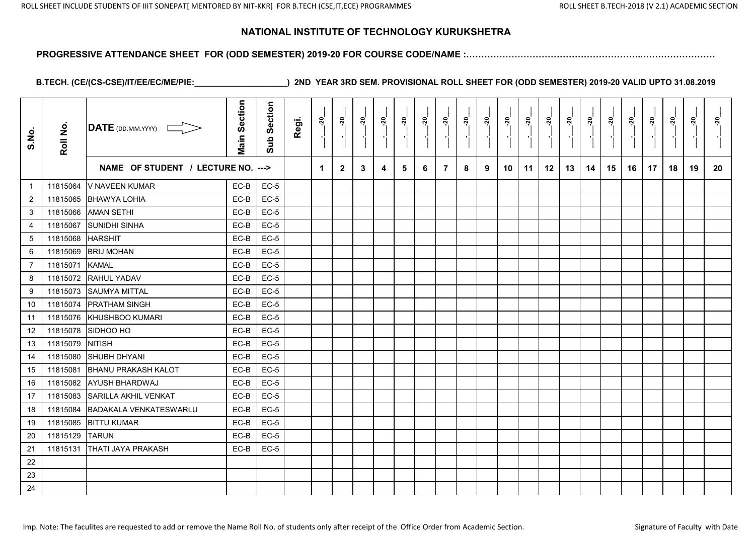## NATIONAL INSTITUTE OF TECHNOLOGY KURUKSHETRA

**PROGRESSIVE ATTENDANCE SHEET FOR (ODD SEMESTER) 2019-20 FOR COURSE CODE/NAME :……………………………………………………..……………………**

**B.TECH. (CE/(CS-CSE)/IT/EE/EC/ME/PIE:____________________) 2ND YEAR 3RD SEM. PROVISIONAL ROLL SHEET FOR (ODD SEMESTER) 2019-20 VALID UPTO 31.08.2019**

| S.No. | Roll No. | DATE (DD.MM.YYYY) | Main Section | Sub Section | Regi. | __.__-20__ | __.__-20__ | __.__-20__ | __.__-20__ | __.__-20__ | __.__-20__ | __.__-20__ | __.__-20__ | __.__-20__ | __.__-20__ | __.__-20__ | __.__-20__ | __.__-20__ | __.__-20__ | __.__-20__ | __.__-20__ | __.__-20__ | __.__-20__ | __.__-20__ | __.__-20__ |
|---|---|---|---|---|---|---|---|---|---|---|---|---|---|---|---|---|---|---|---|---|---|---|---|---|---|
| | | NAME OF STUDENT / LECTURE NO. ---> | | | | 1 | 2 | 3 | 4 | 5 | 6 | 7 | 8 | 9 | 10 | 11 | 12 | 13 | 14 | 15 | 16 | 17 | 18 | 19 | 20 |
| 1 | 11815064 | V NAVEEN KUMAR | EC-B | EC-5 | | | | | | | | | | | | | | | | | | | | | |
| 2 | 11815065 | BHAWYA LOHIA | EC-B | EC-5 | | | | | | | | | | | | | | | | | | | | | |
| 3 | 11815066 | AMAN SETHI | EC-B | EC-5 | | | | | | | | | | | | | | | | | | | | | |
| 4 | 11815067 | SUNIDHI SINHA | EC-B | EC-5 | | | | | | | | | | | | | | | | | | | | | |
| 5 | 11815068 | HARSHIT | EC-B | EC-5 | | | | | | | | | | | | | | | | | | | | | |
| 6 | 11815069 | BRIJ MOHAN | EC-B | EC-5 | | | | | | | | | | | | | | | | | | | | | |
| 7 | 11815071 | KAMAL | EC-B | EC-5 | | | | | | | | | | | | | | | | | | | | | |
| 8 | 11815072 | RAHUL YADAV | EC-B | EC-5 | | | | | | | | | | | | | | | | | | | | | |
| 9 | 11815073 | SAUMYA MITTAL | EC-B | EC-5 | | | | | | | | | | | | | | | | | | | | | |
| 10 | 11815074 | PRATHAM SINGH | EC-B | EC-5 | | | | | | | | | | | | | | | | | | | | | |
| 11 | 11815076 | KHUSHBOO KUMARI | EC-B | EC-5 | | | | | | | | | | | | | | | | | | | | | |
| 12 | 11815078 | SIDHOO HO | EC-B | EC-5 | | | | | | | | | | | | | | | | | | | | | |
| 13 | 11815079 | NITISH | EC-B | EC-5 | | | | | | | | | | | | | | | | | | | | | |
| 14 | 11815080 | SHUBH DHYANI | EC-B | EC-5 | | | | | | | | | | | | | | | | | | | | | |
| 15 | 11815081 | BHANU PRAKASH KALOT | EC-B | EC-5 | | | | | | | | | | | | | | | | | | | | | |
| 16 | 11815082 | AYUSH BHARDWAJ | EC-B | EC-5 | | | | | | | | | | | | | | | | | | | | | |
| 17 | 11815083 | SARILLA AKHIL VENKAT | EC-B | EC-5 | | | | | | | | | | | | | | | | | | | | | |
| 18 | 11815084 | BADAKALA VENKATESWARLU | EC-B | EC-5 | | | | | | | | | | | | | | | | | | | | | |
| 19 | 11815085 | BITTU KUMAR | EC-B | EC-5 | | | | | | | | | | | | | | | | | | | | | |
| 20 | 11815129 | TARUN | EC-B | EC-5 | | | | | | | | | | | | | | | | | | | | | |
| 21 | 11815131 | THATI JAYA PRAKASH | EC-B | EC-5 | | | | | | | | | | | | | | | | | | | | | |
| 22 | | | | | | | | | | | | | | | | | | | | | | | | | |
| 23 | | | | | | | | | | | | | | | | | | | | | | | | | |
| 24 | | | | | | | | | | | | | | | | | | | | | | | | | |

Imp. Note: The faculites are requested to add or remove the Name Roll No. of students only after receipt of the Office Order from Academic Section.

Signature of Faculty with Date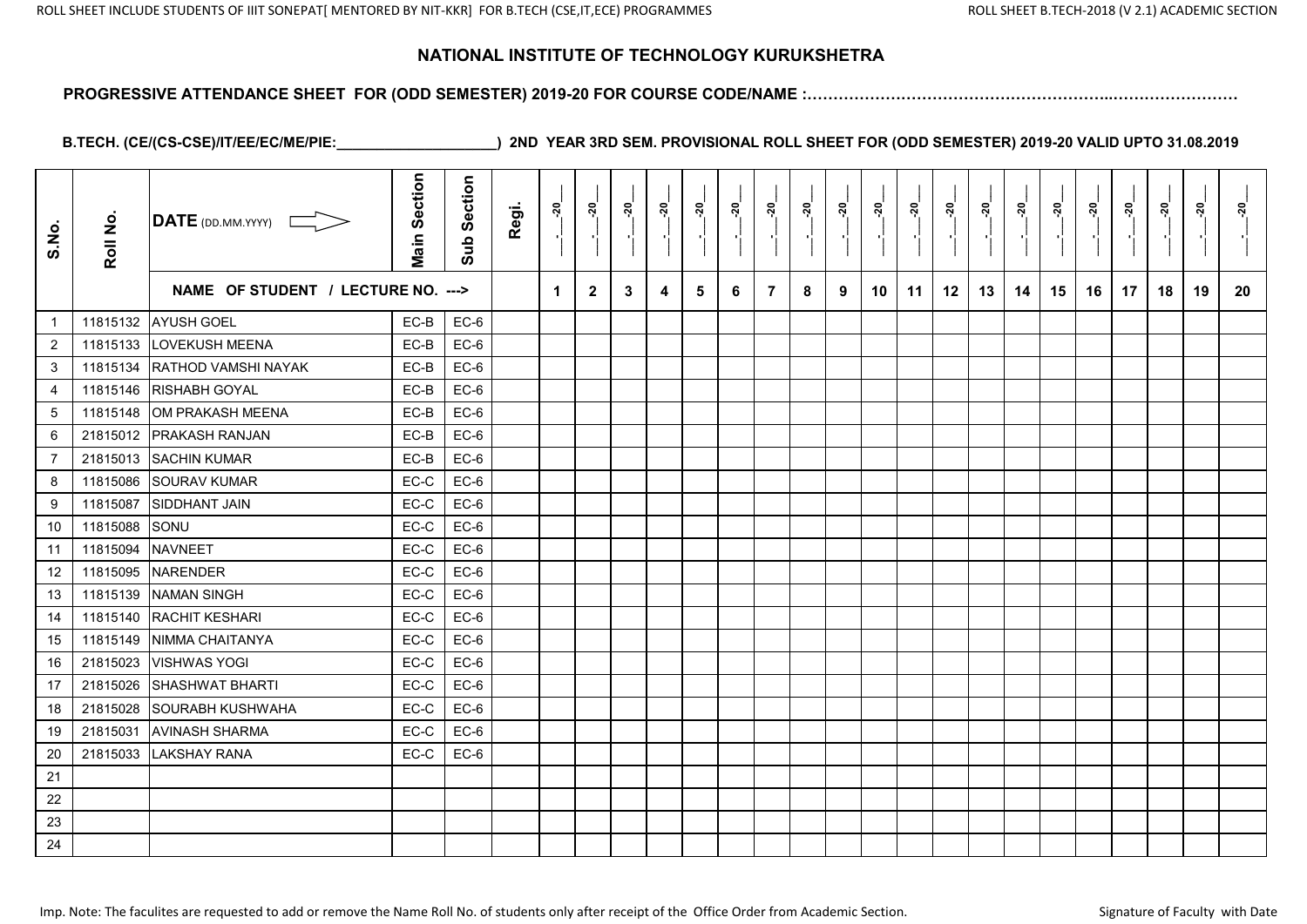ROLL SHEET INCLUDE STUDENTS OF IIIT SONEPAT[ MENTORED BY NIT-KKR] FOR B.TECH (CSE,IT,ECE) PROGRAMMES

ROLL SHEET B.TECH-2018 (V 2.1) ACADEMIC SECTION

# NATIONAL INSTITUTE OF TECHNOLOGY KURUKSHETRA

## PROGRESSIVE ATTENDANCE SHEET FOR (ODD SEMESTER) 2019-20 FOR COURSE CODE/NAME :……………………………………………………..……………………

**B.TECH. (CE/(CS-CSE)/IT/EE/EC/ME/PIE:____________________) 2ND YEAR 3RD SEM. PROVISIONAL ROLL SHEET FOR (ODD SEMESTER) 2019-20 VALID UPTO 31.08.2019**

| S.No. | Roll No. | DATE (DD.MM.YYYY) | Main Section | Sub Section | Regi. | __-__-20__ | __-__-20__ | __-__-20__ | __-__-20__ | __-__-20__ | __-__-20__ | __-__-20__ | __-__-20__ | __-__-20__ | __-__-20__ | __-__-20__ | __-__-20__ | __-__-20__ | __-__-20__ | __-__-20__ | __-__-20__ | __-__-20__ | __-__-20__ | __-__-20__ | __-__-20__ |
|---|---|---|---|---|---|---|---|---|---|---|---|---|---|---|---|---|---|---|---|---|---|---|---|---|---|
| | | NAME OF STUDENT / LECTURE NO. ---> | | | | 1 | 2 | 3 | 4 | 5 | 6 | 7 | 8 | 9 | 10 | 11 | 12 | 13 | 14 | 15 | 16 | 17 | 18 | 19 | 20 |
| 1 | 11815132 | AYUSH GOEL | EC-B | EC-6 | | | | | | | | | | | | | | | | | | | | | |
| 2 | 11815133 | LOVEKUSH MEENA | EC-B | EC-6 | | | | | | | | | | | | | | | | | | | | | |
| 3 | 11815134 | RATHOD VAMSHI NAYAK | EC-B | EC-6 | | | | | | | | | | | | | | | | | | | | | |
| 4 | 11815146 | RISHABH GOYAL | EC-B | EC-6 | | | | | | | | | | | | | | | | | | | | | |
| 5 | 11815148 | OM PRAKASH MEENA | EC-B | EC-6 | | | | | | | | | | | | | | | | | | | | | |
| 6 | 21815012 | PRAKASH RANJAN | EC-B | EC-6 | | | | | | | | | | | | | | | | | | | | | |
| 7 | 21815013 | SACHIN KUMAR | EC-B | EC-6 | | | | | | | | | | | | | | | | | | | | | |
| 8 | 11815086 | SOURAV KUMAR | EC-C | EC-6 | | | | | | | | | | | | | | | | | | | | | |
| 9 | 11815087 | SIDDHANT JAIN | EC-C | EC-6 | | | | | | | | | | | | | | | | | | | | | |
| 10 | 11815088 | SONU | EC-C | EC-6 | | | | | | | | | | | | | | | | | | | | | |
| 11 | 11815094 | NAVNEET | EC-C | EC-6 | | | | | | | | | | | | | | | | | | | | | |
| 12 | 11815095 | NARENDER | EC-C | EC-6 | | | | | | | | | | | | | | | | | | | | | |
| 13 | 11815139 | NAMAN SINGH | EC-C | EC-6 | | | | | | | | | | | | | | | | | | | | | |
| 14 | 11815140 | RACHIT KESHARI | EC-C | EC-6 | | | | | | | | | | | | | | | | | | | | | |
| 15 | 11815149 | NIMMA CHAITANYA | EC-C | EC-6 | | | | | | | | | | | | | | | | | | | | | |
| 16 | 21815023 | VISHWAS YOGI | EC-C | EC-6 | | | | | | | | | | | | | | | | | | | | | |
| 17 | 21815026 | SHASHWAT BHARTI | EC-C | EC-6 | | | | | | | | | | | | | | | | | | | | | |
| 18 | 21815028 | SOURABH KUSHWAHA | EC-C | EC-6 | | | | | | | | | | | | | | | | | | | | | |
| 19 | 21815031 | AVINASH SHARMA | EC-C | EC-6 | | | | | | | | | | | | | | | | | | | | | |
| 20 | 21815033 | LAKSHAY RANA | EC-C | EC-6 | | | | | | | | | | | | | | | | | | | | | |
| 21 | | | | | | | | | | | | | | | | | | | | | | | | | |
| 22 | | | | | | | | | | | | | | | | | | | | | | | | | |
| 23 | | | | | | | | | | | | | | | | | | | | | | | | | |
| 24 | | | | | | | | | | | | | | | | | | | | | | | | | |

Imp. Note: The faculites are requested to add or remove the Name Roll No. of students only after receipt of the Office Order from Academic Section.

Signature of Faculty with Date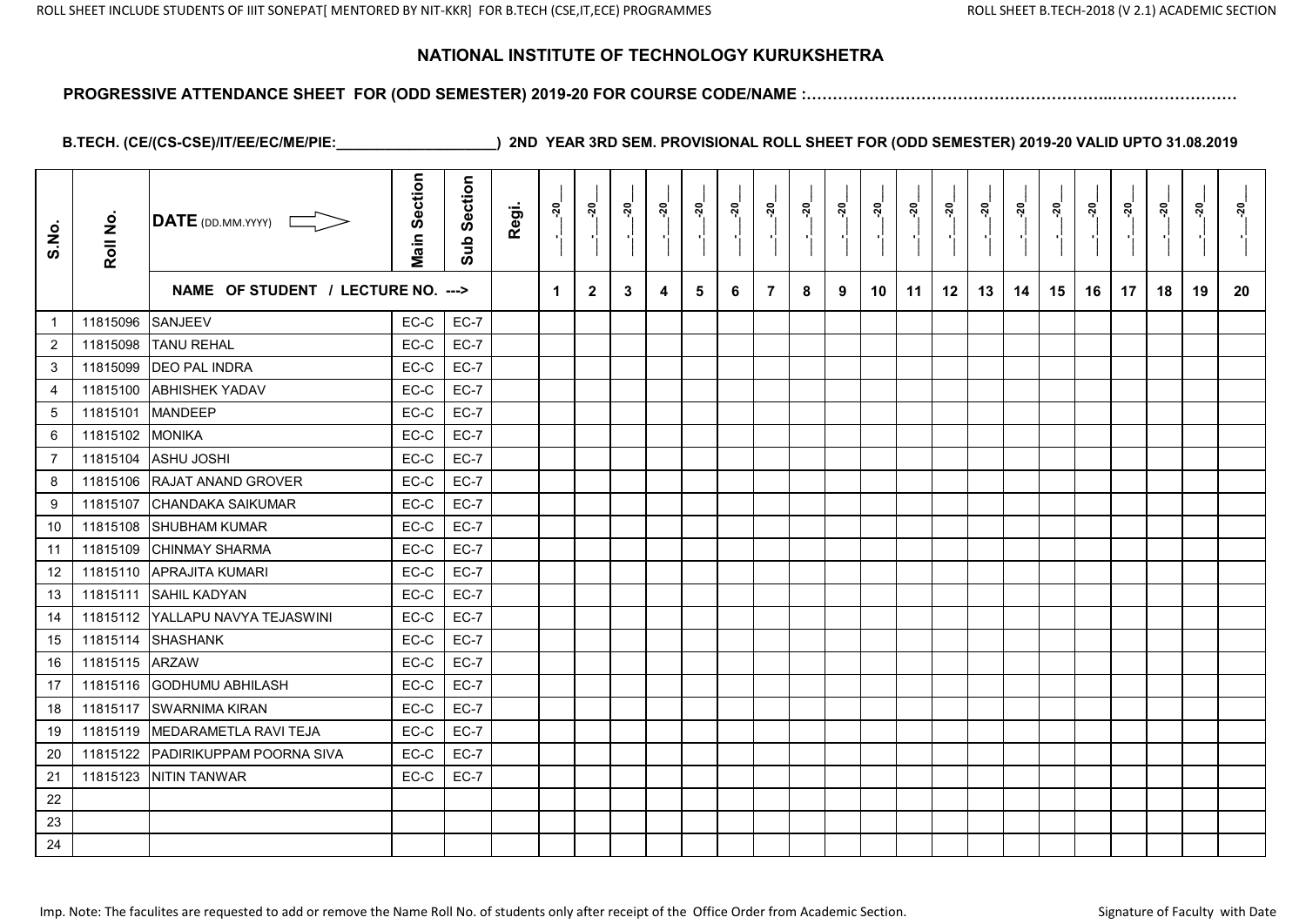# NATIONAL INSTITUTE OF TECHNOLOGY KURUKSHETRA

**PROGRESSIVE ATTENDANCE SHEET FOR (ODD SEMESTER) 2019-20 FOR COURSE CODE/NAME :…………………………………………………..……………………**

**B.TECH. (CE/(CS-CSE)/IT/EE/EC/ME/PIE:____________________) 2ND YEAR 3RD SEM. PROVISIONAL ROLL SHEET FOR (ODD SEMESTER) 2019-20 VALID UPTO 31.08.2019**

| S.No. | Roll No. | DATE (DD.MM.YYYY) | Main Section | Sub Section | Regi. | __.__-20__ | __.__-20__ | __.__-20__ | __.__-20__ | __.__-20__ | __.__-20__ | __.__-20__ | __.__-20__ | __.__-20__ | __.__-20__ | __.__-20__ | __.__-20__ | __.__-20__ | __.__-20__ | __.__-20__ | __.__-20__ | __.__-20__ | __.__-20__ | __.__-20__ | __.__-20__ |
|---|---|---|---|---|---|---|---|---|---|---|---|---|---|---|---|---|---|---|---|---|---|---|---|---|---|
| | | NAME OF STUDENT / LECTURE NO. ---> | | | | 1 | 2 | 3 | 4 | 5 | 6 | 7 | 8 | 9 | 10 | 11 | 12 | 13 | 14 | 15 | 16 | 17 | 18 | 19 | 20 |
| 1 | 11815096 | SANJEEV | EC-C | EC-7 | | | | | | | | | | | | | | | | | | | | | |
| 2 | 11815098 | TANU REHAL | EC-C | EC-7 | | | | | | | | | | | | | | | | | | | | | |
| 3 | 11815099 | DEO PAL INDRA | EC-C | EC-7 | | | | | | | | | | | | | | | | | | | | | |
| 4 | 11815100 | ABHISHEK YADAV | EC-C | EC-7 | | | | | | | | | | | | | | | | | | | | | |
| 5 | 11815101 | MANDEEP | EC-C | EC-7 | | | | | | | | | | | | | | | | | | | | | |
| 6 | 11815102 | MONIKA | EC-C | EC-7 | | | | | | | | | | | | | | | | | | | | | |
| 7 | 11815104 | ASHU JOSHI | EC-C | EC-7 | | | | | | | | | | | | | | | | | | | | | |
| 8 | 11815106 | RAJAT ANAND GROVER | EC-C | EC-7 | | | | | | | | | | | | | | | | | | | | | |
| 9 | 11815107 | CHANDAKA SAIKUMAR | EC-C | EC-7 | | | | | | | | | | | | | | | | | | | | | |
| 10 | 11815108 | SHUBHAM KUMAR | EC-C | EC-7 | | | | | | | | | | | | | | | | | | | | | |
| 11 | 11815109 | CHINMAY SHARMA | EC-C | EC-7 | | | | | | | | | | | | | | | | | | | | | |
| 12 | 11815110 | APRAJITA KUMARI | EC-C | EC-7 | | | | | | | | | | | | | | | | | | | | | |
| 13 | 11815111 | SAHIL KADYAN | EC-C | EC-7 | | | | | | | | | | | | | | | | | | | | | |
| 14 | 11815112 | YALLAPU NAVYA TEJASWINI | EC-C | EC-7 | | | | | | | | | | | | | | | | | | | | | |
| 15 | 11815114 | SHASHANK | EC-C | EC-7 | | | | | | | | | | | | | | | | | | | | | |
| 16 | 11815115 | ARZAW | EC-C | EC-7 | | | | | | | | | | | | | | | | | | | | | |
| 17 | 11815116 | GODHUMU ABHILASH | EC-C | EC-7 | | | | | | | | | | | | | | | | | | | | | |
| 18 | 11815117 | SWARNIMA KIRAN | EC-C | EC-7 | | | | | | | | | | | | | | | | | | | | | |
| 19 | 11815119 | MEDARAMETLA RAVI TEJA | EC-C | EC-7 | | | | | | | | | | | | | | | | | | | | | |
| 20 | 11815122 | PADIRIKUPPAM POORNA SIVA | EC-C | EC-7 | | | | | | | | | | | | | | | | | | | | | |
| 21 | 11815123 | NITIN TANWAR | EC-C | EC-7 | | | | | | | | | | | | | | | | | | | | | |
| 22 | | | | | | | | | | | | | | | | | | | | | | | | | |
| 23 | | | | | | | | | | | | | | | | | | | | | | | | | |
| 24 | | | | | | | | | | | | | | | | | | | | | | | | | |

Imp. Note: The faculites are requested to add or remove the Name Roll No. of students only after receipt of the Office Order from Academic Section.

Signature of Faculty with Date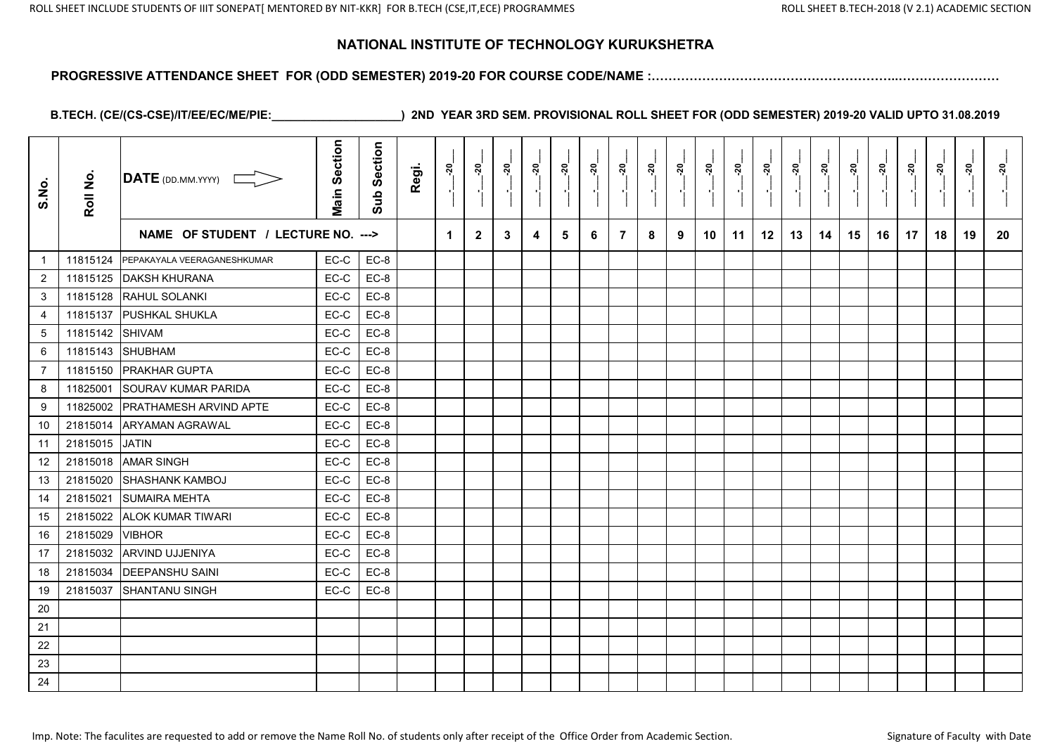# NATIONAL INSTITUTE OF TECHNOLOGY KURUKSHETRA

**PROGRESSIVE ATTENDANCE SHEET FOR (ODD SEMESTER) 2019-20 FOR COURSE CODE/NAME :………………………………………………………..……………………**

**B.TECH. (CE/(CS-CSE)/IT/EE/EC/ME/PIE:____________________) 2ND YEAR 3RD SEM. PROVISIONAL ROLL SHEET FOR (ODD SEMESTER) 2019-20 VALID UPTO 31.08.2019**

| S.No. | Roll No. | DATE (DD.MM.YYYY) | Main Section | Sub Section | Regi. | __.__-20__ | __.__-20__ | __.__-20__ | __.__-20__ | __.__-20__ | __.__-20__ | __.__-20__ | __.__-20__ | __.__-20__ | __.__-20__ | __.__-20__ | __.__-20__ | __.__-20__ | __.__-20__ | __.__-20__ | __.__-20__ | __.__-20__ | __.__-20__ | __.__-20__ | __.__-20__ |
|---|---|---|---|---|---|---|---|---|---|---|---|---|---|---|---|---|---|---|---|---|---|---|---|---|---|
| | | NAME OF STUDENT / LECTURE NO. ---> | | | | 1 | 2 | 3 | 4 | 5 | 6 | 7 | 8 | 9 | 10 | 11 | 12 | 13 | 14 | 15 | 16 | 17 | 18 | 19 | 20 |
| 1 | 11815124 | PEPAKAYALA VEERAGANESHKUMAR | EC-C | EC-8 | | | | | | | | | | | | | | | | | | | | | |
| 2 | 11815125 | DAKSH KHURANA | EC-C | EC-8 | | | | | | | | | | | | | | | | | | | | | |
| 3 | 11815128 | RAHUL SOLANKI | EC-C | EC-8 | | | | | | | | | | | | | | | | | | | | | |
| 4 | 11815137 | PUSHKAL SHUKLA | EC-C | EC-8 | | | | | | | | | | | | | | | | | | | | | |
| 5 | 11815142 | SHIVAM | EC-C | EC-8 | | | | | | | | | | | | | | | | | | | | | |
| 6 | 11815143 | SHUBHAM | EC-C | EC-8 | | | | | | | | | | | | | | | | | | | | | |
| 7 | 11815150 | PRAKHAR GUPTA | EC-C | EC-8 | | | | | | | | | | | | | | | | | | | | | |
| 8 | 11825001 | SOURAV KUMAR PARIDA | EC-C | EC-8 | | | | | | | | | | | | | | | | | | | | | |
| 9 | 11825002 | PRATHAMESH ARVIND APTE | EC-C | EC-8 | | | | | | | | | | | | | | | | | | | | | |
| 10 | 21815014 | ARYAMAN AGRAWAL | EC-C | EC-8 | | | | | | | | | | | | | | | | | | | | | |
| 11 | 21815015 | JATIN | EC-C | EC-8 | | | | | | | | | | | | | | | | | | | | | |
| 12 | 21815018 | AMAR SINGH | EC-C | EC-8 | | | | | | | | | | | | | | | | | | | | | |
| 13 | 21815020 | SHASHANK KAMBOJ | EC-C | EC-8 | | | | | | | | | | | | | | | | | | | | | |
| 14 | 21815021 | SUMAIRA MEHTA | EC-C | EC-8 | | | | | | | | | | | | | | | | | | | | | |
| 15 | 21815022 | ALOK KUMAR TIWARI | EC-C | EC-8 | | | | | | | | | | | | | | | | | | | | | |
| 16 | 21815029 | VIBHOR | EC-C | EC-8 | | | | | | | | | | | | | | | | | | | | | |
| 17 | 21815032 | ARVIND UJJENIYA | EC-C | EC-8 | | | | | | | | | | | | | | | | | | | | | |
| 18 | 21815034 | DEEPANSHU SAINI | EC-C | EC-8 | | | | | | | | | | | | | | | | | | | | | |
| 19 | 21815037 | SHANTANU SINGH | EC-C | EC-8 | | | | | | | | | | | | | | | | | | | | | |
| 20 | | | | | | | | | | | | | | | | | | | | | | | | | |
| 21 | | | | | | | | | | | | | | | | | | | | | | | | | |
| 22 | | | | | | | | | | | | | | | | | | | | | | | | | |
| 23 | | | | | | | | | | | | | | | | | | | | | | | | | |
| 24 | | | | | | | | | | | | | | | | | | | | | | | | | |

Imp. Note: The faculites are requested to add or remove the Name Roll No. of students only after receipt of the Office Order from Academic Section.

Signature of Faculty with Date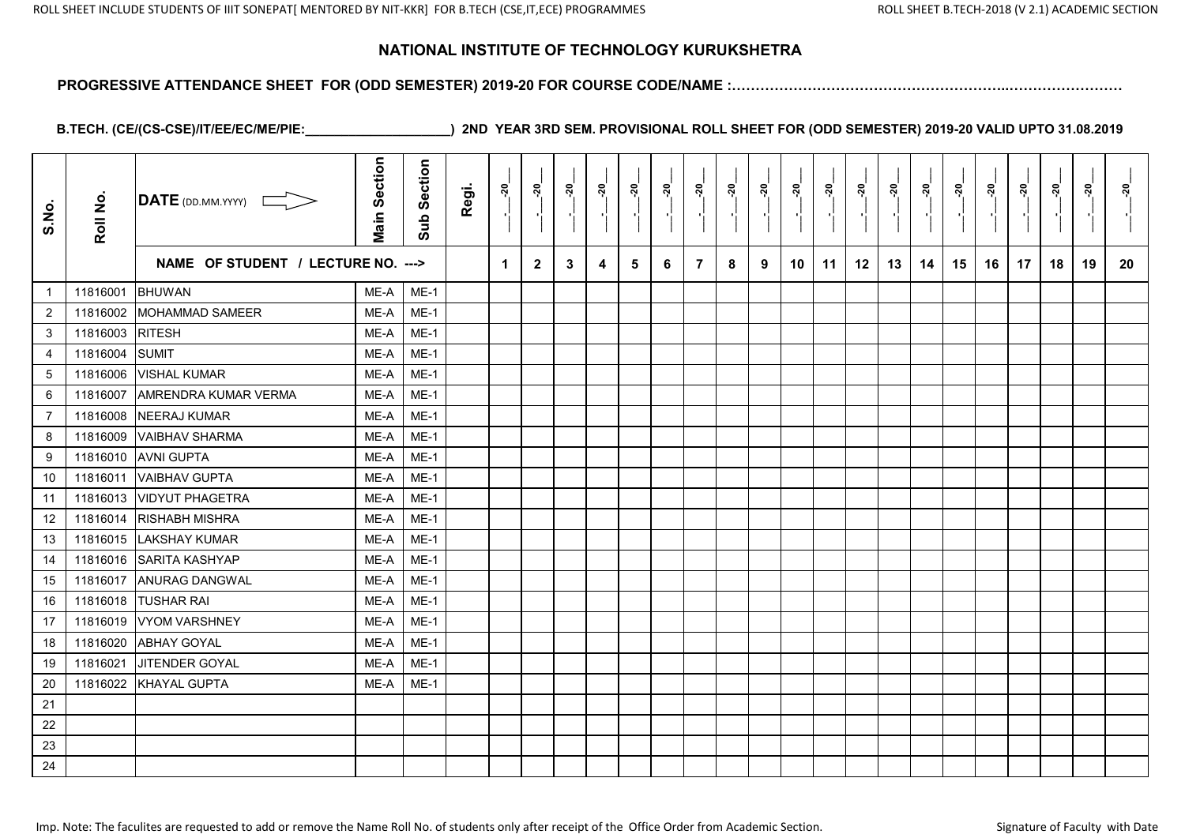## NATIONAL INSTITUTE OF TECHNOLOGY KURUKSHETRA

**PROGRESSIVE ATTENDANCE SHEET FOR (ODD SEMESTER) 2019-20 FOR COURSE CODE/NAME :…………………………………………………..……………………**

**B.TECH. (CE/(CS-CSE)/IT/EE/EC/ME/PIE:____________________) 2ND YEAR 3RD SEM. PROVISIONAL ROLL SHEET FOR (ODD SEMESTER) 2019-20 VALID UPTO 31.08.2019**

| S.No. | Roll No. | DATE (DD.MM.YYYY) ⟹ | Main Section | Sub Section | Regi. | __-__-20__ | __-__-20__ | __-__-20__ | __-__-20__ | __-__-20__ | __-__-20__ | __-__-20__ | __-__-20__ | __-__-20__ | __-__-20__ | __-__-20__ | __-__-20__ | __-__-20__ | __-__-20__ | __-__-20__ | __-__-20__ | __-__-20__ | __-__-20__ | __-__-20__ | __-__-20__ |
|---|---|---|---|---|---|---|---|---|---|---|---|---|---|---|---|---|---|---|---|---|---|---|---|---|---|
| | | NAME OF STUDENT / LECTURE NO. ---> | | | | 1 | 2 | 3 | 4 | 5 | 6 | 7 | 8 | 9 | 10 | 11 | 12 | 13 | 14 | 15 | 16 | 17 | 18 | 19 | 20 |
| 1 | 11816001 | BHUWAN | ME-A | ME-1 | | | | | | | | | | | | | | | | | | | | | |
| 2 | 11816002 | MOHAMMAD SAMEER | ME-A | ME-1 | | | | | | | | | | | | | | | | | | | | | |
| 3 | 11816003 | RITESH | ME-A | ME-1 | | | | | | | | | | | | | | | | | | | | | |
| 4 | 11816004 | SUMIT | ME-A | ME-1 | | | | | | | | | | | | | | | | | | | | | |
| 5 | 11816006 | VISHAL KUMAR | ME-A | ME-1 | | | | | | | | | | | | | | | | | | | | | |
| 6 | 11816007 | AMRENDRA KUMAR VERMA | ME-A | ME-1 | | | | | | | | | | | | | | | | | | | | | |
| 7 | 11816008 | NEERAJ KUMAR | ME-A | ME-1 | | | | | | | | | | | | | | | | | | | | | |
| 8 | 11816009 | VAIBHAV SHARMA | ME-A | ME-1 | | | | | | | | | | | | | | | | | | | | | |
| 9 | 11816010 | AVNI GUPTA | ME-A | ME-1 | | | | | | | | | | | | | | | | | | | | | |
| 10 | 11816011 | VAIBHAV GUPTA | ME-A | ME-1 | | | | | | | | | | | | | | | | | | | | | |
| 11 | 11816013 | VIDYUT PHAGETRA | ME-A | ME-1 | | | | | | | | | | | | | | | | | | | | | |
| 12 | 11816014 | RISHABH MISHRA | ME-A | ME-1 | | | | | | | | | | | | | | | | | | | | | |
| 13 | 11816015 | LAKSHAY KUMAR | ME-A | ME-1 | | | | | | | | | | | | | | | | | | | | | |
| 14 | 11816016 | SARITA KASHYAP | ME-A | ME-1 | | | | | | | | | | | | | | | | | | | | | |
| 15 | 11816017 | ANURAG DANGWAL | ME-A | ME-1 | | | | | | | | | | | | | | | | | | | | | |
| 16 | 11816018 | TUSHAR RAI | ME-A | ME-1 | | | | | | | | | | | | | | | | | | | | | |
| 17 | 11816019 | VYOM VARSHNEY | ME-A | ME-1 | | | | | | | | | | | | | | | | | | | | | |
| 18 | 11816020 | ABHAY GOYAL | ME-A | ME-1 | | | | | | | | | | | | | | | | | | | | | |
| 19 | 11816021 | JITENDER GOYAL | ME-A | ME-1 | | | | | | | | | | | | | | | | | | | | | |
| 20 | 11816022 | KHAYAL GUPTA | ME-A | ME-1 | | | | | | | | | | | | | | | | | | | | | |
| 21 | | | | | | | | | | | | | | | | | | | | | | | | | |
| 22 | | | | | | | | | | | | | | | | | | | | | | | | | |
| 23 | | | | | | | | | | | | | | | | | | | | | | | | | |
| 24 | | | | | | | | | | | | | | | | | | | | | | | | | |

Imp. Note: The faculites are requested to add or remove the Name Roll No. of students only after receipt of the Office Order from Academic Section.

Signature of Faculty with Date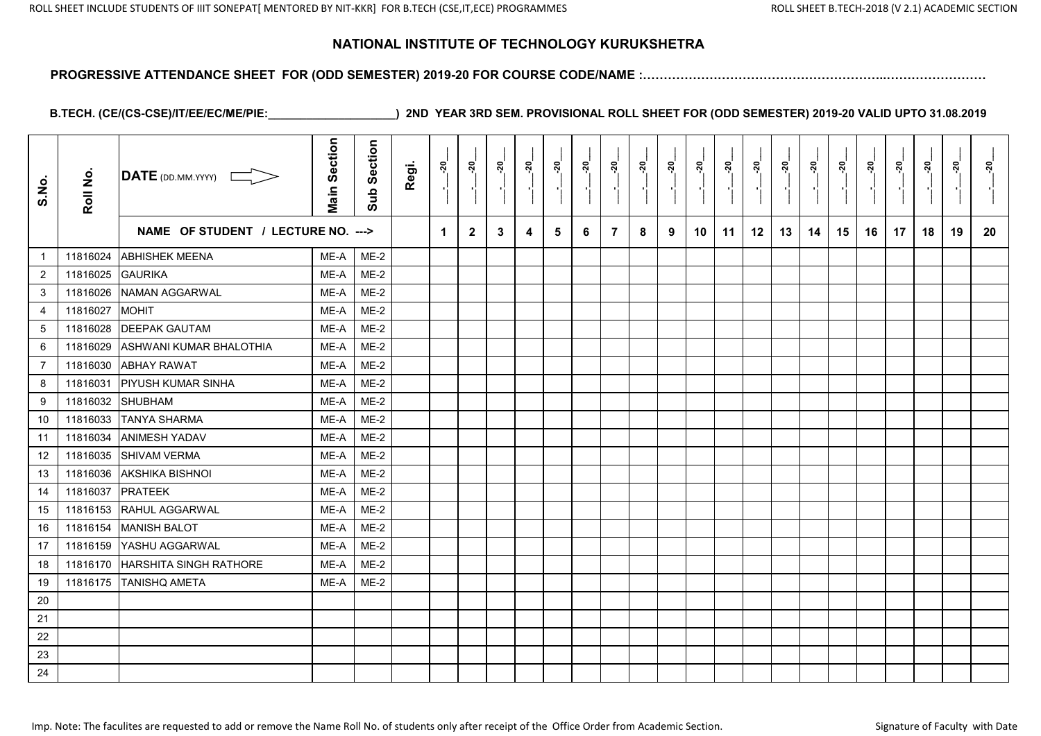# NATIONAL INSTITUTE OF TECHNOLOGY KURUKSHETRA

**PROGRESSIVE ATTENDANCE SHEET FOR (ODD SEMESTER) 2019-20 FOR COURSE CODE/NAME :……………………………………………………..……………………**

**B.TECH. (CE/(CS-CSE)/IT/EE/EC/ME/PIE:____________________) 2ND YEAR 3RD SEM. PROVISIONAL ROLL SHEET FOR (ODD SEMESTER) 2019-20 VALID UPTO 31.08.2019**

| S.No. | Roll No. | DATE (DD.MM.YYYY) | Main Section | Sub Section | Regi. | __.__-20__ | __.__-20__ | __.__-20__ | __.__-20__ | __.__-20__ | __.__-20__ | __.__-20__ | __.__-20__ | __.__-20__ | __.__-20__ | __.__-20__ | __.__-20__ | __.__-20__ | __.__-20__ | __.__-20__ | __.__-20__ | __.__-20__ | __.__-20__ | __.__-20__ | __.__-20__ |
|---|---|---|---|---|---|---|---|---|---|---|---|---|---|---|---|---|---|---|---|---|---|---|---|---|---|
| | | NAME OF STUDENT / LECTURE NO. ---> | | | | 1 | 2 | 3 | 4 | 5 | 6 | 7 | 8 | 9 | 10 | 11 | 12 | 13 | 14 | 15 | 16 | 17 | 18 | 19 | 20 |
| 1 | 11816024 | ABHISHEK MEENA | ME-A | ME-2 | | | | | | | | | | | | | | | | | | | | | |
| 2 | 11816025 | GAURIKA | ME-A | ME-2 | | | | | | | | | | | | | | | | | | | | | |
| 3 | 11816026 | NAMAN AGGARWAL | ME-A | ME-2 | | | | | | | | | | | | | | | | | | | | | |
| 4 | 11816027 | MOHIT | ME-A | ME-2 | | | | | | | | | | | | | | | | | | | | | |
| 5 | 11816028 | DEEPAK GAUTAM | ME-A | ME-2 | | | | | | | | | | | | | | | | | | | | | |
| 6 | 11816029 | ASHWANI KUMAR BHALOTHIA | ME-A | ME-2 | | | | | | | | | | | | | | | | | | | | | |
| 7 | 11816030 | ABHAY RAWAT | ME-A | ME-2 | | | | | | | | | | | | | | | | | | | | | |
| 8 | 11816031 | PIYUSH KUMAR SINHA | ME-A | ME-2 | | | | | | | | | | | | | | | | | | | | | |
| 9 | 11816032 | SHUBHAM | ME-A | ME-2 | | | | | | | | | | | | | | | | | | | | | |
| 10 | 11816033 | TANYA SHARMA | ME-A | ME-2 | | | | | | | | | | | | | | | | | | | | | |
| 11 | 11816034 | ANIMESH YADAV | ME-A | ME-2 | | | | | | | | | | | | | | | | | | | | | |
| 12 | 11816035 | SHIVAM VERMA | ME-A | ME-2 | | | | | | | | | | | | | | | | | | | | | |
| 13 | 11816036 | AKSHIKA BISHNOI | ME-A | ME-2 | | | | | | | | | | | | | | | | | | | | | |
| 14 | 11816037 | PRATEEK | ME-A | ME-2 | | | | | | | | | | | | | | | | | | | | | |
| 15 | 11816153 | RAHUL AGGARWAL | ME-A | ME-2 | | | | | | | | | | | | | | | | | | | | | |
| 16 | 11816154 | MANISH BALOT | ME-A | ME-2 | | | | | | | | | | | | | | | | | | | | | |
| 17 | 11816159 | YASHU AGGARWAL | ME-A | ME-2 | | | | | | | | | | | | | | | | | | | | | |
| 18 | 11816170 | HARSHITA SINGH RATHORE | ME-A | ME-2 | | | | | | | | | | | | | | | | | | | | | |
| 19 | 11816175 | TANISHQ AMETA | ME-A | ME-2 | | | | | | | | | | | | | | | | | | | | | |
| 20 | | | | | | | | | | | | | | | | | | | | | | | | | |
| 21 | | | | | | | | | | | | | | | | | | | | | | | | | |
| 22 | | | | | | | | | | | | | | | | | | | | | | | | | |
| 23 | | | | | | | | | | | | | | | | | | | | | | | | | |
| 24 | | | | | | | | | | | | | | | | | | | | | | | | | |

Imp. Note: The faculites are requested to add or remove the Name Roll No. of students only after receipt of the Office Order from Academic Section.

Signature of Faculty with Date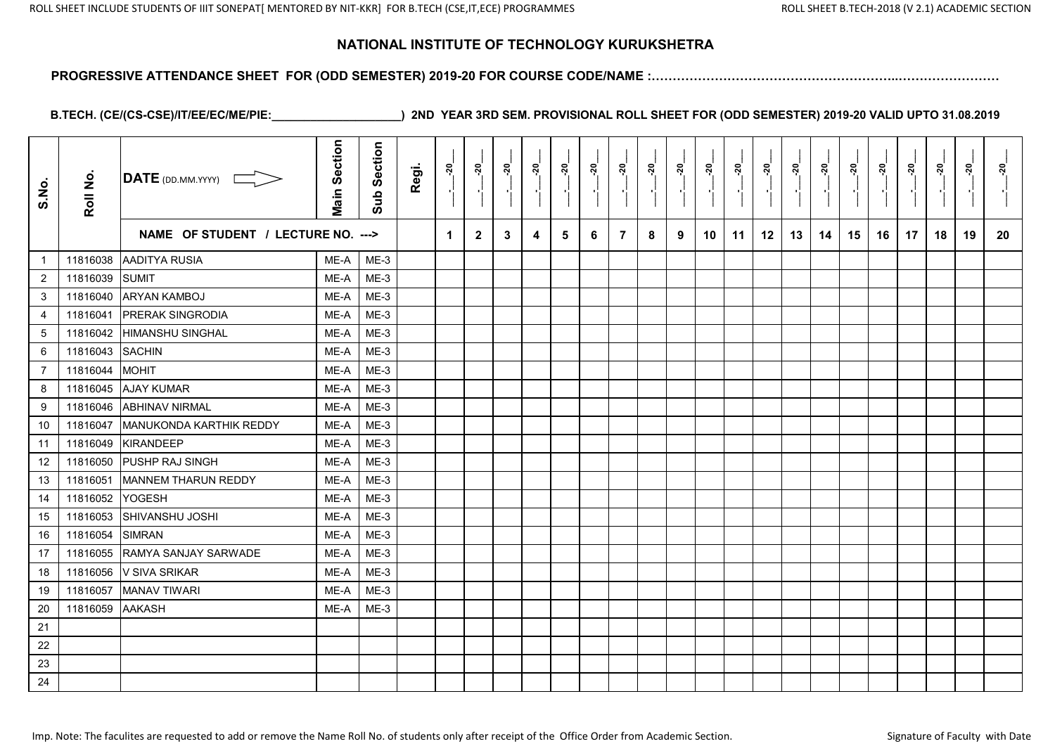# NATIONAL INSTITUTE OF TECHNOLOGY KURUKSHETRA

**PROGRESSIVE ATTENDANCE SHEET FOR (ODD SEMESTER) 2019-20 FOR COURSE CODE/NAME :……………………………………………………..……………………**

**B.TECH. (CE/(CS-CSE)/IT/EE/EC/ME/PIE:____________________) 2ND YEAR 3RD SEM. PROVISIONAL ROLL SHEET FOR (ODD SEMESTER) 2019-20 VALID UPTO 31.08.2019**

| S.No. | Roll No. | DATE (DD.MM.YYYY) | Main Section | Sub Section | Regi. | __-__-20__ | __-__-20__ | __-__-20__ | __-__-20__ | __-__-20__ | __-__-20__ | __-__-20__ | __-__-20__ | __-__-20__ | __-__-20__ | __-__-20__ | __-__-20__ | __-__-20__ | __-__-20__ | __-__-20__ | __-__-20__ | __-__-20__ | __-__-20__ | __-__-20__ | __-__-20__ |
|---|---|---|---|---|---|---|---|---|---|---|---|---|---|---|---|---|---|---|---|---|---|---|---|---|---|
| | | NAME OF STUDENT / LECTURE NO. ---> | | | | 1 | 2 | 3 | 4 | 5 | 6 | 7 | 8 | 9 | 10 | 11 | 12 | 13 | 14 | 15 | 16 | 17 | 18 | 19 | 20 |
| 1 | 11816038 | AADITYA RUSIA | ME-A | ME-3 | | | | | | | | | | | | | | | | | | | | | |
| 2 | 11816039 | SUMIT | ME-A | ME-3 | | | | | | | | | | | | | | | | | | | | | |
| 3 | 11816040 | ARYAN KAMBOJ | ME-A | ME-3 | | | | | | | | | | | | | | | | | | | | | |
| 4 | 11816041 | PRERAK SINGRODIA | ME-A | ME-3 | | | | | | | | | | | | | | | | | | | | | |
| 5 | 11816042 | HIMANSHU SINGHAL | ME-A | ME-3 | | | | | | | | | | | | | | | | | | | | | |
| 6 | 11816043 | SACHIN | ME-A | ME-3 | | | | | | | | | | | | | | | | | | | | | |
| 7 | 11816044 | MOHIT | ME-A | ME-3 | | | | | | | | | | | | | | | | | | | | | |
| 8 | 11816045 | AJAY KUMAR | ME-A | ME-3 | | | | | | | | | | | | | | | | | | | | | |
| 9 | 11816046 | ABHINAV NIRMAL | ME-A | ME-3 | | | | | | | | | | | | | | | | | | | | | |
| 10 | 11816047 | MANUKONDA KARTHIK REDDY | ME-A | ME-3 | | | | | | | | | | | | | | | | | | | | | |
| 11 | 11816049 | KIRANDEEP | ME-A | ME-3 | | | | | | | | | | | | | | | | | | | | | |
| 12 | 11816050 | PUSHP RAJ SINGH | ME-A | ME-3 | | | | | | | | | | | | | | | | | | | | | |
| 13 | 11816051 | MANNEM THARUN REDDY | ME-A | ME-3 | | | | | | | | | | | | | | | | | | | | | |
| 14 | 11816052 | YOGESH | ME-A | ME-3 | | | | | | | | | | | | | | | | | | | | | |
| 15 | 11816053 | SHIVANSHU JOSHI | ME-A | ME-3 | | | | | | | | | | | | | | | | | | | | | |
| 16 | 11816054 | SIMRAN | ME-A | ME-3 | | | | | | | | | | | | | | | | | | | | | |
| 17 | 11816055 | RAMYA SANJAY SARWADE | ME-A | ME-3 | | | | | | | | | | | | | | | | | | | | | |
| 18 | 11816056 | V SIVA SRIKAR | ME-A | ME-3 | | | | | | | | | | | | | | | | | | | | | |
| 19 | 11816057 | MANAV TIWARI | ME-A | ME-3 | | | | | | | | | | | | | | | | | | | | | |
| 20 | 11816059 | AAKASH | ME-A | ME-3 | | | | | | | | | | | | | | | | | | | | | |
| 21 | | | | | | | | | | | | | | | | | | | | | | | | | |
| 22 | | | | | | | | | | | | | | | | | | | | | | | | | |
| 23 | | | | | | | | | | | | | | | | | | | | | | | | | |
| 24 | | | | | | | | | | | | | | | | | | | | | | | | | |

Imp. Note: The faculites are requested to add or remove the Name Roll No. of students only after receipt of the Office Order from Academic Section.

Signature of Faculty with Date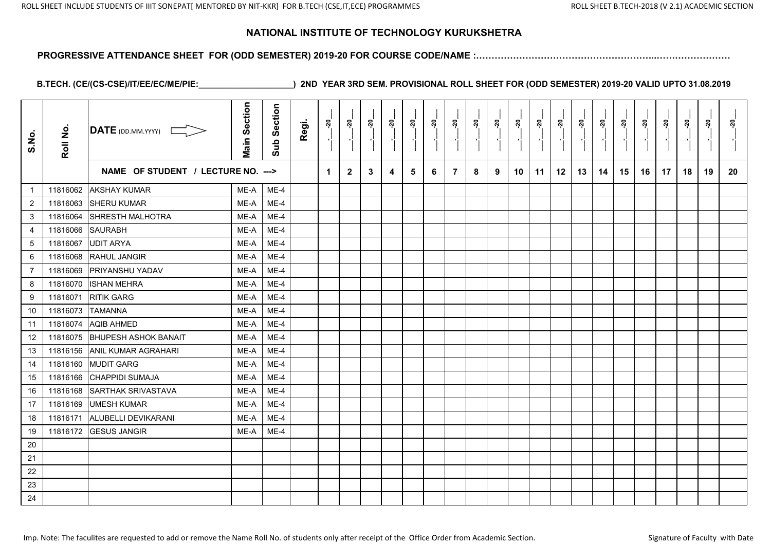# NATIONAL INSTITUTE OF TECHNOLOGY KURUKSHETRA

**PROGRESSIVE ATTENDANCE SHEET FOR (ODD SEMESTER) 2019-20 FOR COURSE CODE/NAME :……………………………………………………..……………………**

**B.TECH. (CE/(CS-CSE)/IT/EE/EC/ME/PIE:____________________) 2ND YEAR 3RD SEM. PROVISIONAL ROLL SHEET FOR (ODD SEMESTER) 2019-20 VALID UPTO 31.08.2019**

| S.No. | Roll No. | DATE (DD.MM.YYYY) | Main Section | Sub Section | Regi. | __-__-20__ | __-__-20__ | __-__-20__ | __-__-20__ | __-__-20__ | __-__-20__ | __-__-20__ | __-__-20__ | __-__-20__ | __-__-20__ | __-__-20__ | __-__-20__ | __-__-20__ | __-__-20__ | __-__-20__ | __-__-20__ | __-__-20__ | __-__-20__ | __-__-20__ | __-__-20__ |
|---|---|---|---|---|---|---|---|---|---|---|---|---|---|---|---|---|---|---|---|---|---|---|---|---|---|
| | | NAME OF STUDENT / LECTURE NO. ---> | | | | 1 | 2 | 3 | 4 | 5 | 6 | 7 | 8 | 9 | 10 | 11 | 12 | 13 | 14 | 15 | 16 | 17 | 18 | 19 | 20 |
| 1 | 11816062 | AKSHAY KUMAR | ME-A | ME-4 | | | | | | | | | | | | | | | | | | | | | |
| 2 | 11816063 | SHERU KUMAR | ME-A | ME-4 | | | | | | | | | | | | | | | | | | | | | |
| 3 | 11816064 | SHRESTH MALHOTRA | ME-A | ME-4 | | | | | | | | | | | | | | | | | | | | | |
| 4 | 11816066 | SAURABH | ME-A | ME-4 | | | | | | | | | | | | | | | | | | | | | |
| 5 | 11816067 | UDIT ARYA | ME-A | ME-4 | | | | | | | | | | | | | | | | | | | | | |
| 6 | 11816068 | RAHUL JANGIR | ME-A | ME-4 | | | | | | | | | | | | | | | | | | | | | |
| 7 | 11816069 | PRIYANSHU YADAV | ME-A | ME-4 | | | | | | | | | | | | | | | | | | | | | |
| 8 | 11816070 | ISHAN MEHRA | ME-A | ME-4 | | | | | | | | | | | | | | | | | | | | | |
| 9 | 11816071 | RITIK GARG | ME-A | ME-4 | | | | | | | | | | | | | | | | | | | | | |
| 10 | 11816073 | TAMANNA | ME-A | ME-4 | | | | | | | | | | | | | | | | | | | | | |
| 11 | 11816074 | AQIB AHMED | ME-A | ME-4 | | | | | | | | | | | | | | | | | | | | | |
| 12 | 11816075 | BHUPESH ASHOK BANAIT | ME-A | ME-4 | | | | | | | | | | | | | | | | | | | | | |
| 13 | 11816156 | ANIL KUMAR AGRAHARI | ME-A | ME-4 | | | | | | | | | | | | | | | | | | | | | |
| 14 | 11816160 | MUDIT GARG | ME-A | ME-4 | | | | | | | | | | | | | | | | | | | | | |
| 15 | 11816166 | CHAPPIDI SUMAJA | ME-A | ME-4 | | | | | | | | | | | | | | | | | | | | | |
| 16 | 11816168 | SARTHAK SRIVASTAVA | ME-A | ME-4 | | | | | | | | | | | | | | | | | | | | | |
| 17 | 11816169 | UMESH KUMAR | ME-A | ME-4 | | | | | | | | | | | | | | | | | | | | | |
| 18 | 11816171 | ALUBELLI DEVIKARANI | ME-A | ME-4 | | | | | | | | | | | | | | | | | | | | | |
| 19 | 11816172 | GESUS JANGIR | ME-A | ME-4 | | | | | | | | | | | | | | | | | | | | | |
| 20 | | | | | | | | | | | | | | | | | | | | | | | | | |
| 21 | | | | | | | | | | | | | | | | | | | | | | | | | |
| 22 | | | | | | | | | | | | | | | | | | | | | | | | | |
| 23 | | | | | | | | | | | | | | | | | | | | | | | | | |
| 24 | | | | | | | | | | | | | | | | | | | | | | | | | |

Imp. Note: The faculites are requested to add or remove the Name Roll No. of students only after receipt of the Office Order from Academic Section.

Signature of Faculty with Date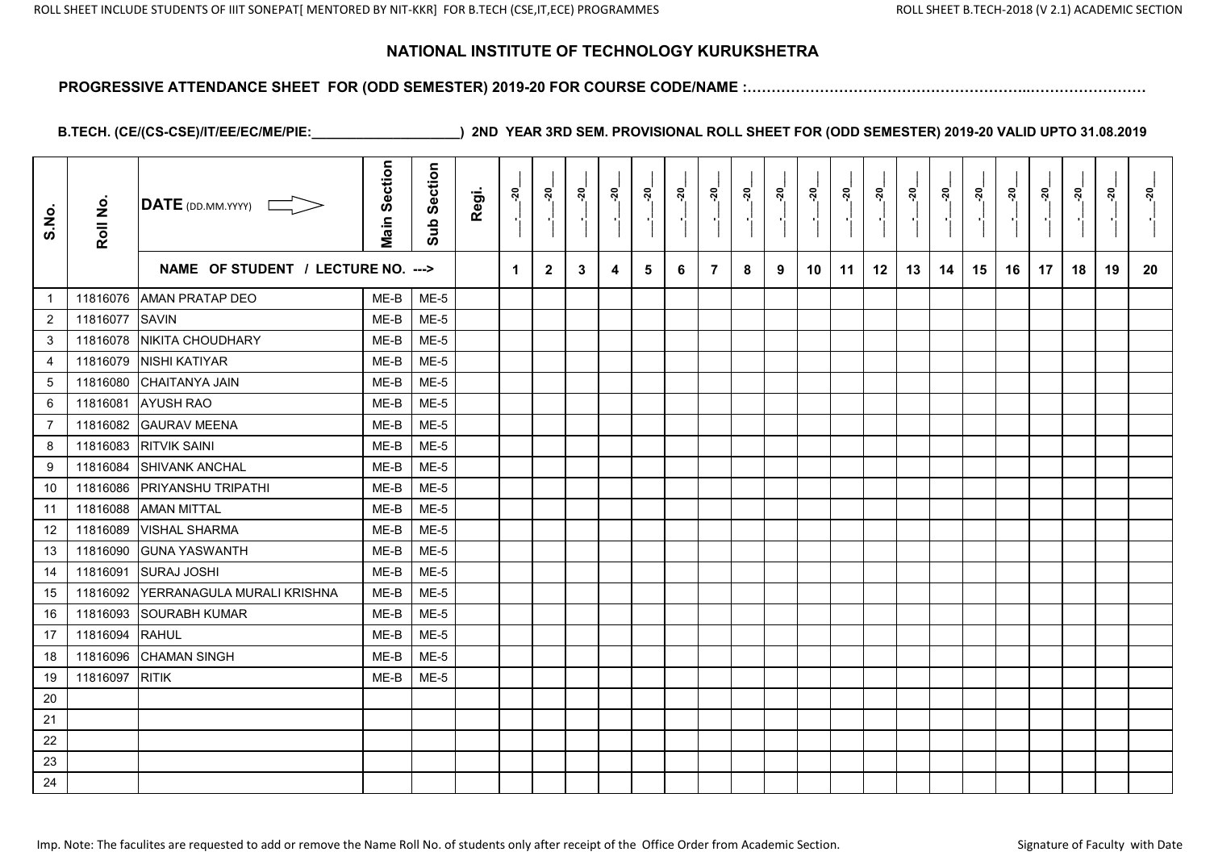# NATIONAL INSTITUTE OF TECHNOLOGY KURUKSHETRA

**PROGRESSIVE ATTENDANCE SHEET FOR (ODD SEMESTER) 2019-20 FOR COURSE CODE/NAME :………………………………………………………...……………………**

**B.TECH. (CE/(CS-CSE)/IT/EE/EC/ME/PIE:____________________) 2ND YEAR 3RD SEM. PROVISIONAL ROLL SHEET FOR (ODD SEMESTER) 2019-20 VALID UPTO 31.08.2019**

| S.No. | Roll No. | DATE (DD.MM.YYYY) ⟹ | Main Section | Sub Section | Regi. | __.__-20__ | __.__-20__ | __.__-20__ | __.__-20__ | __.__-20__ | __.__-20__ | __.__-20__ | __.__-20__ | __.__-20__ | __.__-20__ | __.__-20__ | __.__-20__ | __.__-20__ | __.__-20__ | __.__-20__ | __.__-20__ | __.__-20__ | __.__-20__ | __.__-20__ | __.__-20__ |
|---|---|---|---|---|---|---|---|---|---|---|---|---|---|---|---|---|---|---|---|---|---|---|---|---|---|
| | | NAME OF STUDENT / LECTURE NO. ---> | | | | 1 | 2 | 3 | 4 | 5 | 6 | 7 | 8 | 9 | 10 | 11 | 12 | 13 | 14 | 15 | 16 | 17 | 18 | 19 | 20 |
| 1 | 11816076 | AMAN PRATAP DEO | ME-B | ME-5 | | | | | | | | | | | | | | | | | | | | | |
| 2 | 11816077 | SAVIN | ME-B | ME-5 | | | | | | | | | | | | | | | | | | | | | |
| 3 | 11816078 | NIKITA CHOUDHARY | ME-B | ME-5 | | | | | | | | | | | | | | | | | | | | | |
| 4 | 11816079 | NISHI KATIYAR | ME-B | ME-5 | | | | | | | | | | | | | | | | | | | | | |
| 5 | 11816080 | CHAITANYA JAIN | ME-B | ME-5 | | | | | | | | | | | | | | | | | | | | | |
| 6 | 11816081 | AYUSH RAO | ME-B | ME-5 | | | | | | | | | | | | | | | | | | | | | |
| 7 | 11816082 | GAURAV MEENA | ME-B | ME-5 | | | | | | | | | | | | | | | | | | | | | |
| 8 | 11816083 | RITVIK SAINI | ME-B | ME-5 | | | | | | | | | | | | | | | | | | | | | |
| 9 | 11816084 | SHIVANK ANCHAL | ME-B | ME-5 | | | | | | | | | | | | | | | | | | | | | |
| 10 | 11816086 | PRIYANSHU TRIPATHI | ME-B | ME-5 | | | | | | | | | | | | | | | | | | | | | |
| 11 | 11816088 | AMAN MITTAL | ME-B | ME-5 | | | | | | | | | | | | | | | | | | | | | |
| 12 | 11816089 | VISHAL SHARMA | ME-B | ME-5 | | | | | | | | | | | | | | | | | | | | | |
| 13 | 11816090 | GUNA YASWANTH | ME-B | ME-5 | | | | | | | | | | | | | | | | | | | | | |
| 14 | 11816091 | SURAJ JOSHI | ME-B | ME-5 | | | | | | | | | | | | | | | | | | | | | |
| 15 | 11816092 | YERRANAGULA MURALI KRISHNA | ME-B | ME-5 | | | | | | | | | | | | | | | | | | | | | |
| 16 | 11816093 | SOURABH KUMAR | ME-B | ME-5 | | | | | | | | | | | | | | | | | | | | | |
| 17 | 11816094 | RAHUL | ME-B | ME-5 | | | | | | | | | | | | | | | | | | | | | |
| 18 | 11816096 | CHAMAN SINGH | ME-B | ME-5 | | | | | | | | | | | | | | | | | | | | | |
| 19 | 11816097 | RITIK | ME-B | ME-5 | | | | | | | | | | | | | | | | | | | | | |
| 20 | | | | | | | | | | | | | | | | | | | | | | | | | |
| 21 | | | | | | | | | | | | | | | | | | | | | | | | | |
| 22 | | | | | | | | | | | | | | | | | | | | | | | | | |
| 23 | | | | | | | | | | | | | | | | | | | | | | | | | |
| 24 | | | | | | | | | | | | | | | | | | | | | | | | | |

Imp. Note: The faculites are requested to add or remove the Name Roll No. of students only after receipt of the Office Order from Academic Section.

Signature of Faculty with Date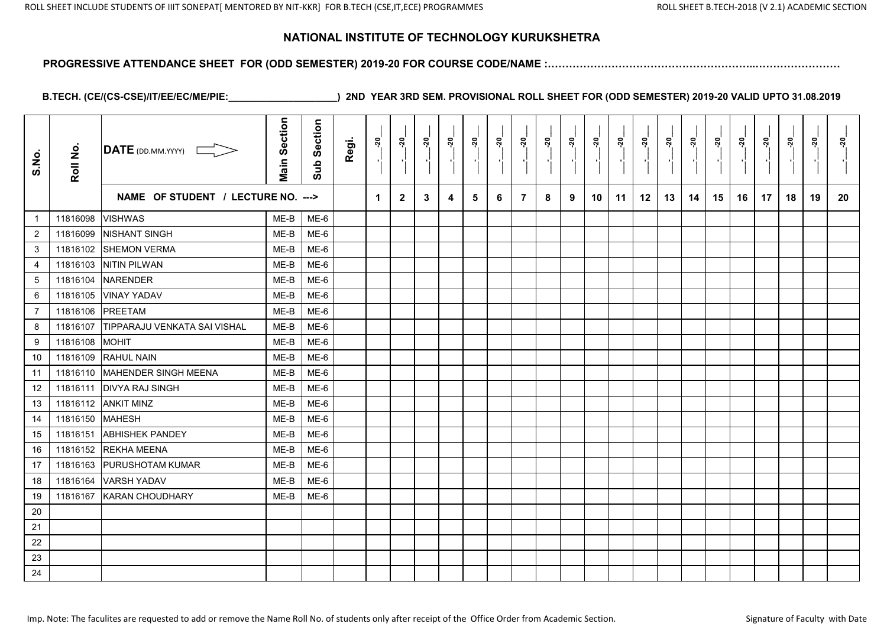# NATIONAL INSTITUTE OF TECHNOLOGY KURUKSHETRA

**PROGRESSIVE ATTENDANCE SHEET FOR (ODD SEMESTER) 2019-20 FOR COURSE CODE/NAME :……………………………………………………..……………………**

**B.TECH. (CE/(CS-CSE)/IT/EE/EC/ME/PIE:____________________) 2ND YEAR 3RD SEM. PROVISIONAL ROLL SHEET FOR (ODD SEMESTER) 2019-20 VALID UPTO 31.08.2019**

| S.No. | Roll No. | DATE (DD.MM.YYYY) | Main Section | Sub Section | Regi. | __-__-20__ | __-__-20__ | __-__-20__ | __-__-20__ | __-__-20__ | __-__-20__ | __-__-20__ | __-__-20__ | __-__-20__ | __-__-20__ | __-__-20__ | __-__-20__ | __-__-20__ | __-__-20__ | __-__-20__ | __-__-20__ | __-__-20__ | __-__-20__ | __-__-20__ | __-__-20__ |
|---|---|---|---|---|---|---|---|---|---|---|---|---|---|---|---|---|---|---|---|---|---|---|---|---|---|
| | | NAME OF STUDENT / LECTURE NO. ---> | | | | 1 | 2 | 3 | 4 | 5 | 6 | 7 | 8 | 9 | 10 | 11 | 12 | 13 | 14 | 15 | 16 | 17 | 18 | 19 | 20 |
| 1 | 11816098 | VISHWAS | ME-B | ME-6 | | | | | | | | | | | | | | | | | | | | | |
| 2 | 11816099 | NISHANT SINGH | ME-B | ME-6 | | | | | | | | | | | | | | | | | | | | | |
| 3 | 11816102 | SHEMON VERMA | ME-B | ME-6 | | | | | | | | | | | | | | | | | | | | | |
| 4 | 11816103 | NITIN PILWAN | ME-B | ME-6 | | | | | | | | | | | | | | | | | | | | | |
| 5 | 11816104 | NARENDER | ME-B | ME-6 | | | | | | | | | | | | | | | | | | | | | |
| 6 | 11816105 | VINAY YADAV | ME-B | ME-6 | | | | | | | | | | | | | | | | | | | | | |
| 7 | 11816106 | PREETAM | ME-B | ME-6 | | | | | | | | | | | | | | | | | | | | | |
| 8 | 11816107 | TIPPARAJU VENKATA SAI VISHAL | ME-B | ME-6 | | | | | | | | | | | | | | | | | | | | | |
| 9 | 11816108 | MOHIT | ME-B | ME-6 | | | | | | | | | | | | | | | | | | | | | |
| 10 | 11816109 | RAHUL NAIN | ME-B | ME-6 | | | | | | | | | | | | | | | | | | | | | |
| 11 | 11816110 | MAHENDER SINGH MEENA | ME-B | ME-6 | | | | | | | | | | | | | | | | | | | | | |
| 12 | 11816111 | DIVYA RAJ SINGH | ME-B | ME-6 | | | | | | | | | | | | | | | | | | | | | |
| 13 | 11816112 | ANKIT MINZ | ME-B | ME-6 | | | | | | | | | | | | | | | | | | | | | |
| 14 | 11816150 | MAHESH | ME-B | ME-6 | | | | | | | | | | | | | | | | | | | | | |
| 15 | 11816151 | ABHISHEK PANDEY | ME-B | ME-6 | | | | | | | | | | | | | | | | | | | | | |
| 16 | 11816152 | REKHA MEENA | ME-B | ME-6 | | | | | | | | | | | | | | | | | | | | | |
| 17 | 11816163 | PURUSHOTAM KUMAR | ME-B | ME-6 | | | | | | | | | | | | | | | | | | | | | |
| 18 | 11816164 | VARSH YADAV | ME-B | ME-6 | | | | | | | | | | | | | | | | | | | | | |
| 19 | 11816167 | KARAN CHOUDHARY | ME-B | ME-6 | | | | | | | | | | | | | | | | | | | | | |
| 20 | | | | | | | | | | | | | | | | | | | | | | | | | |
| 21 | | | | | | | | | | | | | | | | | | | | | | | | | |
| 22 | | | | | | | | | | | | | | | | | | | | | | | | | |
| 23 | | | | | | | | | | | | | | | | | | | | | | | | | |
| 24 | | | | | | | | | | | | | | | | | | | | | | | | | |

Imp. Note: The faculites are requested to add or remove the Name Roll No. of students only after receipt of the Office Order from Academic Section.

Signature of Faculty with Date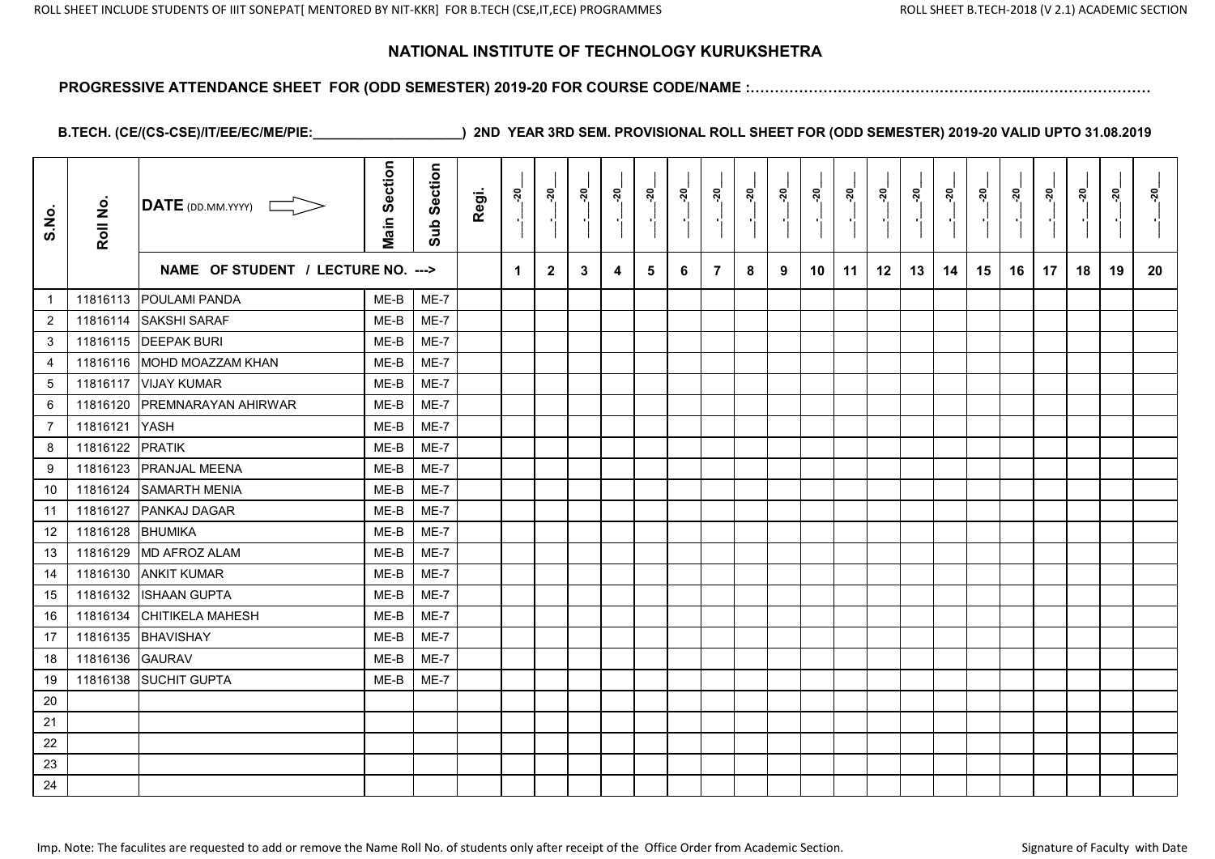# NATIONAL INSTITUTE OF TECHNOLOGY KURUKSHETRA

**PROGRESSIVE ATTENDANCE SHEET FOR (ODD SEMESTER) 2019-20 FOR COURSE CODE/NAME :……………………………………………………..……………………**

**B.TECH. (CE/(CS-CSE)/IT/EE/EC/ME/PIE:____________________) 2ND YEAR 3RD SEM. PROVISIONAL ROLL SHEET FOR (ODD SEMESTER) 2019-20 VALID UPTO 31.08.2019**

| S.No. | Roll No. | DATE (DD.MM.YYYY) | Main Section | Sub Section | Regi. | __.__-20__ | __.__-20__ | __.__-20__ | __.__-20__ | __.__-20__ | __.__-20__ | __.__-20__ | __.__-20__ | __.__-20__ | __.__-20__ | __.__-20__ | __.__-20__ | __.__-20__ | __.__-20__ | __.__-20__ | __.__-20__ | __.__-20__ | __.__-20__ | __.__-20__ | __.__-20__ |
|---|---|---|---|---|---|---|---|---|---|---|---|---|---|---|---|---|---|---|---|---|---|---|---|---|---|
| | | NAME OF STUDENT / LECTURE NO. ---> | | | | 1 | 2 | 3 | 4 | 5 | 6 | 7 | 8 | 9 | 10 | 11 | 12 | 13 | 14 | 15 | 16 | 17 | 18 | 19 | 20 |
| 1 | 11816113 | POULAMI PANDA | ME-B | ME-7 | | | | | | | | | | | | | | | | | | | | | |
| 2 | 11816114 | SAKSHI SARAF | ME-B | ME-7 | | | | | | | | | | | | | | | | | | | | | |
| 3 | 11816115 | DEEPAK BURI | ME-B | ME-7 | | | | | | | | | | | | | | | | | | | | | |
| 4 | 11816116 | MOHD MOAZZAM KHAN | ME-B | ME-7 | | | | | | | | | | | | | | | | | | | | | |
| 5 | 11816117 | VIJAY KUMAR | ME-B | ME-7 | | | | | | | | | | | | | | | | | | | | | |
| 6 | 11816120 | PREMNARAYAN AHIRWAR | ME-B | ME-7 | | | | | | | | | | | | | | | | | | | | | |
| 7 | 11816121 | YASH | ME-B | ME-7 | | | | | | | | | | | | | | | | | | | | | |
| 8 | 11816122 | PRATIK | ME-B | ME-7 | | | | | | | | | | | | | | | | | | | | | |
| 9 | 11816123 | PRANJAL MEENA | ME-B | ME-7 | | | | | | | | | | | | | | | | | | | | | |
| 10 | 11816124 | SAMARTH MENIA | ME-B | ME-7 | | | | | | | | | | | | | | | | | | | | | |
| 11 | 11816127 | PANKAJ DAGAR | ME-B | ME-7 | | | | | | | | | | | | | | | | | | | | | |
| 12 | 11816128 | BHUMIKA | ME-B | ME-7 | | | | | | | | | | | | | | | | | | | | | |
| 13 | 11816129 | MD AFROZ ALAM | ME-B | ME-7 | | | | | | | | | | | | | | | | | | | | | |
| 14 | 11816130 | ANKIT KUMAR | ME-B | ME-7 | | | | | | | | | | | | | | | | | | | | | |
| 15 | 11816132 | ISHAAN GUPTA | ME-B | ME-7 | | | | | | | | | | | | | | | | | | | | | |
| 16 | 11816134 | CHITIKELA MAHESH | ME-B | ME-7 | | | | | | | | | | | | | | | | | | | | | |
| 17 | 11816135 | BHAVISHAY | ME-B | ME-7 | | | | | | | | | | | | | | | | | | | | | |
| 18 | 11816136 | GAURAV | ME-B | ME-7 | | | | | | | | | | | | | | | | | | | | | |
| 19 | 11816138 | SUCHIT GUPTA | ME-B | ME-7 | | | | | | | | | | | | | | | | | | | | | |
| 20 | | | | | | | | | | | | | | | | | | | | | | | | | |
| 21 | | | | | | | | | | | | | | | | | | | | | | | | | |
| 22 | | | | | | | | | | | | | | | | | | | | | | | | | |
| 23 | | | | | | | | | | | | | | | | | | | | | | | | | |
| 24 | | | | | | | | | | | | | | | | | | | | | | | | | |

Imp. Note: The faculites are requested to add or remove the Name Roll No. of students only after receipt of the Office Order from Academic Section.

Signature of Faculty with Date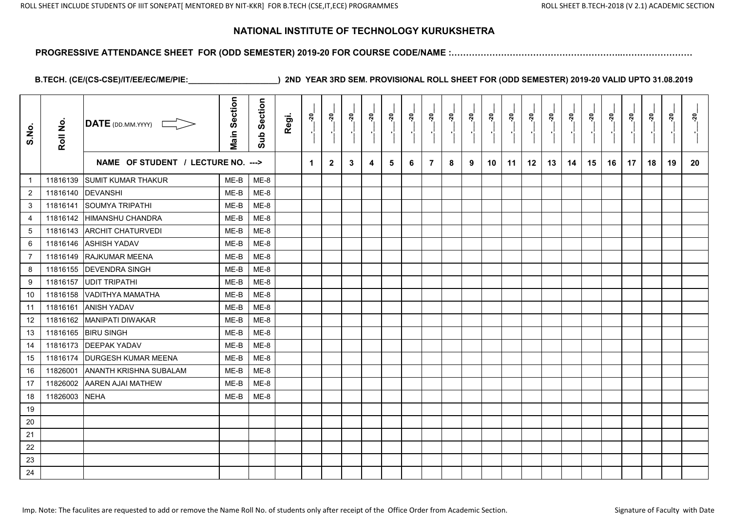## NATIONAL INSTITUTE OF TECHNOLOGY KURUKSHETRA

**PROGRESSIVE ATTENDANCE SHEET FOR (ODD SEMESTER) 2019-20 FOR COURSE CODE/NAME :……………………………………………………..……………………**

**B.TECH. (CE/(CS-CSE)/IT/EE/EC/ME/PIE:____________________) 2ND YEAR 3RD SEM. PROVISIONAL ROLL SHEET FOR (ODD SEMESTER) 2019-20 VALID UPTO 31.08.2019**

| S.No. | Roll No. | DATE (DD.MM.YYYY) | Main Section | Sub Section | Regi. | __.__-20__ | __.__-20__ | __.__-20__ | __.__-20__ | __.__-20__ | __.__-20__ | __.__-20__ | __.__-20__ | __.__-20__ | __.__-20__ | __.__-20__ | __.__-20__ | __.__-20__ | __.__-20__ | __.__-20__ | __.__-20__ | __.__-20__ | __.__-20__ | __.__-20__ | __.__-20__ |
|---|---|---|---|---|---|---|---|---|---|---|---|---|---|---|---|---|---|---|---|---|---|---|---|---|---|
| | | NAME OF STUDENT / LECTURE NO. ---> | | | | 1 | 2 | 3 | 4 | 5 | 6 | 7 | 8 | 9 | 10 | 11 | 12 | 13 | 14 | 15 | 16 | 17 | 18 | 19 | 20 |
| 1 | 11816139 | SUMIT KUMAR THAKUR | ME-B | ME-8 | | | | | | | | | | | | | | | | | | | | | |
| 2 | 11816140 | DEVANSHI | ME-B | ME-8 | | | | | | | | | | | | | | | | | | | | | |
| 3 | 11816141 | SOUMYA TRIPATHI | ME-B | ME-8 | | | | | | | | | | | | | | | | | | | | | |
| 4 | 11816142 | HIMANSHU CHANDRA | ME-B | ME-8 | | | | | | | | | | | | | | | | | | | | | |
| 5 | 11816143 | ARCHIT CHATURVEDI | ME-B | ME-8 | | | | | | | | | | | | | | | | | | | | | |
| 6 | 11816146 | ASHISH YADAV | ME-B | ME-8 | | | | | | | | | | | | | | | | | | | | | |
| 7 | 11816149 | RAJKUMAR MEENA | ME-B | ME-8 | | | | | | | | | | | | | | | | | | | | | |
| 8 | 11816155 | DEVENDRA SINGH | ME-B | ME-8 | | | | | | | | | | | | | | | | | | | | | |
| 9 | 11816157 | UDIT TRIPATHI | ME-B | ME-8 | | | | | | | | | | | | | | | | | | | | | |
| 10 | 11816158 | VADITHYA MAMATHA | ME-B | ME-8 | | | | | | | | | | | | | | | | | | | | | |
| 11 | 11816161 | ANISH YADAV | ME-B | ME-8 | | | | | | | | | | | | | | | | | | | | | |
| 12 | 11816162 | MANIPATI DIWAKAR | ME-B | ME-8 | | | | | | | | | | | | | | | | | | | | | |
| 13 | 11816165 | BIRU SINGH | ME-B | ME-8 | | | | | | | | | | | | | | | | | | | | | |
| 14 | 11816173 | DEEPAK YADAV | ME-B | ME-8 | | | | | | | | | | | | | | | | | | | | | |
| 15 | 11816174 | DURGESH KUMAR MEENA | ME-B | ME-8 | | | | | | | | | | | | | | | | | | | | | |
| 16 | 11826001 | ANANTH KRISHNA SUBALAM | ME-B | ME-8 | | | | | | | | | | | | | | | | | | | | | |
| 17 | 11826002 | AAREN AJAI MATHEW | ME-B | ME-8 | | | | | | | | | | | | | | | | | | | | | |
| 18 | 11826003 | NEHA | ME-B | ME-8 | | | | | | | | | | | | | | | | | | | | | |
| 19 | | | | | | | | | | | | | | | | | | | | | | | | | |
| 20 | | | | | | | | | | | | | | | | | | | | | | | | | |
| 21 | | | | | | | | | | | | | | | | | | | | | | | | | |
| 22 | | | | | | | | | | | | | | | | | | | | | | | | | |
| 23 | | | | | | | | | | | | | | | | | | | | | | | | | |
| 24 | | | | | | | | | | | | | | | | | | | | | | | | | |

Imp. Note: The faculites are requested to add or remove the Name Roll No. of students only after receipt of the Office Order from Academic Section.

Signature of Faculty with Date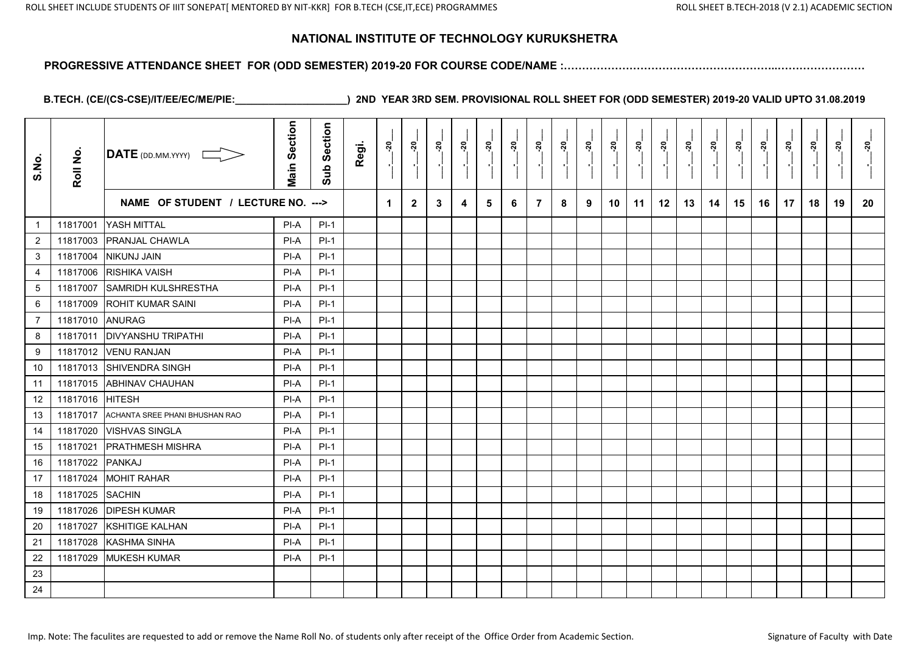# NATIONAL INSTITUTE OF TECHNOLOGY KURUKSHETRA

**PROGRESSIVE ATTENDANCE SHEET FOR (ODD SEMESTER) 2019-20 FOR COURSE CODE/NAME :…………………………………………………..……………………**

**B.TECH. (CE/(CS-CSE)/IT/EE/EC/ME/PIE:____________________) 2ND YEAR 3RD SEM. PROVISIONAL ROLL SHEET FOR (ODD SEMESTER) 2019-20 VALID UPTO 31.08.2019**

| S.No. | Roll No. | DATE (DD.MM.YYYY) | Main Section | Sub Section | Regi. | __-__-20__ | __-__-20__ | __-__-20__ | __-__-20__ | __-__-20__ | __-__-20__ | __-__-20__ | __-__-20__ | __-__-20__ | __-__-20__ | __-__-20__ | __-__-20__ | __-__-20__ | __-__-20__ | __-__-20__ | __-__-20__ | __-__-20__ | __-__-20__ | __-__-20__ | __-__-20__ |
|---|---|---|---|---|---|---|---|---|---|---|---|---|---|---|---|---|---|---|---|---|---|---|---|---|---|
| | | NAME OF STUDENT / LECTURE NO. ---> | | | | 1 | 2 | 3 | 4 | 5 | 6 | 7 | 8 | 9 | 10 | 11 | 12 | 13 | 14 | 15 | 16 | 17 | 18 | 19 | 20 |
| 1 | 11817001 | YASH MITTAL | PI-A | PI-1 | | | | | | | | | | | | | | | | | | | | | |
| 2 | 11817003 | PRANJAL CHAWLA | PI-A | PI-1 | | | | | | | | | | | | | | | | | | | | | |
| 3 | 11817004 | NIKUNJ JAIN | PI-A | PI-1 | | | | | | | | | | | | | | | | | | | | | |
| 4 | 11817006 | RISHIKA VAISH | PI-A | PI-1 | | | | | | | | | | | | | | | | | | | | | |
| 5 | 11817007 | SAMRIDH KULSHRESTHA | PI-A | PI-1 | | | | | | | | | | | | | | | | | | | | | |
| 6 | 11817009 | ROHIT KUMAR SAINI | PI-A | PI-1 | | | | | | | | | | | | | | | | | | | | | |
| 7 | 11817010 | ANURAG | PI-A | PI-1 | | | | | | | | | | | | | | | | | | | | | |
| 8 | 11817011 | DIVYANSHU TRIPATHI | PI-A | PI-1 | | | | | | | | | | | | | | | | | | | | | |
| 9 | 11817012 | VENU RANJAN | PI-A | PI-1 | | | | | | | | | | | | | | | | | | | | | |
| 10 | 11817013 | SHIVENDRA SINGH | PI-A | PI-1 | | | | | | | | | | | | | | | | | | | | | |
| 11 | 11817015 | ABHINAV CHAUHAN | PI-A | PI-1 | | | | | | | | | | | | | | | | | | | | | |
| 12 | 11817016 | HITESH | PI-A | PI-1 | | | | | | | | | | | | | | | | | | | | | |
| 13 | 11817017 | ACHANTA SREE PHANI BHUSHAN RAO | PI-A | PI-1 | | | | | | | | | | | | | | | | | | | | | |
| 14 | 11817020 | VISHVAS SINGLA | PI-A | PI-1 | | | | | | | | | | | | | | | | | | | | | |
| 15 | 11817021 | PRATHMESH MISHRA | PI-A | PI-1 | | | | | | | | | | | | | | | | | | | | | |
| 16 | 11817022 | PANKAJ | PI-A | PI-1 | | | | | | | | | | | | | | | | | | | | | |
| 17 | 11817024 | MOHIT RAHAR | PI-A | PI-1 | | | | | | | | | | | | | | | | | | | | | |
| 18 | 11817025 | SACHIN | PI-A | PI-1 | | | | | | | | | | | | | | | | | | | | | |
| 19 | 11817026 | DIPESH KUMAR | PI-A | PI-1 | | | | | | | | | | | | | | | | | | | | | |
| 20 | 11817027 | KSHITIGE KALHAN | PI-A | PI-1 | | | | | | | | | | | | | | | | | | | | | |
| 21 | 11817028 | KASHMA SINHA | PI-A | PI-1 | | | | | | | | | | | | | | | | | | | | | |
| 22 | 11817029 | MUKESH KUMAR | PI-A | PI-1 | | | | | | | | | | | | | | | | | | | | | |
| 23 | | | | | | | | | | | | | | | | | | | | | | | | | |
| 24 | | | | | | | | | | | | | | | | | | | | | | | | | |

Imp. Note: The faculites are requested to add or remove the Name Roll No. of students only after receipt of the Office Order from Academic Section.

Signature of Faculty with Date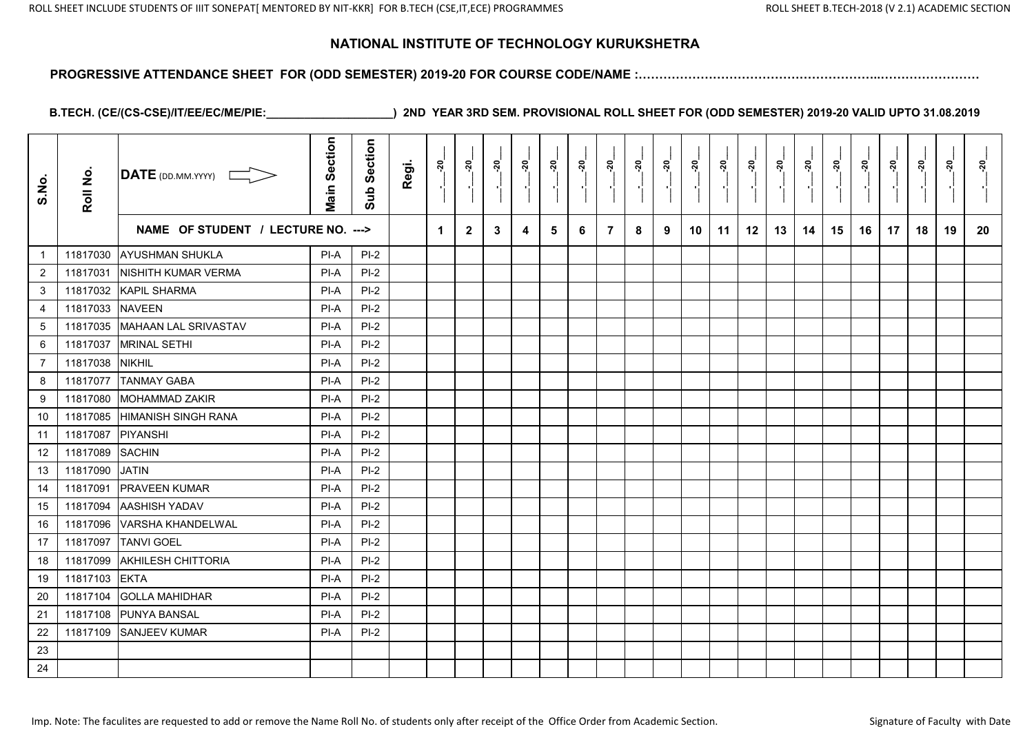# NATIONAL INSTITUTE OF TECHNOLOGY KURUKSHETRA

**PROGRESSIVE ATTENDANCE SHEET FOR (ODD SEMESTER) 2019-20 FOR COURSE CODE/NAME :……………………………………………………..……………………**

**B.TECH. (CE/(CS-CSE)/IT/EE/EC/ME/PIE:____________________) 2ND YEAR 3RD SEM. PROVISIONAL ROLL SHEET FOR (ODD SEMESTER) 2019-20 VALID UPTO 31.08.2019**

| S.No. | Roll No. | DATE (DD.MM.YYYY) | Main Section | Sub Section | Regi. | __.__-20__ | __.__-20__ | __.__-20__ | __.__-20__ | __.__-20__ | __.__-20__ | __.__-20__ | __.__-20__ | __.__-20__ | __.__-20__ | __.__-20__ | __.__-20__ | __.__-20__ | __.__-20__ | __.__-20__ | __.__-20__ | __.__-20__ | __.__-20__ | __.__-20__ | __.__-20__ |
|---|---|---|---|---|---|---|---|---|---|---|---|---|---|---|---|---|---|---|---|---|---|---|---|---|---|
| | | NAME OF STUDENT / LECTURE NO. ---> | | | | 1 | 2 | 3 | 4 | 5 | 6 | 7 | 8 | 9 | 10 | 11 | 12 | 13 | 14 | 15 | 16 | 17 | 18 | 19 | 20 |
| 1 | 11817030 | AYUSHMAN SHUKLA | PI-A | PI-2 | | | | | | | | | | | | | | | | | | | | | |
| 2 | 11817031 | NISHITH KUMAR VERMA | PI-A | PI-2 | | | | | | | | | | | | | | | | | | | | | |
| 3 | 11817032 | KAPIL SHARMA | PI-A | PI-2 | | | | | | | | | | | | | | | | | | | | | |
| 4 | 11817033 | NAVEEN | PI-A | PI-2 | | | | | | | | | | | | | | | | | | | | | |
| 5 | 11817035 | MAHAAN LAL SRIVASTAV | PI-A | PI-2 | | | | | | | | | | | | | | | | | | | | | |
| 6 | 11817037 | MRINAL SETHI | PI-A | PI-2 | | | | | | | | | | | | | | | | | | | | | |
| 7 | 11817038 | NIKHIL | PI-A | PI-2 | | | | | | | | | | | | | | | | | | | | | |
| 8 | 11817077 | TANMAY GABA | PI-A | PI-2 | | | | | | | | | | | | | | | | | | | | | |
| 9 | 11817080 | MOHAMMAD ZAKIR | PI-A | PI-2 | | | | | | | | | | | | | | | | | | | | | |
| 10 | 11817085 | HIMANISH SINGH RANA | PI-A | PI-2 | | | | | | | | | | | | | | | | | | | | | |
| 11 | 11817087 | PIYANSHI | PI-A | PI-2 | | | | | | | | | | | | | | | | | | | | | |
| 12 | 11817089 | SACHIN | PI-A | PI-2 | | | | | | | | | | | | | | | | | | | | | |
| 13 | 11817090 | JATIN | PI-A | PI-2 | | | | | | | | | | | | | | | | | | | | | |
| 14 | 11817091 | PRAVEEN KUMAR | PI-A | PI-2 | | | | | | | | | | | | | | | | | | | | | |
| 15 | 11817094 | AASHISH YADAV | PI-A | PI-2 | | | | | | | | | | | | | | | | | | | | | |
| 16 | 11817096 | VARSHA KHANDELWAL | PI-A | PI-2 | | | | | | | | | | | | | | | | | | | | | |
| 17 | 11817097 | TANVI GOEL | PI-A | PI-2 | | | | | | | | | | | | | | | | | | | | | |
| 18 | 11817099 | AKHILESH CHITTORIA | PI-A | PI-2 | | | | | | | | | | | | | | | | | | | | | |
| 19 | 11817103 | EKTA | PI-A | PI-2 | | | | | | | | | | | | | | | | | | | | | |
| 20 | 11817104 | GOLLA MAHIDHAR | PI-A | PI-2 | | | | | | | | | | | | | | | | | | | | | |
| 21 | 11817108 | PUNYA BANSAL | PI-A | PI-2 | | | | | | | | | | | | | | | | | | | | | |
| 22 | 11817109 | SANJEEV KUMAR | PI-A | PI-2 | | | | | | | | | | | | | | | | | | | | | |
| 23 | | | | | | | | | | | | | | | | | | | | | | | | | |
| 24 | | | | | | | | | | | | | | | | | | | | | | | | | |

Imp. Note: The faculites are requested to add or remove the Name Roll No. of students only after receipt of the Office Order from Academic Section.

Signature of Faculty with Date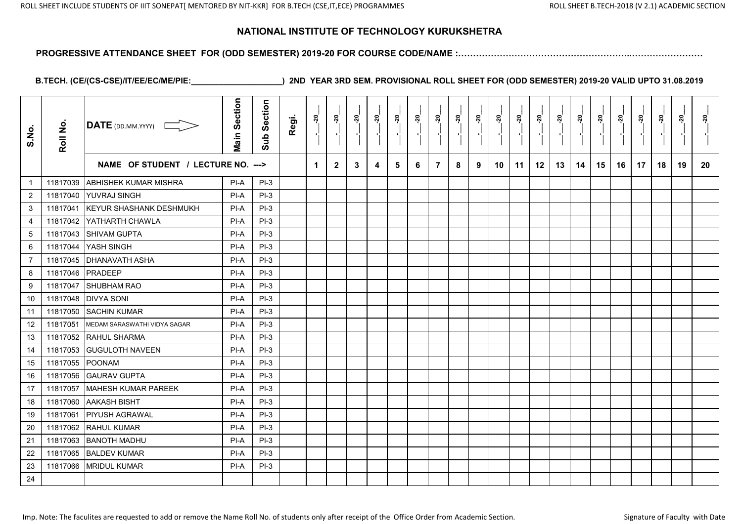# NATIONAL INSTITUTE OF TECHNOLOGY KURUKSHETRA

**PROGRESSIVE ATTENDANCE SHEET FOR (ODD SEMESTER) 2019-20 FOR COURSE CODE/NAME :……………………………………………………..……………………**

**B.TECH. (CE/(CS-CSE)/IT/EE/EC/ME/PIE:____________________) 2ND YEAR 3RD SEM. PROVISIONAL ROLL SHEET FOR (ODD SEMESTER) 2019-20 VALID UPTO 31.08.2019**

| S.No. | Roll No. | DATE (DD.MM.YYYY) | Main Section | Sub Section | Regi. | __-__-20__ | __-__-20__ | __-__-20__ | __-__-20__ | __-__-20__ | __-__-20__ | __-__-20__ | __-__-20__ | __-__-20__ | __-__-20__ | __-__-20__ | __-__-20__ | __-__-20__ | __-__-20__ | __-__-20__ | __-__-20__ | __-__-20__ | __-__-20__ | __-__-20__ | __-__-20__ |
|---|---|---|---|---|---|---|---|---|---|---|---|---|---|---|---|---|---|---|---|---|---|---|---|---|---|
| | | NAME OF STUDENT / LECTURE NO. ---> | | | | 1 | 2 | 3 | 4 | 5 | 6 | 7 | 8 | 9 | 10 | 11 | 12 | 13 | 14 | 15 | 16 | 17 | 18 | 19 | 20 |
| 1 | 11817039 | ABHISHEK KUMAR MISHRA | PI-A | PI-3 | | | | | | | | | | | | | | | | | | | | | |
| 2 | 11817040 | YUVRAJ SINGH | PI-A | PI-3 | | | | | | | | | | | | | | | | | | | | | |
| 3 | 11817041 | KEYUR SHASHANK DESHMUKH | PI-A | PI-3 | | | | | | | | | | | | | | | | | | | | | |
| 4 | 11817042 | YATHARTH CHAWLA | PI-A | PI-3 | | | | | | | | | | | | | | | | | | | | | |
| 5 | 11817043 | SHIVAM GUPTA | PI-A | PI-3 | | | | | | | | | | | | | | | | | | | | | |
| 6 | 11817044 | YASH SINGH | PI-A | PI-3 | | | | | | | | | | | | | | | | | | | | | |
| 7 | 11817045 | DHANAVATH ASHA | PI-A | PI-3 | | | | | | | | | | | | | | | | | | | | | |
| 8 | 11817046 | PRADEEP | PI-A | PI-3 | | | | | | | | | | | | | | | | | | | | | |
| 9 | 11817047 | SHUBHAM RAO | PI-A | PI-3 | | | | | | | | | | | | | | | | | | | | | |
| 10 | 11817048 | DIVYA SONI | PI-A | PI-3 | | | | | | | | | | | | | | | | | | | | | |
| 11 | 11817050 | SACHIN KUMAR | PI-A | PI-3 | | | | | | | | | | | | | | | | | | | | | |
| 12 | 11817051 | MEDAM SARASWATHI VIDYA SAGAR | PI-A | PI-3 | | | | | | | | | | | | | | | | | | | | | |
| 13 | 11817052 | RAHUL SHARMA | PI-A | PI-3 | | | | | | | | | | | | | | | | | | | | | |
| 14 | 11817053 | GUGULOTH NAVEEN | PI-A | PI-3 | | | | | | | | | | | | | | | | | | | | | |
| 15 | 11817055 | POONAM | PI-A | PI-3 | | | | | | | | | | | | | | | | | | | | | |
| 16 | 11817056 | GAURAV GUPTA | PI-A | PI-3 | | | | | | | | | | | | | | | | | | | | | |
| 17 | 11817057 | MAHESH KUMAR PAREEK | PI-A | PI-3 | | | | | | | | | | | | | | | | | | | | | |
| 18 | 11817060 | AAKASH BISHT | PI-A | PI-3 | | | | | | | | | | | | | | | | | | | | | |
| 19 | 11817061 | PIYUSH AGRAWAL | PI-A | PI-3 | | | | | | | | | | | | | | | | | | | | | |
| 20 | 11817062 | RAHUL KUMAR | PI-A | PI-3 | | | | | | | | | | | | | | | | | | | | | |
| 21 | 11817063 | BANOTH MADHU | PI-A | PI-3 | | | | | | | | | | | | | | | | | | | | | |
| 22 | 11817065 | BALDEV KUMAR | PI-A | PI-3 | | | | | | | | | | | | | | | | | | | | | |
| 23 | 11817066 | MRIDUL KUMAR | PI-A | PI-3 | | | | | | | | | | | | | | | | | | | | | |
| 24 | | | | | | | | | | | | | | | | | | | | | | | | | |

Imp. Note: The faculites are requested to add or remove the Name Roll No. of students only after receipt of the Office Order from Academic Section.

Signature of Faculty with Date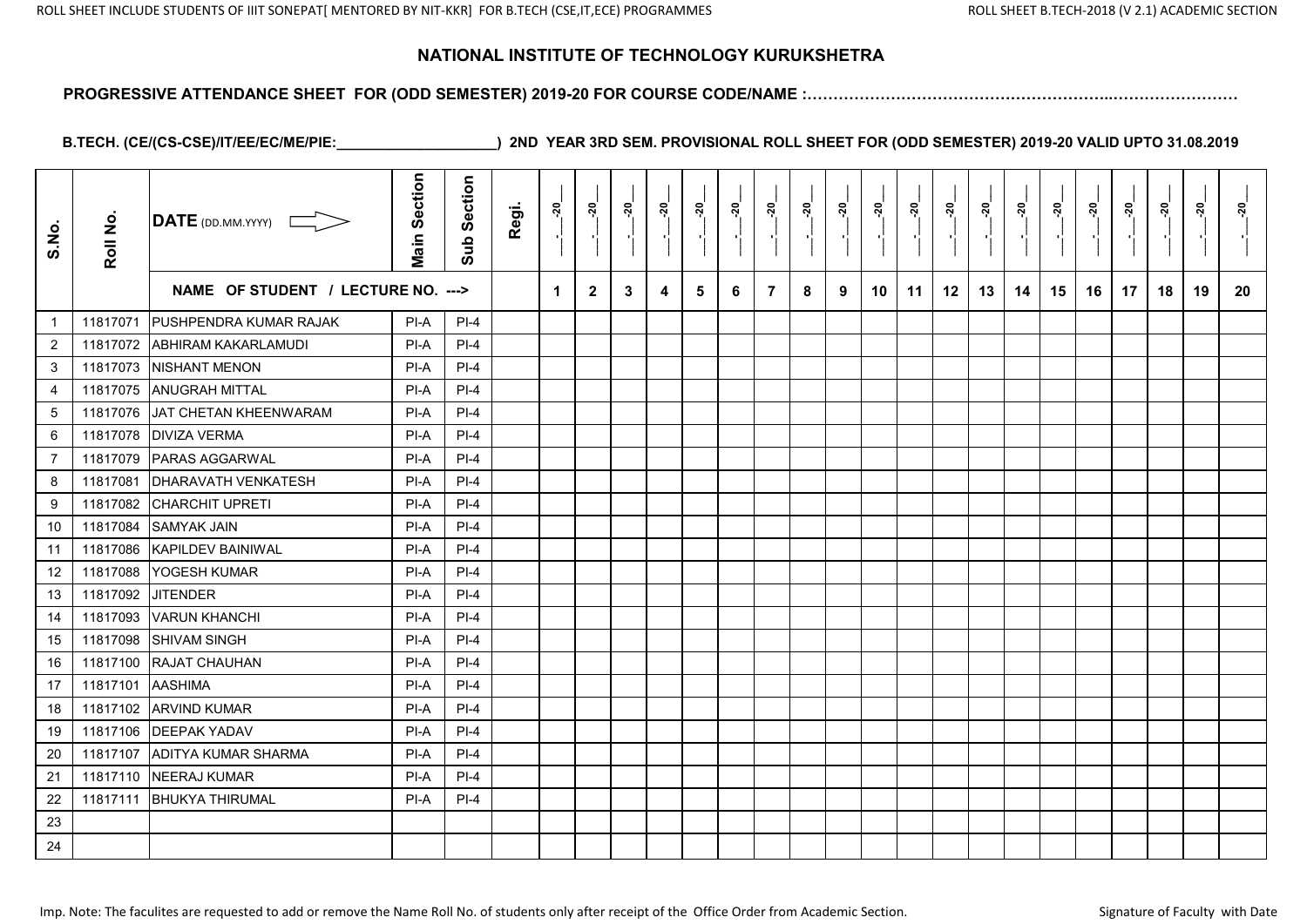## NATIONAL INSTITUTE OF TECHNOLOGY KURUKSHETRA

**PROGRESSIVE ATTENDANCE SHEET FOR (ODD SEMESTER) 2019-20 FOR COURSE CODE/NAME :……………………………………………………..……………………**

**B.TECH. (CE/(CS-CSE)/IT/EE/EC/ME/PIE:____________________) 2ND YEAR 3RD SEM. PROVISIONAL ROLL SHEET FOR (ODD SEMESTER) 2019-20 VALID UPTO 31.08.2019**

| S.No. | Roll No. | DATE (DD.MM.YYYY) | Main Section | Sub Section | Regi. | __-__-20__ | __-__-20__ | __-__-20__ | __-__-20__ | __-__-20__ | __-__-20__ | __-__-20__ | __-__-20__ | __-__-20__ | __-__-20__ | __-__-20__ | __-__-20__ | __-__-20__ | __-__-20__ | __-__-20__ | __-__-20__ | __-__-20__ | __-__-20__ | __-__-20__ | __-__-20__ |
|---|---|---|---|---|---|---|---|---|---|---|---|---|---|---|---|---|---|---|---|---|---|---|---|---|---|
| | | NAME OF STUDENT / LECTURE NO. ---> | | | | 1 | 2 | 3 | 4 | 5 | 6 | 7 | 8 | 9 | 10 | 11 | 12 | 13 | 14 | 15 | 16 | 17 | 18 | 19 | 20 |
| 1 | 11817071 | PUSHPENDRA KUMAR RAJAK | PI-A | PI-4 | | | | | | | | | | | | | | | | | | | | | |
| 2 | 11817072 | ABHIRAM KAKARLAMUDI | PI-A | PI-4 | | | | | | | | | | | | | | | | | | | | | |
| 3 | 11817073 | NISHANT MENON | PI-A | PI-4 | | | | | | | | | | | | | | | | | | | | | |
| 4 | 11817075 | ANUGRAH MITTAL | PI-A | PI-4 | | | | | | | | | | | | | | | | | | | | | |
| 5 | 11817076 | JAT CHETAN KHEENWARAM | PI-A | PI-4 | | | | | | | | | | | | | | | | | | | | | |
| 6 | 11817078 | DIVIZA VERMA | PI-A | PI-4 | | | | | | | | | | | | | | | | | | | | | |
| 7 | 11817079 | PARAS AGGARWAL | PI-A | PI-4 | | | | | | | | | | | | | | | | | | | | | |
| 8 | 11817081 | DHARAVATH VENKATESH | PI-A | PI-4 | | | | | | | | | | | | | | | | | | | | | |
| 9 | 11817082 | CHARCHIT UPRETI | PI-A | PI-4 | | | | | | | | | | | | | | | | | | | | | |
| 10 | 11817084 | SAMYAK JAIN | PI-A | PI-4 | | | | | | | | | | | | | | | | | | | | | |
| 11 | 11817086 | KAPILDEV BAINIWAL | PI-A | PI-4 | | | | | | | | | | | | | | | | | | | | | |
| 12 | 11817088 | YOGESH KUMAR | PI-A | PI-4 | | | | | | | | | | | | | | | | | | | | | |
| 13 | 11817092 | JITENDER | PI-A | PI-4 | | | | | | | | | | | | | | | | | | | | | |
| 14 | 11817093 | VARUN KHANCHI | PI-A | PI-4 | | | | | | | | | | | | | | | | | | | | | |
| 15 | 11817098 | SHIVAM SINGH | PI-A | PI-4 | | | | | | | | | | | | | | | | | | | | | |
| 16 | 11817100 | RAJAT CHAUHAN | PI-A | PI-4 | | | | | | | | | | | | | | | | | | | | | |
| 17 | 11817101 | AASHIMA | PI-A | PI-4 | | | | | | | | | | | | | | | | | | | | | |
| 18 | 11817102 | ARVIND KUMAR | PI-A | PI-4 | | | | | | | | | | | | | | | | | | | | | |
| 19 | 11817106 | DEEPAK YADAV | PI-A | PI-4 | | | | | | | | | | | | | | | | | | | | | |
| 20 | 11817107 | ADITYA KUMAR SHARMA | PI-A | PI-4 | | | | | | | | | | | | | | | | | | | | | |
| 21 | 11817110 | NEERAJ KUMAR | PI-A | PI-4 | | | | | | | | | | | | | | | | | | | | | |
| 22 | 11817111 | BHUKYA THIRUMAL | PI-A | PI-4 | | | | | | | | | | | | | | | | | | | | | |
| 23 | | | | | | | | | | | | | | | | | | | | | | | | | |
| 24 | | | | | | | | | | | | | | | | | | | | | | | | | |

Imp. Note: The faculites are requested to add or remove the Name Roll No. of students only after receipt of the Office Order from Academic Section.

Signature of Faculty with Date